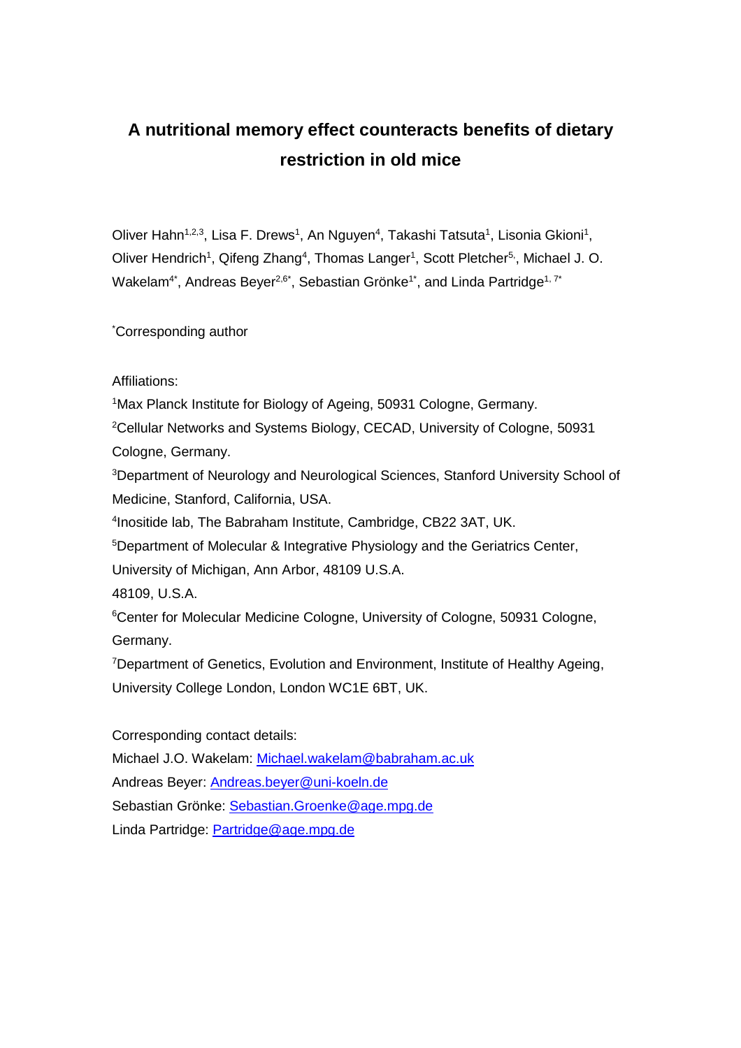# A nutritional memory effect counteracts benefits of dietary restriction in old mice

Oliver Hahn[1,2,3], Lisa F. Drews[1], An Nguyen[4], Takashi Tatsuta[1], Lisonia Gkioni[1], Oliver Hendrich[1], Qifeng Zhang[4], Thomas Langer[1], Scott Pletcher[5], Michael J. O. Wakelam[4*], Andreas Beyer[2,6*], Sebastian Grönke[1*], and Linda Partridge[1,7*]

*Corresponding author

Affiliations:

[1]Max Planck Institute for Biology of Ageing, 50931 Cologne, Germany.

[2]Cellular Networks and Systems Biology, CECAD, University of Cologne, 50931 Cologne, Germany.

[3]Department of Neurology and Neurological Sciences, Stanford University School of Medicine, Stanford, California, USA.

[4]Inositide lab, The Babraham Institute, Cambridge, CB22 3AT, UK.

[5]Department of Molecular & Integrative Physiology and the Geriatrics Center, University of Michigan, Ann Arbor, 48109 U.S.A.
48109, U.S.A.

[6]Center for Molecular Medicine Cologne, University of Cologne, 50931 Cologne, Germany.

[7]Department of Genetics, Evolution and Environment, Institute of Healthy Ageing, University College London, London WC1E 6BT, UK.

Corresponding contact details:

Michael J.O. Wakelam: Michael.wakelam@babraham.ac.uk

Andreas Beyer: Andreas.beyer@uni-koeln.de

Sebastian Grönke: Sebastian.Groenke@age.mpg.de

Linda Partridge: Partridge@age.mpg.de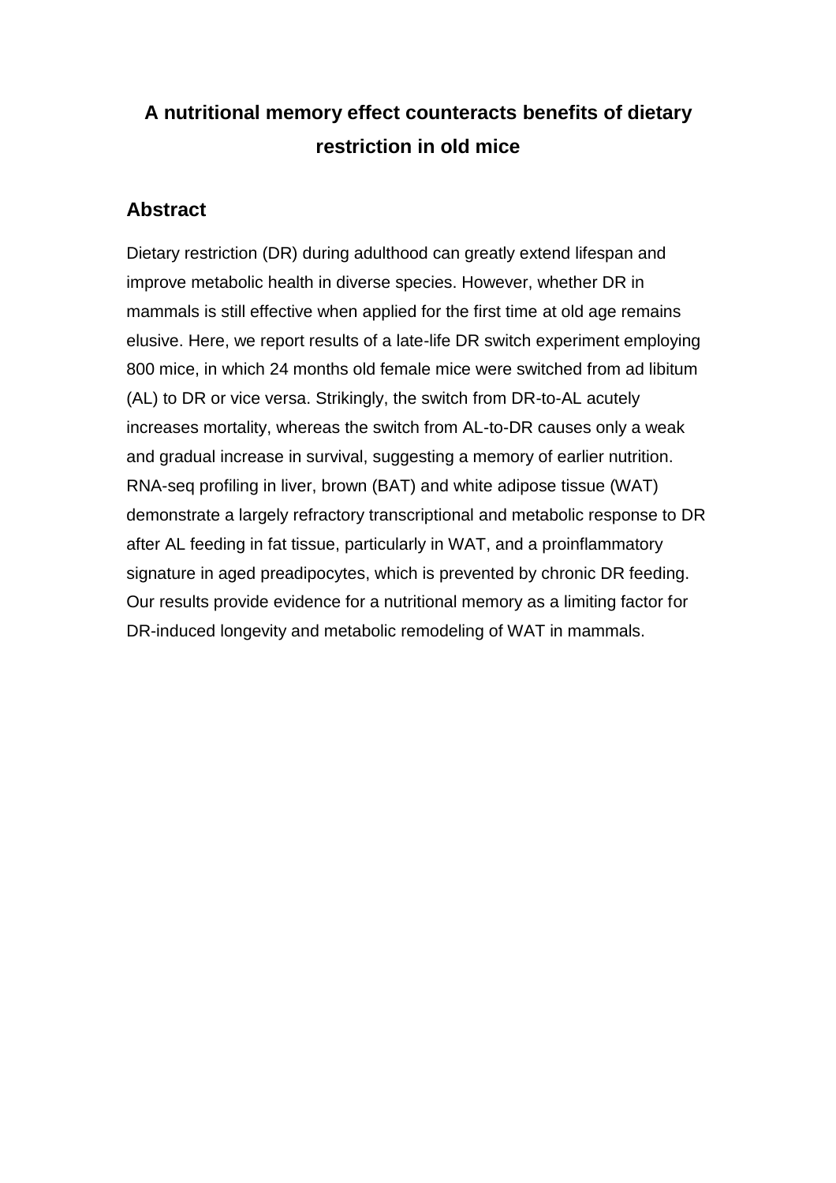# A nutritional memory effect counteracts benefits of dietary restriction in old mice

## Abstract

Dietary restriction (DR) during adulthood can greatly extend lifespan and improve metabolic health in diverse species. However, whether DR in mammals is still effective when applied for the first time at old age remains elusive. Here, we report results of a late-life DR switch experiment employing 800 mice, in which 24 months old female mice were switched from ad libitum (AL) to DR or vice versa. Strikingly, the switch from DR-to-AL acutely increases mortality, whereas the switch from AL-to-DR causes only a weak and gradual increase in survival, suggesting a memory of earlier nutrition. RNA-seq profiling in liver, brown (BAT) and white adipose tissue (WAT) demonstrate a largely refractory transcriptional and metabolic response to DR after AL feeding in fat tissue, particularly in WAT, and a proinflammatory signature in aged preadipocytes, which is prevented by chronic DR feeding. Our results provide evidence for a nutritional memory as a limiting factor for DR-induced longevity and metabolic remodeling of WAT in mammals.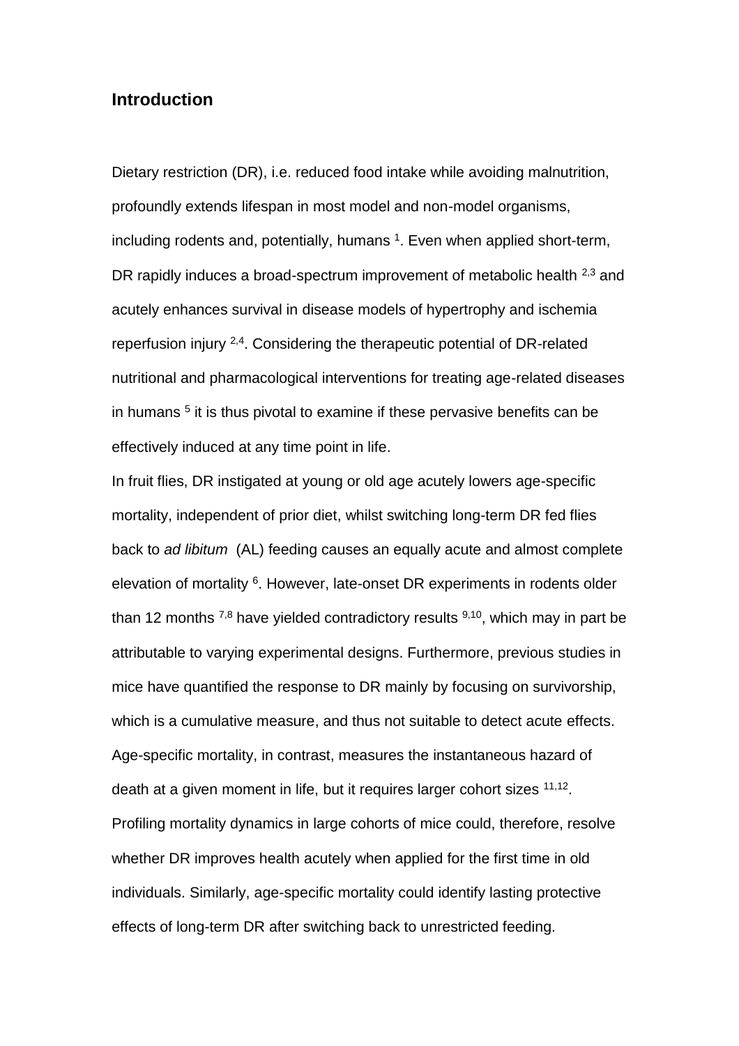## Introduction

Dietary restriction (DR), i.e. reduced food intake while avoiding malnutrition, profoundly extends lifespan in most model and non-model organisms, including rodents and, potentially, humans [1]. Even when applied short-term, DR rapidly induces a broad-spectrum improvement of metabolic health [2,3] and acutely enhances survival in disease models of hypertrophy and ischemia reperfusion injury [2,4]. Considering the therapeutic potential of DR-related nutritional and pharmacological interventions for treating age-related diseases in humans [5] it is thus pivotal to examine if these pervasive benefits can be effectively induced at any time point in life.

In fruit flies, DR instigated at young or old age acutely lowers age-specific mortality, independent of prior diet, whilst switching long-term DR fed flies back to *ad libitum* (AL) feeding causes an equally acute and almost complete elevation of mortality [6]. However, late-onset DR experiments in rodents older than 12 months [7,8] have yielded contradictory results [9,10], which may in part be attributable to varying experimental designs. Furthermore, previous studies in mice have quantified the response to DR mainly by focusing on survivorship, which is a cumulative measure, and thus not suitable to detect acute effects. Age-specific mortality, in contrast, measures the instantaneous hazard of death at a given moment in life, but it requires larger cohort sizes [11,12]. Profiling mortality dynamics in large cohorts of mice could, therefore, resolve whether DR improves health acutely when applied for the first time in old individuals. Similarly, age-specific mortality could identify lasting protective effects of long-term DR after switching back to unrestricted feeding.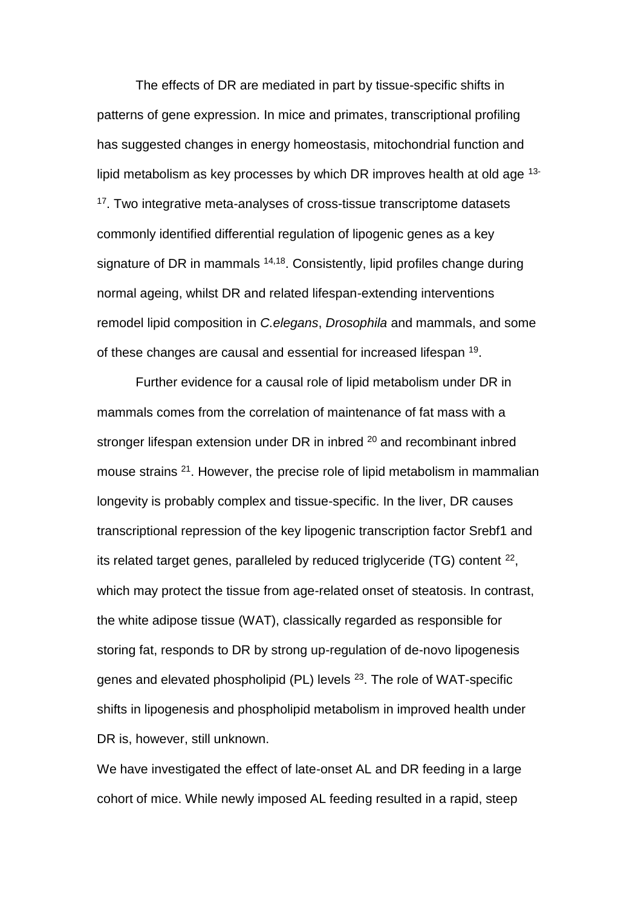The effects of DR are mediated in part by tissue-specific shifts in patterns of gene expression. In mice and primates, transcriptional profiling has suggested changes in energy homeostasis, mitochondrial function and lipid metabolism as key processes by which DR improves health at old age [13-17]. Two integrative meta-analyses of cross-tissue transcriptome datasets commonly identified differential regulation of lipogenic genes as a key signature of DR in mammals [14,18]. Consistently, lipid profiles change during normal ageing, whilst DR and related lifespan-extending interventions remodel lipid composition in *C.elegans*, *Drosophila* and mammals, and some of these changes are causal and essential for increased lifespan [19].

Further evidence for a causal role of lipid metabolism under DR in mammals comes from the correlation of maintenance of fat mass with a stronger lifespan extension under DR in inbred [20] and recombinant inbred mouse strains [21]. However, the precise role of lipid metabolism in mammalian longevity is probably complex and tissue-specific. In the liver, DR causes transcriptional repression of the key lipogenic transcription factor Srebf1 and its related target genes, paralleled by reduced triglyceride (TG) content [22], which may protect the tissue from age-related onset of steatosis. In contrast, the white adipose tissue (WAT), classically regarded as responsible for storing fat, responds to DR by strong up-regulation of de-novo lipogenesis genes and elevated phospholipid (PL) levels [23]. The role of WAT-specific shifts in lipogenesis and phospholipid metabolism in improved health under DR is, however, still unknown.

We have investigated the effect of late-onset AL and DR feeding in a large cohort of mice. While newly imposed AL feeding resulted in a rapid, steep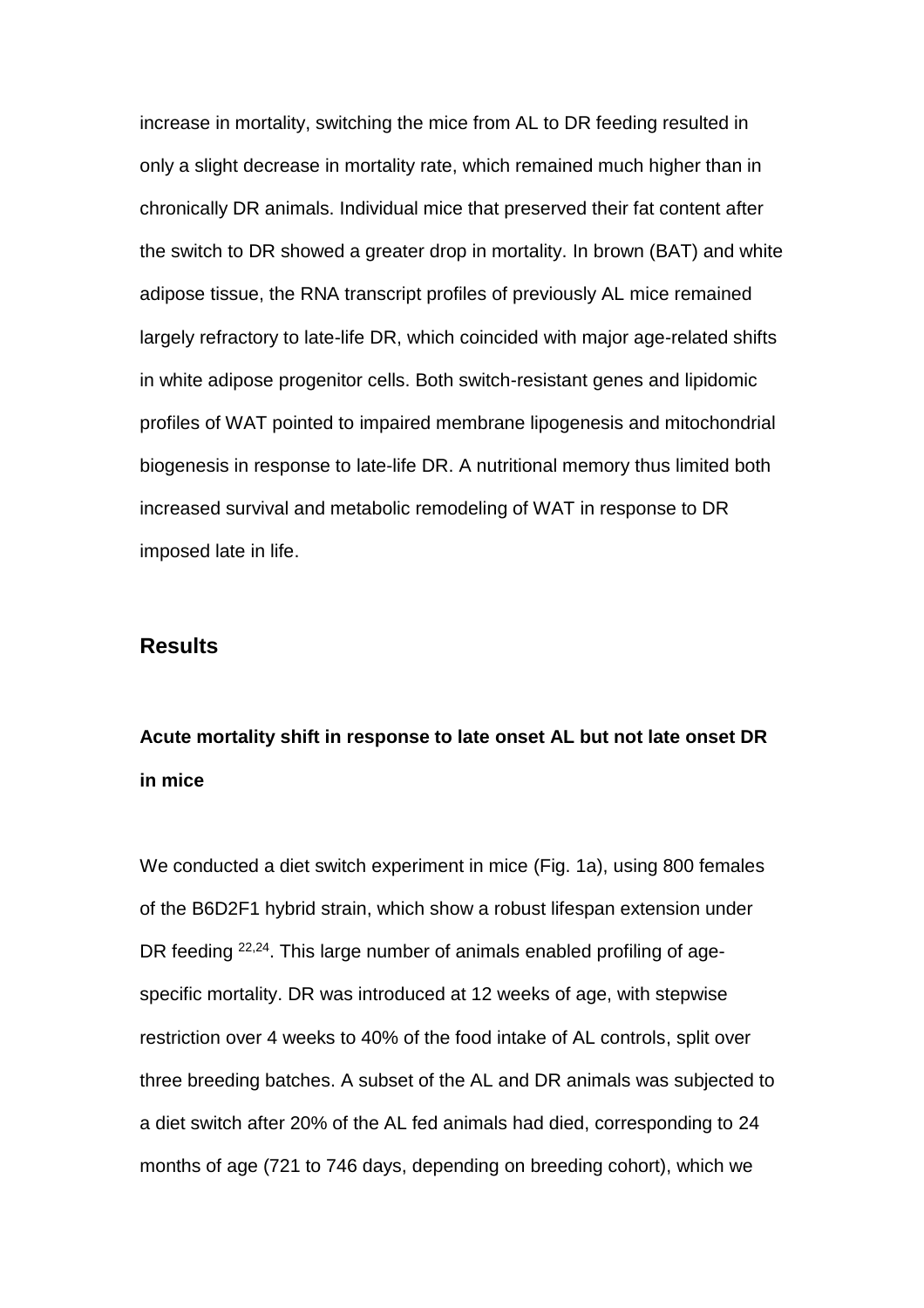increase in mortality, switching the mice from AL to DR feeding resulted in only a slight decrease in mortality rate, which remained much higher than in chronically DR animals. Individual mice that preserved their fat content after the switch to DR showed a greater drop in mortality. In brown (BAT) and white adipose tissue, the RNA transcript profiles of previously AL mice remained largely refractory to late-life DR, which coincided with major age-related shifts in white adipose progenitor cells. Both switch-resistant genes and lipidomic profiles of WAT pointed to impaired membrane lipogenesis and mitochondrial biogenesis in response to late-life DR. A nutritional memory thus limited both increased survival and metabolic remodeling of WAT in response to DR imposed late in life.

## Results

### Acute mortality shift in response to late onset AL but not late onset DR in mice

We conducted a diet switch experiment in mice (Fig. 1a), using 800 females of the B6D2F1 hybrid strain, which show a robust lifespan extension under DR feeding [22,24]. This large number of animals enabled profiling of age-specific mortality. DR was introduced at 12 weeks of age, with stepwise restriction over 4 weeks to 40% of the food intake of AL controls, split over three breeding batches. A subset of the AL and DR animals was subjected to a diet switch after 20% of the AL fed animals had died, corresponding to 24 months of age (721 to 746 days, depending on breeding cohort), which we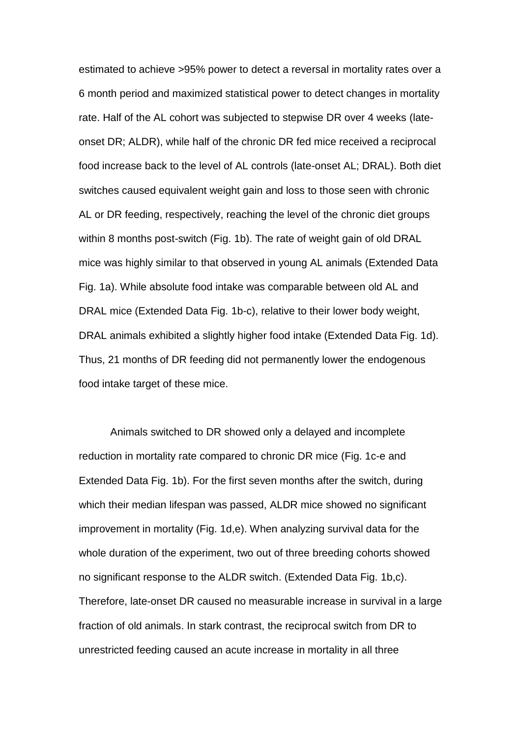estimated to achieve >95% power to detect a reversal in mortality rates over a 6 month period and maximized statistical power to detect changes in mortality rate. Half of the AL cohort was subjected to stepwise DR over 4 weeks (late-onset DR; ALDR), while half of the chronic DR fed mice received a reciprocal food increase back to the level of AL controls (late-onset AL; DRAL). Both diet switches caused equivalent weight gain and loss to those seen with chronic AL or DR feeding, respectively, reaching the level of the chronic diet groups within 8 months post-switch (Fig. 1b). The rate of weight gain of old DRAL mice was highly similar to that observed in young AL animals (Extended Data Fig. 1a). While absolute food intake was comparable between old AL and DRAL mice (Extended Data Fig. 1b-c), relative to their lower body weight, DRAL animals exhibited a slightly higher food intake (Extended Data Fig. 1d). Thus, 21 months of DR feeding did not permanently lower the endogenous food intake target of these mice.

Animals switched to DR showed only a delayed and incomplete reduction in mortality rate compared to chronic DR mice (Fig. 1c-e and Extended Data Fig. 1b). For the first seven months after the switch, during which their median lifespan was passed, ALDR mice showed no significant improvement in mortality (Fig. 1d,e). When analyzing survival data for the whole duration of the experiment, two out of three breeding cohorts showed no significant response to the ALDR switch. (Extended Data Fig. 1b,c). Therefore, late-onset DR caused no measurable increase in survival in a large fraction of old animals. In stark contrast, the reciprocal switch from DR to unrestricted feeding caused an acute increase in mortality in all three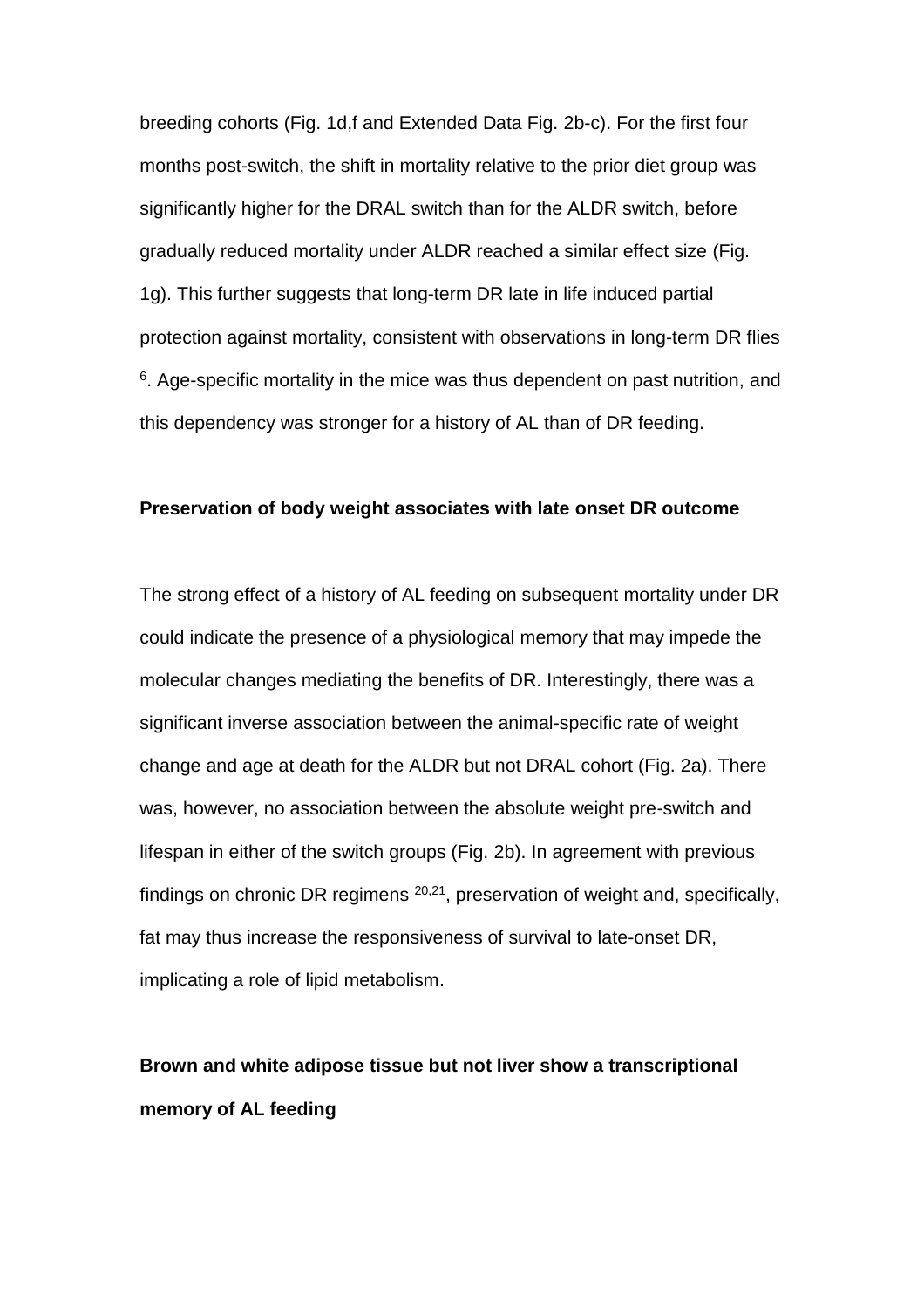breeding cohorts (Fig. 1d,f and Extended Data Fig. 2b-c). For the first four months post-switch, the shift in mortality relative to the prior diet group was significantly higher for the DRAL switch than for the ALDR switch, before gradually reduced mortality under ALDR reached a similar effect size (Fig. 1g). This further suggests that long-term DR late in life induced partial protection against mortality, consistent with observations in long-term DR flies [6]. Age-specific mortality in the mice was thus dependent on past nutrition, and this dependency was stronger for a history of AL than of DR feeding.

**Preservation of body weight associates with late onset DR outcome**

The strong effect of a history of AL feeding on subsequent mortality under DR could indicate the presence of a physiological memory that may impede the molecular changes mediating the benefits of DR. Interestingly, there was a significant inverse association between the animal-specific rate of weight change and age at death for the ALDR but not DRAL cohort (Fig. 2a). There was, however, no association between the absolute weight pre-switch and lifespan in either of the switch groups (Fig. 2b). In agreement with previous findings on chronic DR regimens [20,21], preservation of weight and, specifically, fat may thus increase the responsiveness of survival to late-onset DR, implicating a role of lipid metabolism.

**Brown and white adipose tissue but not liver show a transcriptional memory of AL feeding**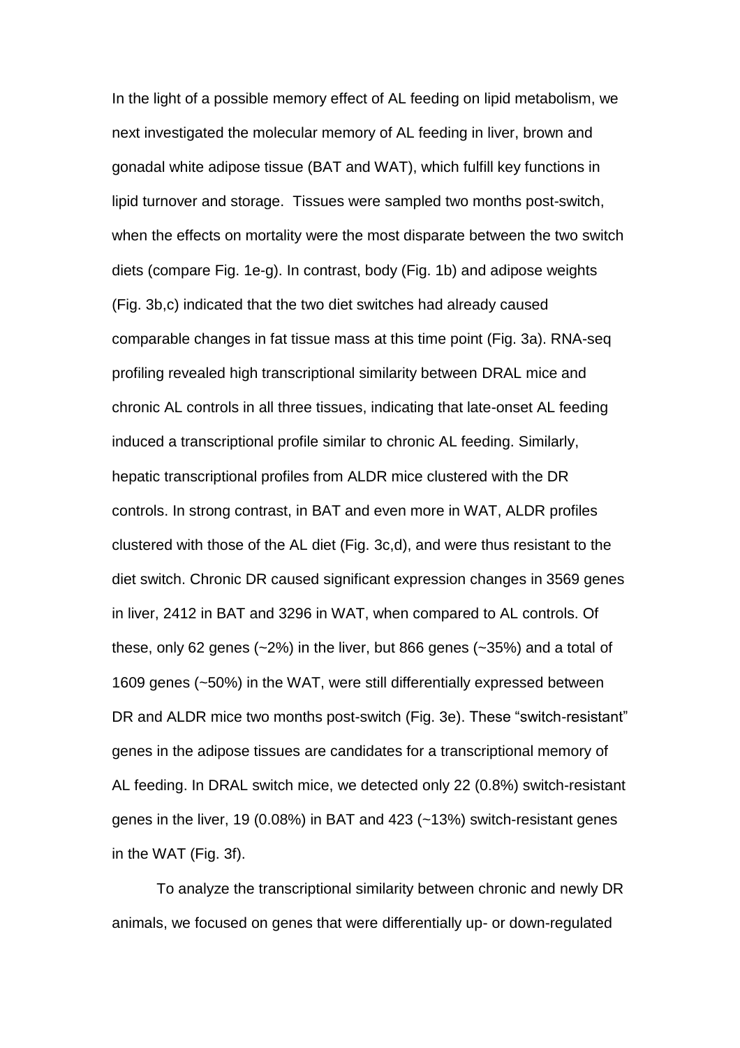In the light of a possible memory effect of AL feeding on lipid metabolism, we next investigated the molecular memory of AL feeding in liver, brown and gonadal white adipose tissue (BAT and WAT), which fulfill key functions in lipid turnover and storage. Tissues were sampled two months post-switch, when the effects on mortality were the most disparate between the two switch diets (compare Fig. 1e-g). In contrast, body (Fig. 1b) and adipose weights (Fig. 3b,c) indicated that the two diet switches had already caused comparable changes in fat tissue mass at this time point (Fig. 3a). RNA-seq profiling revealed high transcriptional similarity between DRAL mice and chronic AL controls in all three tissues, indicating that late-onset AL feeding induced a transcriptional profile similar to chronic AL feeding. Similarly, hepatic transcriptional profiles from ALDR mice clustered with the DR controls. In strong contrast, in BAT and even more in WAT, ALDR profiles clustered with those of the AL diet (Fig. 3c,d), and were thus resistant to the diet switch. Chronic DR caused significant expression changes in 3569 genes in liver, 2412 in BAT and 3296 in WAT, when compared to AL controls. Of these, only 62 genes (~2%) in the liver, but 866 genes (~35%) and a total of 1609 genes (~50%) in the WAT, were still differentially expressed between DR and ALDR mice two months post-switch (Fig. 3e). These "switch-resistant" genes in the adipose tissues are candidates for a transcriptional memory of AL feeding. In DRAL switch mice, we detected only 22 (0.8%) switch-resistant genes in the liver, 19 (0.08%) in BAT and 423 (~13%) switch-resistant genes in the WAT (Fig. 3f).

To analyze the transcriptional similarity between chronic and newly DR animals, we focused on genes that were differentially up- or down-regulated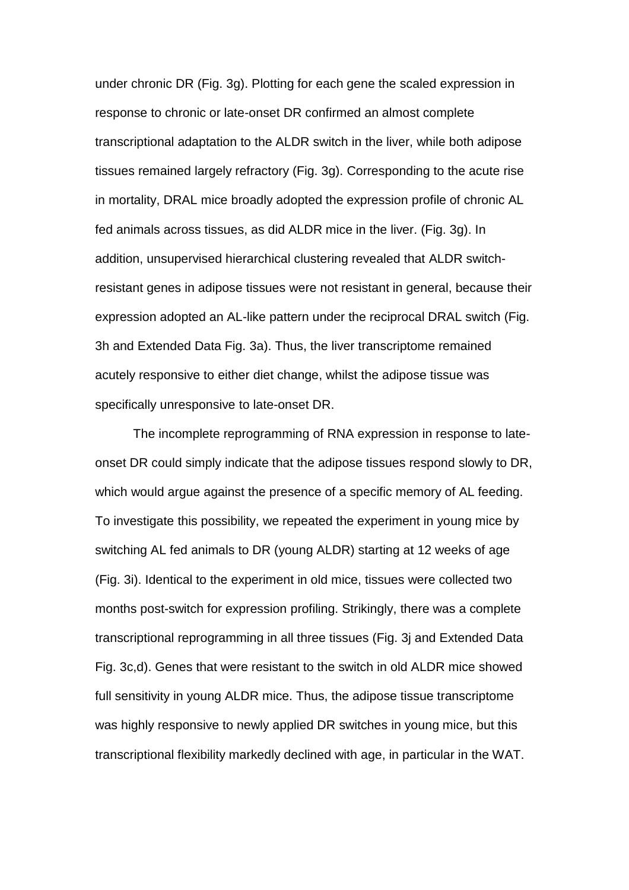under chronic DR (Fig. 3g). Plotting for each gene the scaled expression in response to chronic or late-onset DR confirmed an almost complete transcriptional adaptation to the ALDR switch in the liver, while both adipose tissues remained largely refractory (Fig. 3g). Corresponding to the acute rise in mortality, DRAL mice broadly adopted the expression profile of chronic AL fed animals across tissues, as did ALDR mice in the liver. (Fig. 3g). In addition, unsupervised hierarchical clustering revealed that ALDR switch-resistant genes in adipose tissues were not resistant in general, because their expression adopted an AL-like pattern under the reciprocal DRAL switch (Fig. 3h and Extended Data Fig. 3a). Thus, the liver transcriptome remained acutely responsive to either diet change, whilst the adipose tissue was specifically unresponsive to late-onset DR.

The incomplete reprogramming of RNA expression in response to late-onset DR could simply indicate that the adipose tissues respond slowly to DR, which would argue against the presence of a specific memory of AL feeding. To investigate this possibility, we repeated the experiment in young mice by switching AL fed animals to DR (young ALDR) starting at 12 weeks of age (Fig. 3i). Identical to the experiment in old mice, tissues were collected two months post-switch for expression profiling. Strikingly, there was a complete transcriptional reprogramming in all three tissues (Fig. 3j and Extended Data Fig. 3c,d). Genes that were resistant to the switch in old ALDR mice showed full sensitivity in young ALDR mice. Thus, the adipose tissue transcriptome was highly responsive to newly applied DR switches in young mice, but this transcriptional flexibility markedly declined with age, in particular in the WAT.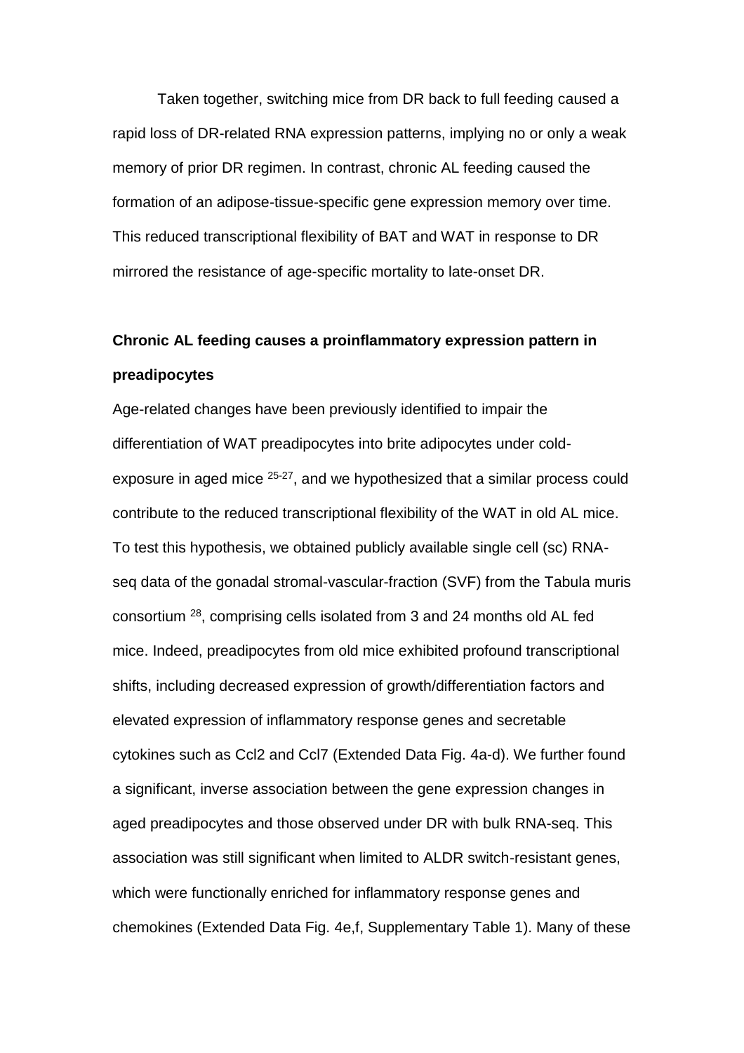Taken together, switching mice from DR back to full feeding caused a rapid loss of DR-related RNA expression patterns, implying no or only a weak memory of prior DR regimen. In contrast, chronic AL feeding caused the formation of an adipose-tissue-specific gene expression memory over time. This reduced transcriptional flexibility of BAT and WAT in response to DR mirrored the resistance of age-specific mortality to late-onset DR.

**Chronic AL feeding causes a proinflammatory expression pattern in preadipocytes**

Age-related changes have been previously identified to impair the differentiation of WAT preadipocytes into brite adipocytes under cold-exposure in aged mice [25-27], and we hypothesized that a similar process could contribute to the reduced transcriptional flexibility of the WAT in old AL mice. To test this hypothesis, we obtained publicly available single cell (sc) RNA-seq data of the gonadal stromal-vascular-fraction (SVF) from the Tabula muris consortium [28], comprising cells isolated from 3 and 24 months old AL fed mice. Indeed, preadipocytes from old mice exhibited profound transcriptional shifts, including decreased expression of growth/differentiation factors and elevated expression of inflammatory response genes and secretable cytokines such as Ccl2 and Ccl7 (Extended Data Fig. 4a-d). We further found a significant, inverse association between the gene expression changes in aged preadipocytes and those observed under DR with bulk RNA-seq. This association was still significant when limited to ALDR switch-resistant genes, which were functionally enriched for inflammatory response genes and chemokines (Extended Data Fig. 4e,f, Supplementary Table 1). Many of these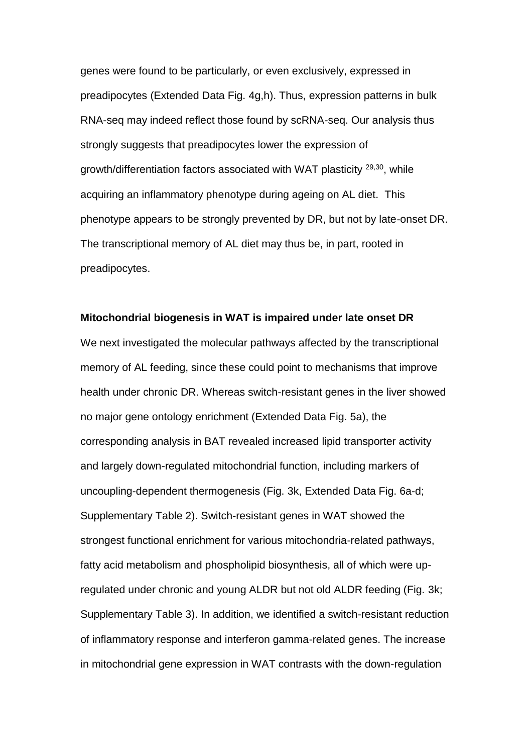genes were found to be particularly, or even exclusively, expressed in preadipocytes (Extended Data Fig. 4g,h). Thus, expression patterns in bulk RNA-seq may indeed reflect those found by scRNA-seq. Our analysis thus strongly suggests that preadipocytes lower the expression of growth/differentiation factors associated with WAT plasticity [29,30], while acquiring an inflammatory phenotype during ageing on AL diet. This phenotype appears to be strongly prevented by DR, but not by late-onset DR. The transcriptional memory of AL diet may thus be, in part, rooted in preadipocytes.

**Mitochondrial biogenesis in WAT is impaired under late onset DR**

We next investigated the molecular pathways affected by the transcriptional memory of AL feeding, since these could point to mechanisms that improve health under chronic DR. Whereas switch-resistant genes in the liver showed no major gene ontology enrichment (Extended Data Fig. 5a), the corresponding analysis in BAT revealed increased lipid transporter activity and largely down-regulated mitochondrial function, including markers of uncoupling-dependent thermogenesis (Fig. 3k, Extended Data Fig. 6a-d; Supplementary Table 2). Switch-resistant genes in WAT showed the strongest functional enrichment for various mitochondria-related pathways, fatty acid metabolism and phospholipid biosynthesis, all of which were up-regulated under chronic and young ALDR but not old ALDR feeding (Fig. 3k; Supplementary Table 3). In addition, we identified a switch-resistant reduction of inflammatory response and interferon gamma-related genes. The increase in mitochondrial gene expression in WAT contrasts with the down-regulation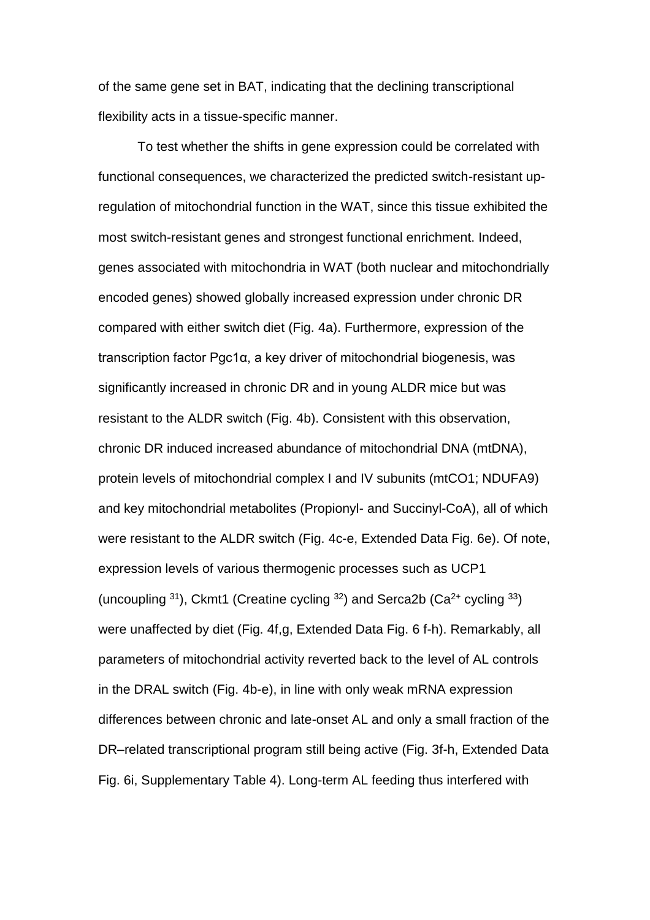of the same gene set in BAT, indicating that the declining transcriptional flexibility acts in a tissue-specific manner.

To test whether the shifts in gene expression could be correlated with functional consequences, we characterized the predicted switch-resistant up-regulation of mitochondrial function in the WAT, since this tissue exhibited the most switch-resistant genes and strongest functional enrichment. Indeed, genes associated with mitochondria in WAT (both nuclear and mitochondrially encoded genes) showed globally increased expression under chronic DR compared with either switch diet (Fig. 4a). Furthermore, expression of the transcription factor Pgc1α, a key driver of mitochondrial biogenesis, was significantly increased in chronic DR and in young ALDR mice but was resistant to the ALDR switch (Fig. 4b). Consistent with this observation, chronic DR induced increased abundance of mitochondrial DNA (mtDNA), protein levels of mitochondrial complex I and IV subunits (mtCO1; NDUFA9) and key mitochondrial metabolites (Propionyl- and Succinyl-CoA), all of which were resistant to the ALDR switch (Fig. 4c-e, Extended Data Fig. 6e). Of note, expression levels of various thermogenic processes such as UCP1 (uncoupling [31]), Ckmt1 (Creatine cycling [32]) and Serca2b ($Ca^{2+}$ cycling [33]) were unaffected by diet (Fig. 4f,g, Extended Data Fig. 6 f-h). Remarkably, all parameters of mitochondrial activity reverted back to the level of AL controls in the DRAL switch (Fig. 4b-e), in line with only weak mRNA expression differences between chronic and late-onset AL and only a small fraction of the DR–related transcriptional program still being active (Fig. 3f-h, Extended Data Fig. 6i, Supplementary Table 4). Long-term AL feeding thus interfered with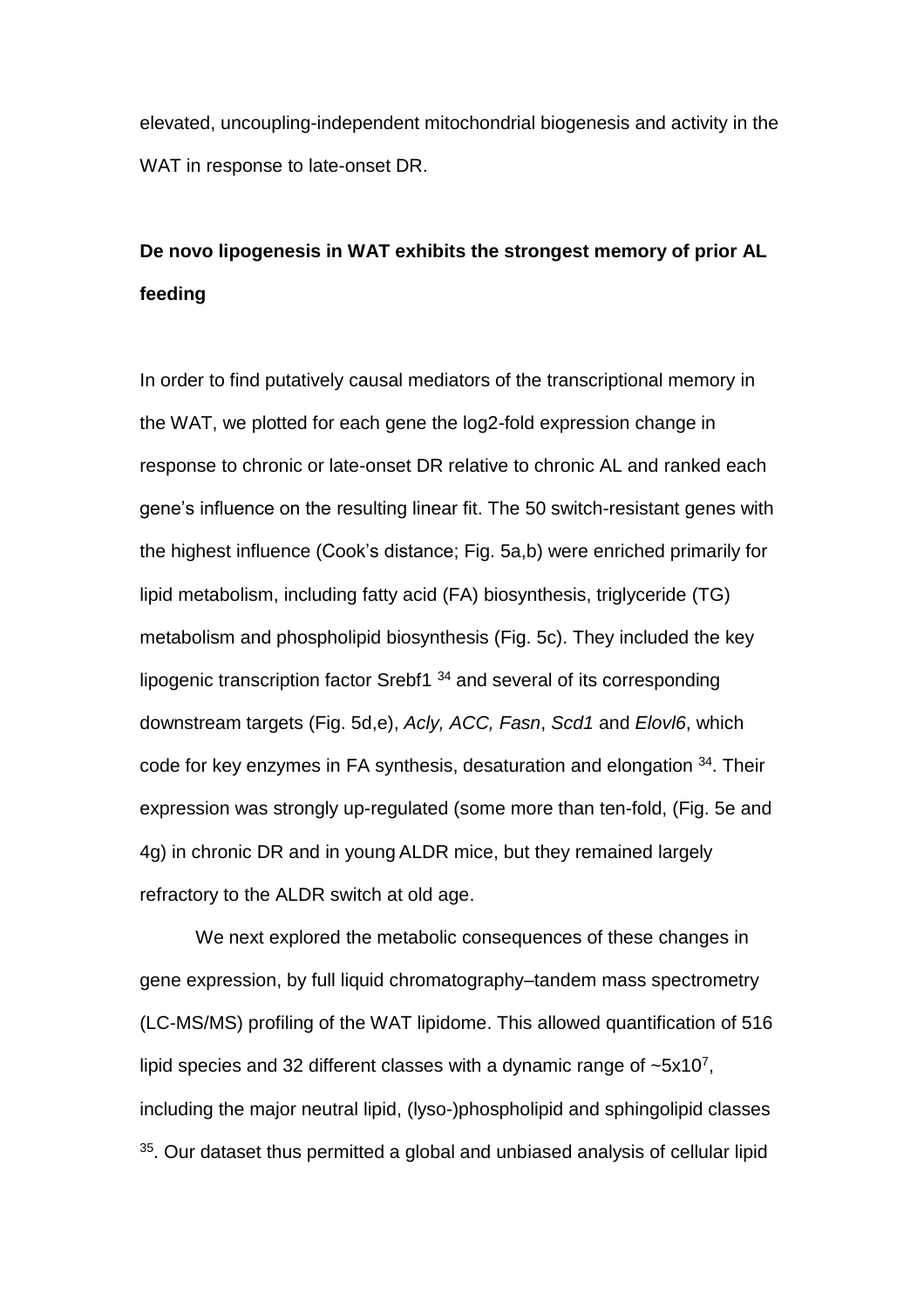elevated, uncoupling-independent mitochondrial biogenesis and activity in the WAT in response to late-onset DR.

## De novo lipogenesis in WAT exhibits the strongest memory of prior AL feeding

In order to find putatively causal mediators of the transcriptional memory in the WAT, we plotted for each gene the log2-fold expression change in response to chronic or late-onset DR relative to chronic AL and ranked each gene's influence on the resulting linear fit. The 50 switch-resistant genes with the highest influence (Cook's distance; Fig. 5a,b) were enriched primarily for lipid metabolism, including fatty acid (FA) biosynthesis, triglyceride (TG) metabolism and phospholipid biosynthesis (Fig. 5c). They included the key lipogenic transcription factor Srebf1 [34] and several of its corresponding downstream targets (Fig. 5d,e), *Acly, ACC, Fasn*, *Scd1* and *Elovl6*, which code for key enzymes in FA synthesis, desaturation and elongation [34]. Their expression was strongly up-regulated (some more than ten-fold, (Fig. 5e and 4g) in chronic DR and in young ALDR mice, but they remained largely refractory to the ALDR switch at old age.

We next explored the metabolic consequences of these changes in gene expression, by full liquid chromatography–tandem mass spectrometry (LC-MS/MS) profiling of the WAT lipidome. This allowed quantification of 516 lipid species and 32 different classes with a dynamic range of $\sim 5 \times 10^7$, including the major neutral lipid, (lyso-)phospholipid and sphingolipid classes [35]. Our dataset thus permitted a global and unbiased analysis of cellular lipid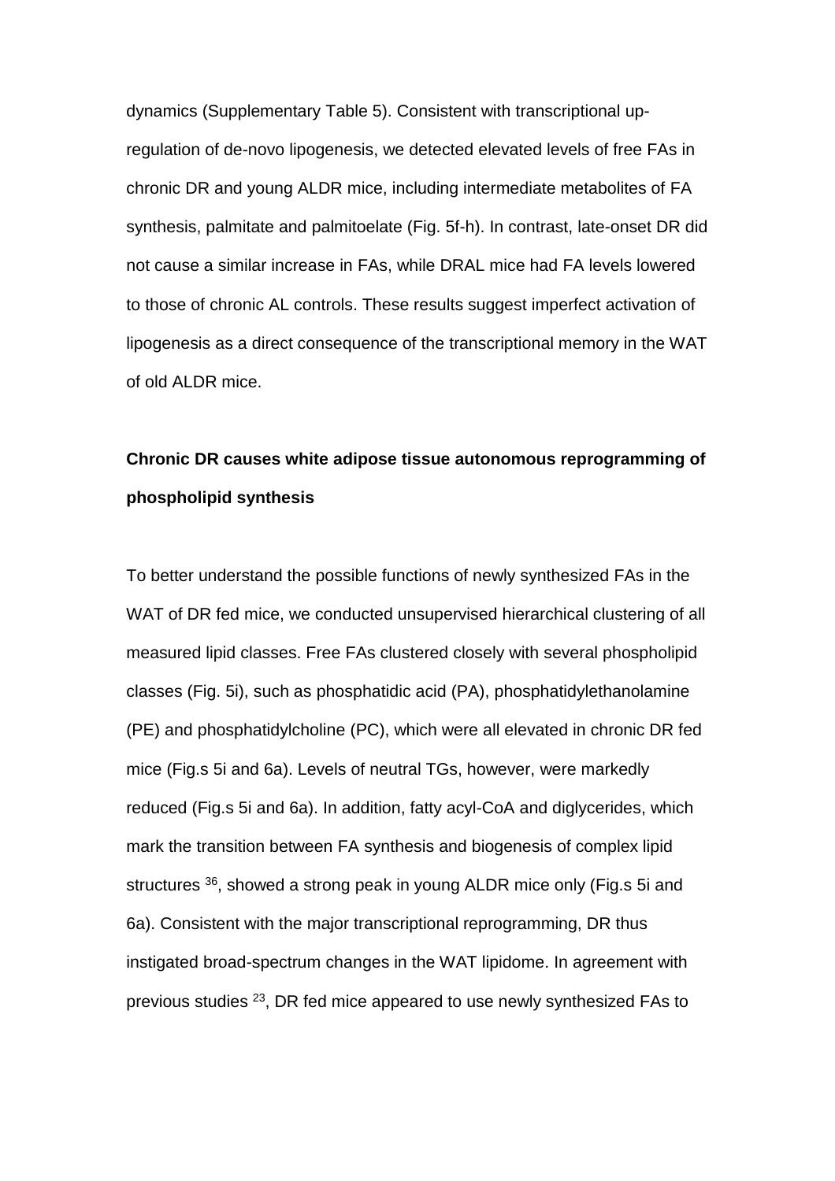dynamics (Supplementary Table 5). Consistent with transcriptional up-regulation of de-novo lipogenesis, we detected elevated levels of free FAs in chronic DR and young ALDR mice, including intermediate metabolites of FA synthesis, palmitate and palmitoelate (Fig. 5f-h). In contrast, late-onset DR did not cause a similar increase in FAs, while DRAL mice had FA levels lowered to those of chronic AL controls. These results suggest imperfect activation of lipogenesis as a direct consequence of the transcriptional memory in the WAT of old ALDR mice.

**Chronic DR causes white adipose tissue autonomous reprogramming of phospholipid synthesis**

To better understand the possible functions of newly synthesized FAs in the WAT of DR fed mice, we conducted unsupervised hierarchical clustering of all measured lipid classes. Free FAs clustered closely with several phospholipid classes (Fig. 5i), such as phosphatidic acid (PA), phosphatidylethanolamine (PE) and phosphatidylcholine (PC), which were all elevated in chronic DR fed mice (Fig.s 5i and 6a). Levels of neutral TGs, however, were markedly reduced (Fig.s 5i and 6a). In addition, fatty acyl-CoA and diglycerides, which mark the transition between FA synthesis and biogenesis of complex lipid structures [36], showed a strong peak in young ALDR mice only (Fig.s 5i and 6a). Consistent with the major transcriptional reprogramming, DR thus instigated broad-spectrum changes in the WAT lipidome. In agreement with previous studies [23], DR fed mice appeared to use newly synthesized FAs to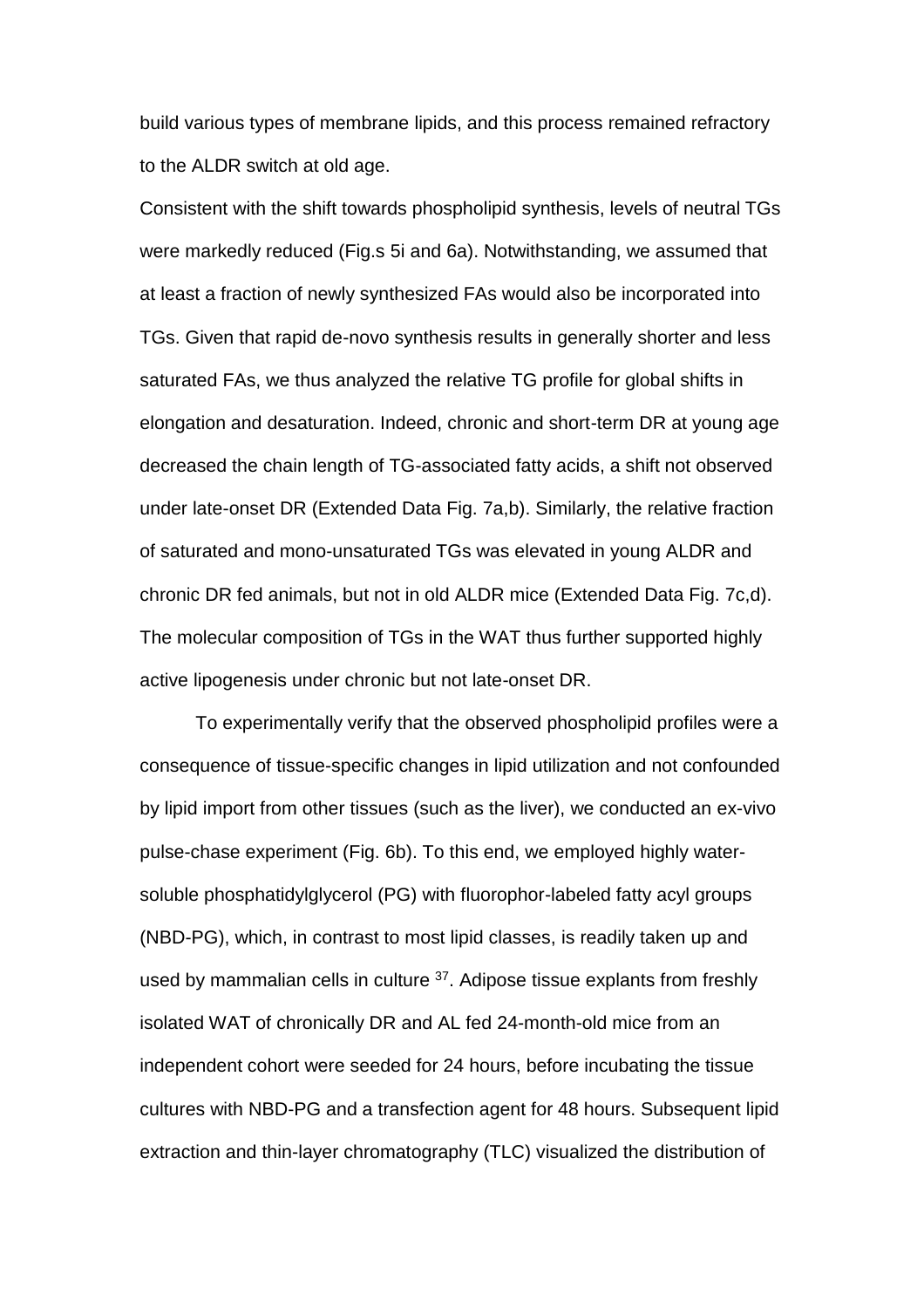build various types of membrane lipids, and this process remained refractory to the ALDR switch at old age.

Consistent with the shift towards phospholipid synthesis, levels of neutral TGs were markedly reduced (Fig.s 5i and 6a). Notwithstanding, we assumed that at least a fraction of newly synthesized FAs would also be incorporated into TGs. Given that rapid de-novo synthesis results in generally shorter and less saturated FAs, we thus analyzed the relative TG profile for global shifts in elongation and desaturation. Indeed, chronic and short-term DR at young age decreased the chain length of TG-associated fatty acids, a shift not observed under late-onset DR (Extended Data Fig. 7a,b). Similarly, the relative fraction of saturated and mono-unsaturated TGs was elevated in young ALDR and chronic DR fed animals, but not in old ALDR mice (Extended Data Fig. 7c,d). The molecular composition of TGs in the WAT thus further supported highly active lipogenesis under chronic but not late-onset DR.

To experimentally verify that the observed phospholipid profiles were a consequence of tissue-specific changes in lipid utilization and not confounded by lipid import from other tissues (such as the liver), we conducted an ex-vivo pulse-chase experiment (Fig. 6b). To this end, we employed highly water-soluble phosphatidylglycerol (PG) with fluorophor-labeled fatty acyl groups (NBD-PG), which, in contrast to most lipid classes, is readily taken up and used by mammalian cells in culture [37]. Adipose tissue explants from freshly isolated WAT of chronically DR and AL fed 24-month-old mice from an independent cohort were seeded for 24 hours, before incubating the tissue cultures with NBD-PG and a transfection agent for 48 hours. Subsequent lipid extraction and thin-layer chromatography (TLC) visualized the distribution of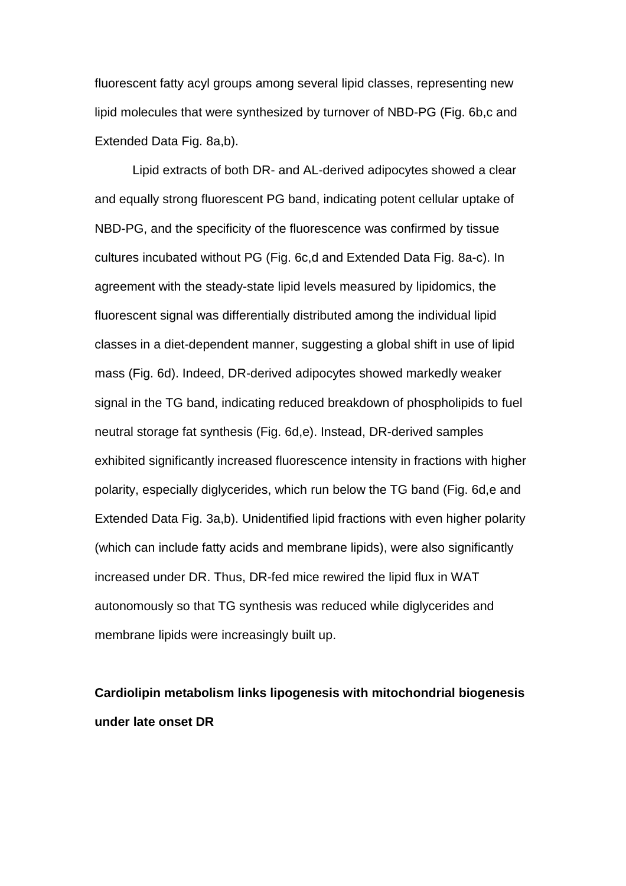fluorescent fatty acyl groups among several lipid classes, representing new lipid molecules that were synthesized by turnover of NBD-PG (Fig. 6b,c and Extended Data Fig. 8a,b).

Lipid extracts of both DR- and AL-derived adipocytes showed a clear and equally strong fluorescent PG band, indicating potent cellular uptake of NBD-PG, and the specificity of the fluorescence was confirmed by tissue cultures incubated without PG (Fig. 6c,d and Extended Data Fig. 8a-c). In agreement with the steady-state lipid levels measured by lipidomics, the fluorescent signal was differentially distributed among the individual lipid classes in a diet-dependent manner, suggesting a global shift in use of lipid mass (Fig. 6d). Indeed, DR-derived adipocytes showed markedly weaker signal in the TG band, indicating reduced breakdown of phospholipids to fuel neutral storage fat synthesis (Fig. 6d,e). Instead, DR-derived samples exhibited significantly increased fluorescence intensity in fractions with higher polarity, especially diglycerides, which run below the TG band (Fig. 6d,e and Extended Data Fig. 3a,b). Unidentified lipid fractions with even higher polarity (which can include fatty acids and membrane lipids), were also significantly increased under DR. Thus, DR-fed mice rewired the lipid flux in WAT autonomously so that TG synthesis was reduced while diglycerides and membrane lipids were increasingly built up.

**Cardiolipin metabolism links lipogenesis with mitochondrial biogenesis under late onset DR**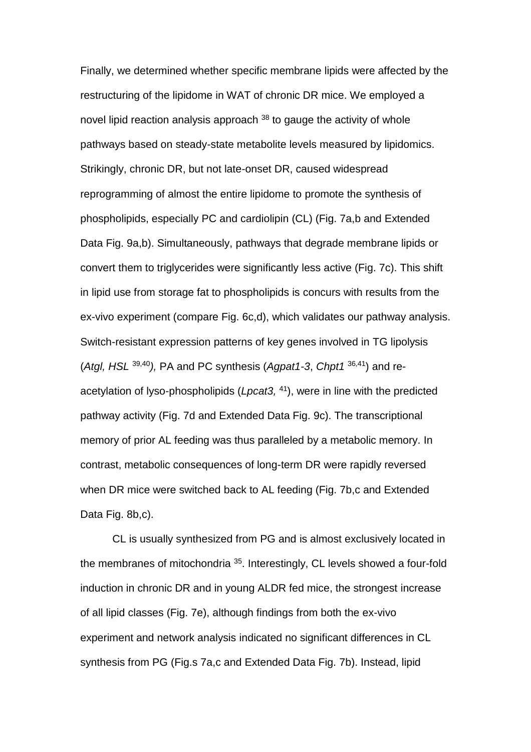Finally, we determined whether specific membrane lipids were affected by the restructuring of the lipidome in WAT of chronic DR mice. We employed a novel lipid reaction analysis approach [38] to gauge the activity of whole pathways based on steady-state metabolite levels measured by lipidomics. Strikingly, chronic DR, but not late-onset DR, caused widespread reprogramming of almost the entire lipidome to promote the synthesis of phospholipids, especially PC and cardiolipin (CL) (Fig. 7a,b and Extended Data Fig. 9a,b). Simultaneously, pathways that degrade membrane lipids or convert them to triglycerides were significantly less active (Fig. 7c). This shift in lipid use from storage fat to phospholipids is concurs with results from the ex-vivo experiment (compare Fig. 6c,d), which validates our pathway analysis. Switch-resistant expression patterns of key genes involved in TG lipolysis (*Atgl, HSL* [39,40]*),* PA and PC synthesis (*Agpat1-3*, *Chpt1* [36,41]) and re-acetylation of lyso-phospholipids (*Lpcat3,* [41]), were in line with the predicted pathway activity (Fig. 7d and Extended Data Fig. 9c). The transcriptional memory of prior AL feeding was thus paralleled by a metabolic memory. In contrast, metabolic consequences of long-term DR were rapidly reversed when DR mice were switched back to AL feeding (Fig. 7b,c and Extended Data Fig. 8b,c).

CL is usually synthesized from PG and is almost exclusively located in the membranes of mitochondria [35]. Interestingly, CL levels showed a four-fold induction in chronic DR and in young ALDR fed mice, the strongest increase of all lipid classes (Fig. 7e), although findings from both the ex-vivo experiment and network analysis indicated no significant differences in CL synthesis from PG (Fig.s 7a,c and Extended Data Fig. 7b). Instead, lipid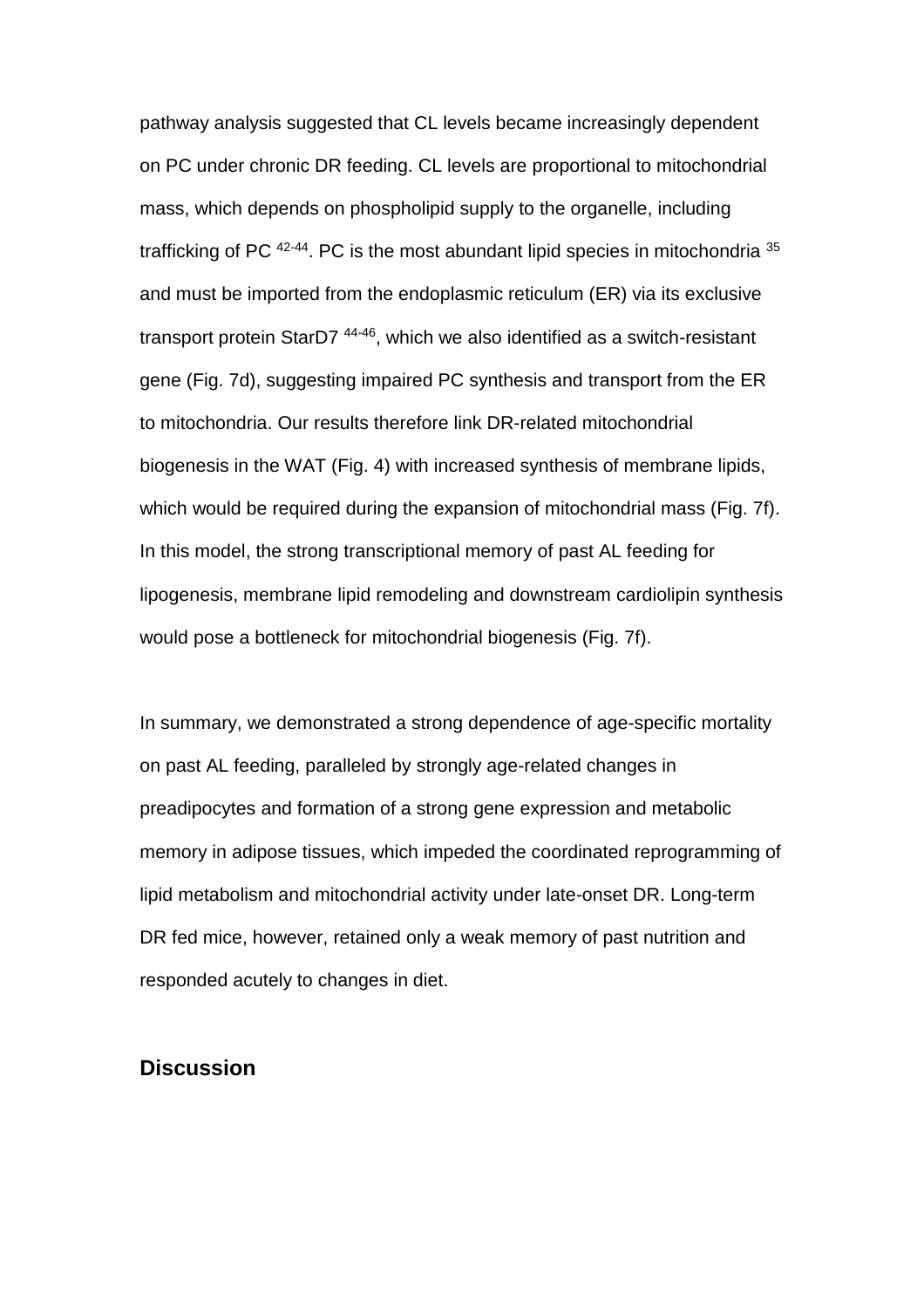pathway analysis suggested that CL levels became increasingly dependent on PC under chronic DR feeding. CL levels are proportional to mitochondrial mass, which depends on phospholipid supply to the organelle, including trafficking of PC [42-44]. PC is the most abundant lipid species in mitochondria [35] and must be imported from the endoplasmic reticulum (ER) via its exclusive transport protein StarD7 [44-46], which we also identified as a switch-resistant gene (Fig. 7d), suggesting impaired PC synthesis and transport from the ER to mitochondria. Our results therefore link DR-related mitochondrial biogenesis in the WAT (Fig. 4) with increased synthesis of membrane lipids, which would be required during the expansion of mitochondrial mass (Fig. 7f). In this model, the strong transcriptional memory of past AL feeding for lipogenesis, membrane lipid remodeling and downstream cardiolipin synthesis would pose a bottleneck for mitochondrial biogenesis (Fig. 7f).

In summary, we demonstrated a strong dependence of age-specific mortality on past AL feeding, paralleled by strongly age-related changes in preadipocytes and formation of a strong gene expression and metabolic memory in adipose tissues, which impeded the coordinated reprogramming of lipid metabolism and mitochondrial activity under late-onset DR. Long-term DR fed mice, however, retained only a weak memory of past nutrition and responded acutely to changes in diet.

## Discussion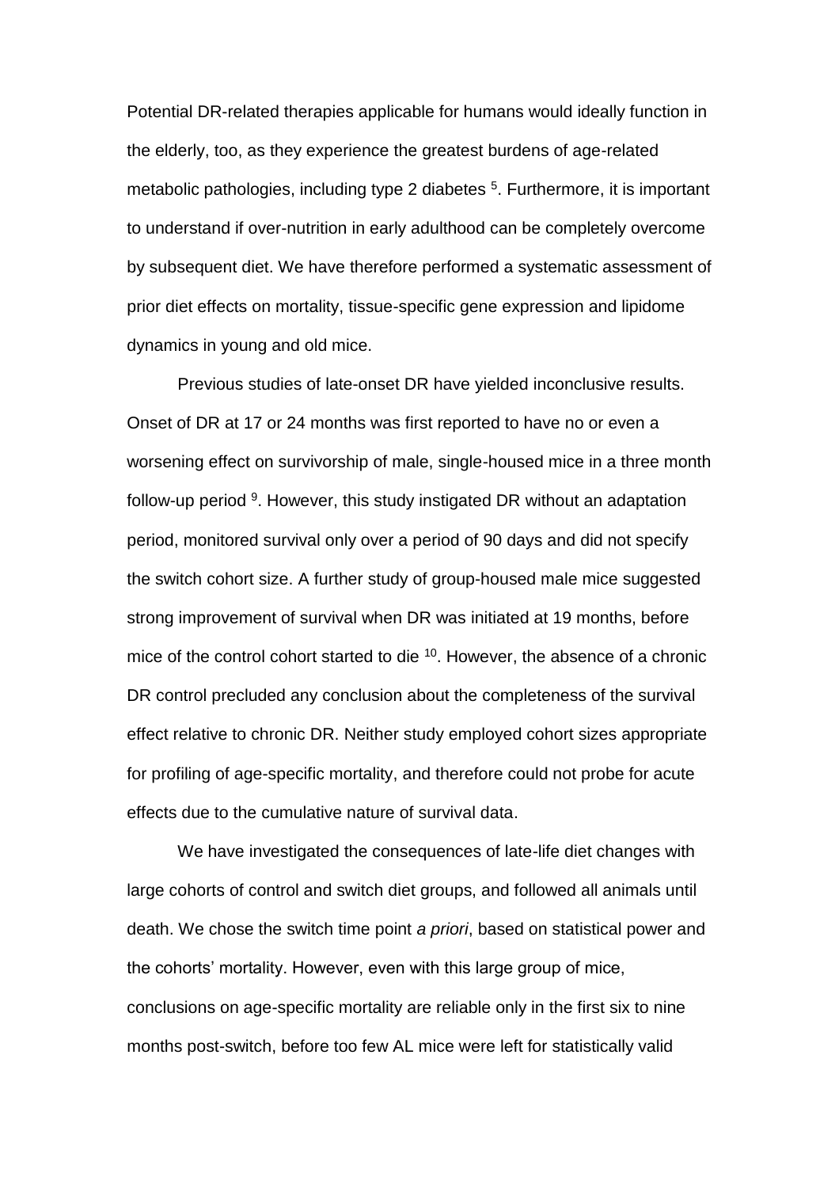Potential DR-related therapies applicable for humans would ideally function in the elderly, too, as they experience the greatest burdens of age-related metabolic pathologies, including type 2 diabetes [5]. Furthermore, it is important to understand if over-nutrition in early adulthood can be completely overcome by subsequent diet. We have therefore performed a systematic assessment of prior diet effects on mortality, tissue-specific gene expression and lipidome dynamics in young and old mice.

Previous studies of late-onset DR have yielded inconclusive results. Onset of DR at 17 or 24 months was first reported to have no or even a worsening effect on survivorship of male, single-housed mice in a three month follow-up period [9]. However, this study instigated DR without an adaptation period, monitored survival only over a period of 90 days and did not specify the switch cohort size. A further study of group-housed male mice suggested strong improvement of survival when DR was initiated at 19 months, before mice of the control cohort started to die [10]. However, the absence of a chronic DR control precluded any conclusion about the completeness of the survival effect relative to chronic DR. Neither study employed cohort sizes appropriate for profiling of age-specific mortality, and therefore could not probe for acute effects due to the cumulative nature of survival data.

We have investigated the consequences of late-life diet changes with large cohorts of control and switch diet groups, and followed all animals until death. We chose the switch time point *a priori*, based on statistical power and the cohorts' mortality. However, even with this large group of mice, conclusions on age-specific mortality are reliable only in the first six to nine months post-switch, before too few AL mice were left for statistically valid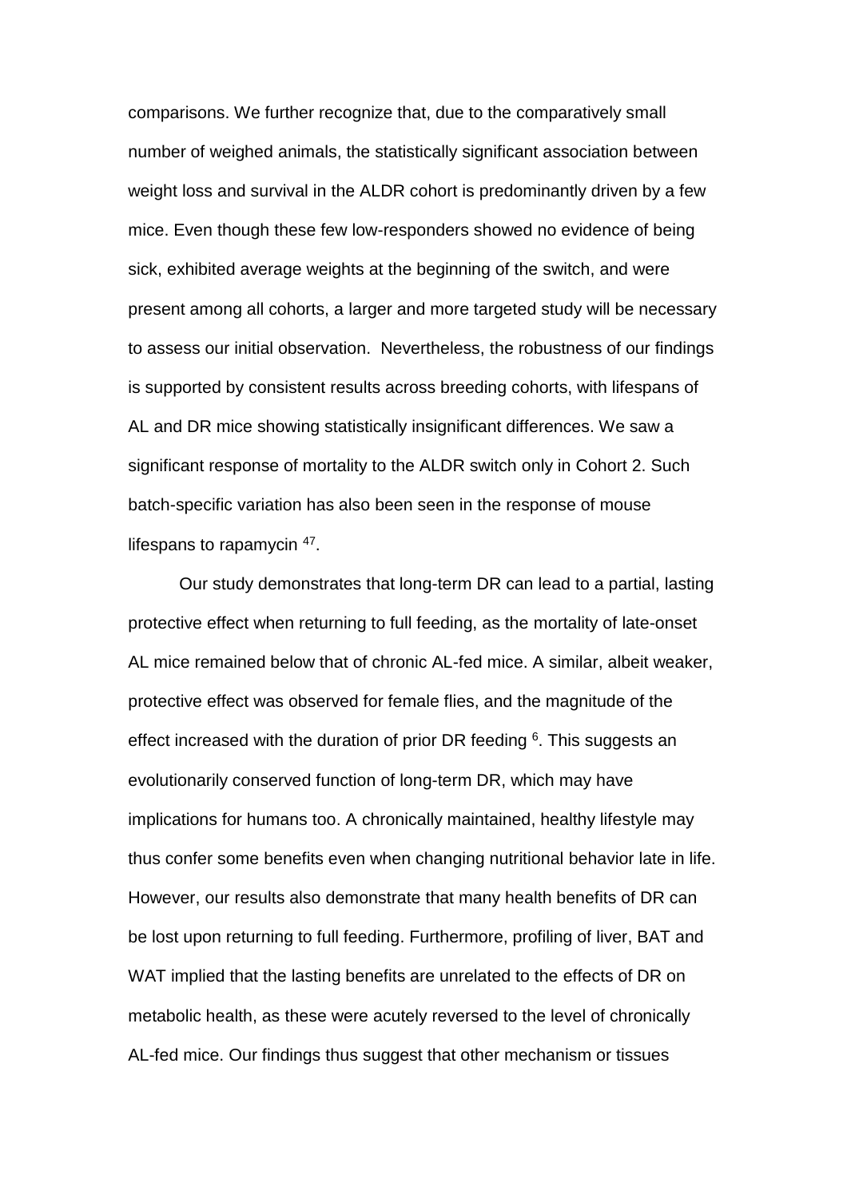comparisons. We further recognize that, due to the comparatively small number of weighed animals, the statistically significant association between weight loss and survival in the ALDR cohort is predominantly driven by a few mice. Even though these few low-responders showed no evidence of being sick, exhibited average weights at the beginning of the switch, and were present among all cohorts, a larger and more targeted study will be necessary to assess our initial observation.  Nevertheless, the robustness of our findings is supported by consistent results across breeding cohorts, with lifespans of AL and DR mice showing statistically insignificant differences. We saw a significant response of mortality to the ALDR switch only in Cohort 2. Such batch-specific variation has also been seen in the response of mouse lifespans to rapamycin [47].

Our study demonstrates that long-term DR can lead to a partial, lasting protective effect when returning to full feeding, as the mortality of late-onset AL mice remained below that of chronic AL-fed mice. A similar, albeit weaker, protective effect was observed for female flies, and the magnitude of the effect increased with the duration of prior DR feeding [6]. This suggests an evolutionarily conserved function of long-term DR, which may have implications for humans too. A chronically maintained, healthy lifestyle may thus confer some benefits even when changing nutritional behavior late in life. However, our results also demonstrate that many health benefits of DR can be lost upon returning to full feeding. Furthermore, profiling of liver, BAT and WAT implied that the lasting benefits are unrelated to the effects of DR on metabolic health, as these were acutely reversed to the level of chronically AL-fed mice. Our findings thus suggest that other mechanism or tissues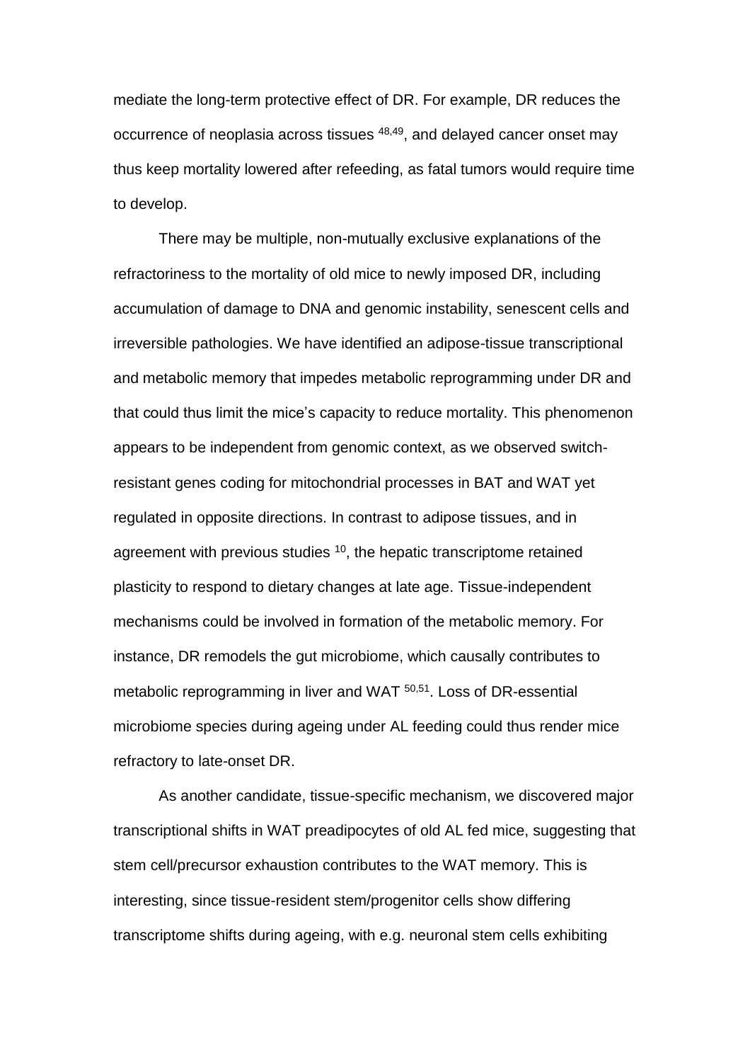mediate the long-term protective effect of DR. For example, DR reduces the occurrence of neoplasia across tissues [48,49], and delayed cancer onset may thus keep mortality lowered after refeeding, as fatal tumors would require time to develop.

There may be multiple, non-mutually exclusive explanations of the refractoriness to the mortality of old mice to newly imposed DR, including accumulation of damage to DNA and genomic instability, senescent cells and irreversible pathologies. We have identified an adipose-tissue transcriptional and metabolic memory that impedes metabolic reprogramming under DR and that could thus limit the mice's capacity to reduce mortality. This phenomenon appears to be independent from genomic context, as we observed switch-resistant genes coding for mitochondrial processes in BAT and WAT yet regulated in opposite directions. In contrast to adipose tissues, and in agreement with previous studies [10], the hepatic transcriptome retained plasticity to respond to dietary changes at late age. Tissue-independent mechanisms could be involved in formation of the metabolic memory. For instance, DR remodels the gut microbiome, which causally contributes to metabolic reprogramming in liver and WAT [50,51]. Loss of DR-essential microbiome species during ageing under AL feeding could thus render mice refractory to late-onset DR.

As another candidate, tissue-specific mechanism, we discovered major transcriptional shifts in WAT preadipocytes of old AL fed mice, suggesting that stem cell/precursor exhaustion contributes to the WAT memory. This is interesting, since tissue-resident stem/progenitor cells show differing transcriptome shifts during ageing, with e.g. neuronal stem cells exhibiting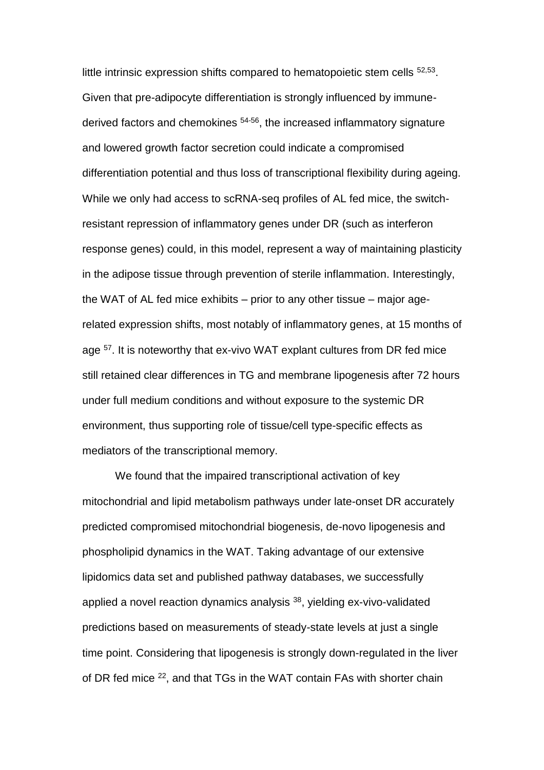little intrinsic expression shifts compared to hematopoietic stem cells [52,53]. Given that pre-adipocyte differentiation is strongly influenced by immune-derived factors and chemokines [54-56], the increased inflammatory signature and lowered growth factor secretion could indicate a compromised differentiation potential and thus loss of transcriptional flexibility during ageing. While we only had access to scRNA-seq profiles of AL fed mice, the switch-resistant repression of inflammatory genes under DR (such as interferon response genes) could, in this model, represent a way of maintaining plasticity in the adipose tissue through prevention of sterile inflammation. Interestingly, the WAT of AL fed mice exhibits – prior to any other tissue – major age-related expression shifts, most notably of inflammatory genes, at 15 months of age [57]. It is noteworthy that ex-vivo WAT explant cultures from DR fed mice still retained clear differences in TG and membrane lipogenesis after 72 hours under full medium conditions and without exposure to the systemic DR environment, thus supporting role of tissue/cell type-specific effects as mediators of the transcriptional memory.

We found that the impaired transcriptional activation of key mitochondrial and lipid metabolism pathways under late-onset DR accurately predicted compromised mitochondrial biogenesis, de-novo lipogenesis and phospholipid dynamics in the WAT. Taking advantage of our extensive lipidomics data set and published pathway databases, we successfully applied a novel reaction dynamics analysis [38], yielding ex-vivo-validated predictions based on measurements of steady-state levels at just a single time point. Considering that lipogenesis is strongly down-regulated in the liver of DR fed mice [22], and that TGs in the WAT contain FAs with shorter chain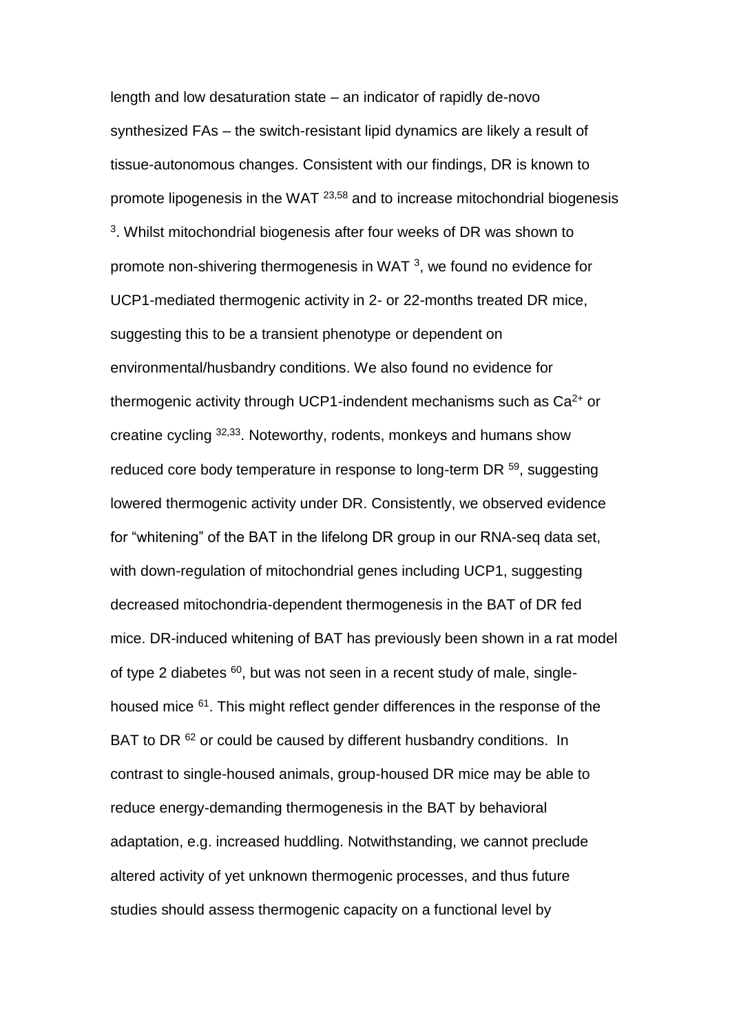length and low desaturation state – an indicator of rapidly de-novo synthesized FAs – the switch-resistant lipid dynamics are likely a result of tissue-autonomous changes. Consistent with our findings, DR is known to promote lipogenesis in the WAT [23,58] and to increase mitochondrial biogenesis [3]. Whilst mitochondrial biogenesis after four weeks of DR was shown to promote non-shivering thermogenesis in WAT [3], we found no evidence for UCP1-mediated thermogenic activity in 2- or 22-months treated DR mice, suggesting this to be a transient phenotype or dependent on environmental/husbandry conditions. We also found no evidence for thermogenic activity through UCP1-indendent mechanisms such as $Ca^{2+}$ or creatine cycling [32,33]. Noteworthy, rodents, monkeys and humans show reduced core body temperature in response to long-term DR [59], suggesting lowered thermogenic activity under DR. Consistently, we observed evidence for "whitening" of the BAT in the lifelong DR group in our RNA-seq data set, with down-regulation of mitochondrial genes including UCP1, suggesting decreased mitochondria-dependent thermogenesis in the BAT of DR fed mice. DR-induced whitening of BAT has previously been shown in a rat model of type 2 diabetes [60], but was not seen in a recent study of male, single-housed mice [61]. This might reflect gender differences in the response of the BAT to DR [62] or could be caused by different husbandry conditions. In contrast to single-housed animals, group-housed DR mice may be able to reduce energy-demanding thermogenesis in the BAT by behavioral adaptation, e.g. increased huddling. Notwithstanding, we cannot preclude altered activity of yet unknown thermogenic processes, and thus future studies should assess thermogenic capacity on a functional level by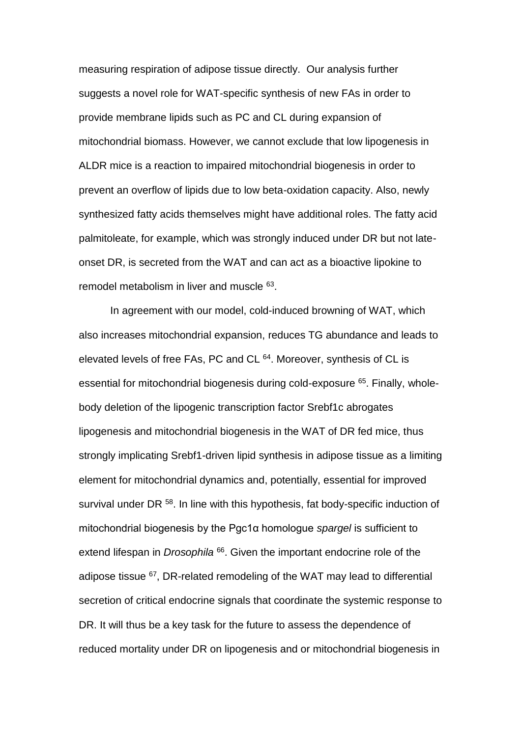measuring respiration of adipose tissue directly. Our analysis further suggests a novel role for WAT-specific synthesis of new FAs in order to provide membrane lipids such as PC and CL during expansion of mitochondrial biomass. However, we cannot exclude that low lipogenesis in ALDR mice is a reaction to impaired mitochondrial biogenesis in order to prevent an overflow of lipids due to low beta-oxidation capacity. Also, newly synthesized fatty acids themselves might have additional roles. The fatty acid palmitoleate, for example, which was strongly induced under DR but not late-onset DR, is secreted from the WAT and can act as a bioactive lipokine to remodel metabolism in liver and muscle [63].

In agreement with our model, cold-induced browning of WAT, which also increases mitochondrial expansion, reduces TG abundance and leads to elevated levels of free FAs, PC and CL [64]. Moreover, synthesis of CL is essential for mitochondrial biogenesis during cold-exposure [65]. Finally, whole-body deletion of the lipogenic transcription factor Srebf1c abrogates lipogenesis and mitochondrial biogenesis in the WAT of DR fed mice, thus strongly implicating Srebf1-driven lipid synthesis in adipose tissue as a limiting element for mitochondrial dynamics and, potentially, essential for improved survival under DR [58]. In line with this hypothesis, fat body-specific induction of mitochondrial biogenesis by the Pgc1α homologue *spargel* is sufficient to extend lifespan in *Drosophila* [66]. Given the important endocrine role of the adipose tissue [67], DR-related remodeling of the WAT may lead to differential secretion of critical endocrine signals that coordinate the systemic response to DR. It will thus be a key task for the future to assess the dependence of reduced mortality under DR on lipogenesis and or mitochondrial biogenesis in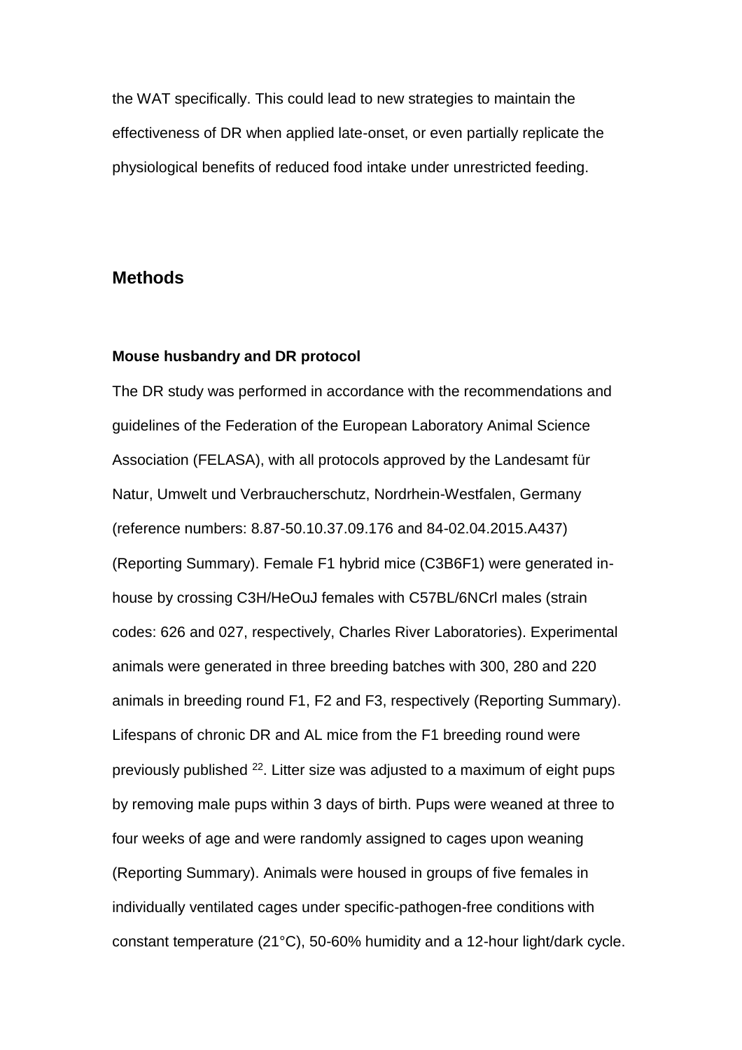the WAT specifically. This could lead to new strategies to maintain the effectiveness of DR when applied late-onset, or even partially replicate the physiological benefits of reduced food intake under unrestricted feeding.

## Methods

### Mouse husbandry and DR protocol

The DR study was performed in accordance with the recommendations and guidelines of the Federation of the European Laboratory Animal Science Association (FELASA), with all protocols approved by the Landesamt für Natur, Umwelt und Verbraucherschutz, Nordrhein-Westfalen, Germany (reference numbers: 8.87-50.10.37.09.176 and 84-02.04.2015.A437) (Reporting Summary). Female F1 hybrid mice (C3B6F1) were generated in-house by crossing C3H/HeOuJ females with C57BL/6NCrl males (strain codes: 626 and 027, respectively, Charles River Laboratories). Experimental animals were generated in three breeding batches with 300, 280 and 220 animals in breeding round F1, F2 and F3, respectively (Reporting Summary). Lifespans of chronic DR and AL mice from the F1 breeding round were previously published [22]. Litter size was adjusted to a maximum of eight pups by removing male pups within 3 days of birth. Pups were weaned at three to four weeks of age and were randomly assigned to cages upon weaning (Reporting Summary). Animals were housed in groups of five females in individually ventilated cages under specific-pathogen-free conditions with constant temperature (21°C), 50-60% humidity and a 12-hour light/dark cycle.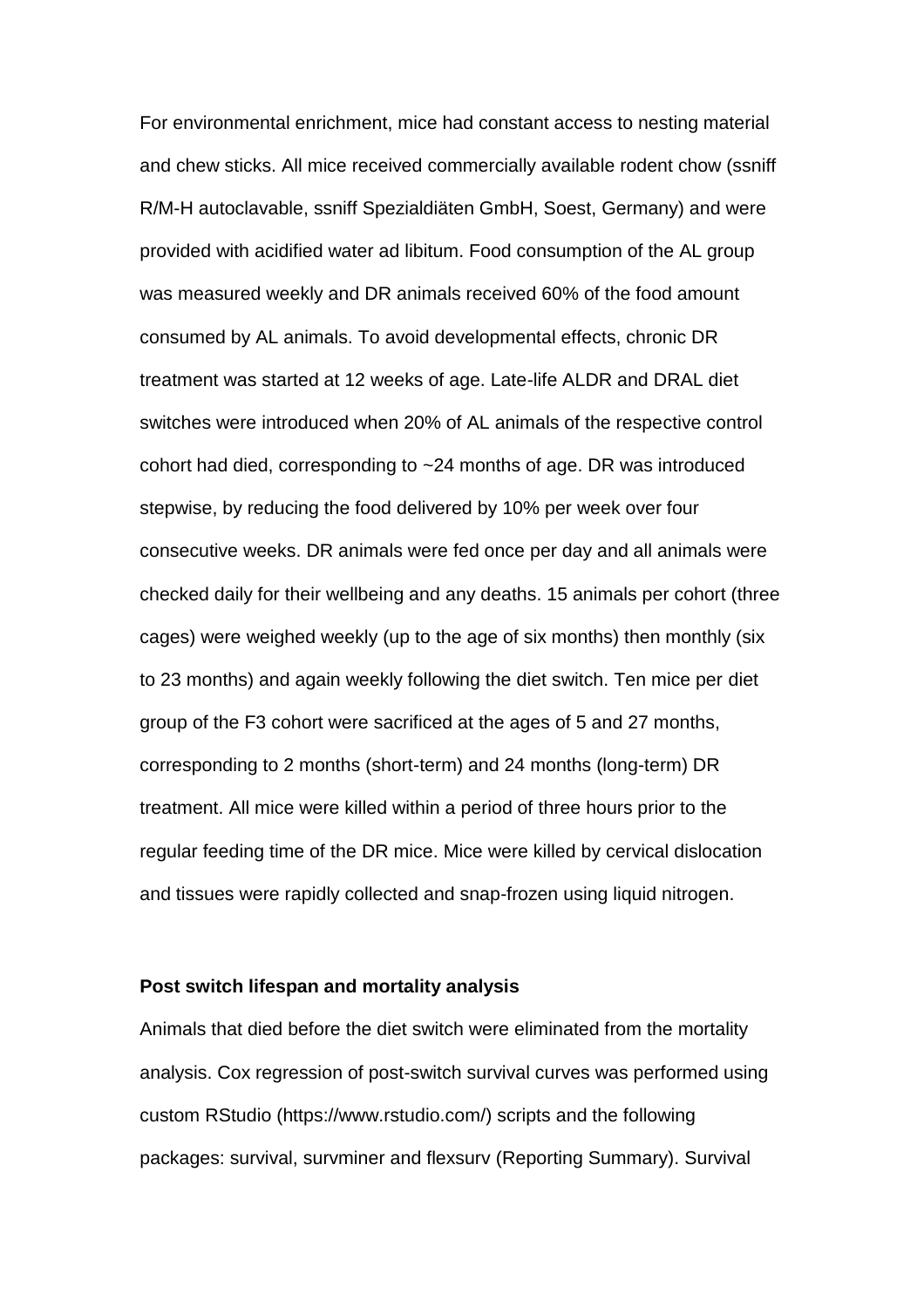For environmental enrichment, mice had constant access to nesting material and chew sticks. All mice received commercially available rodent chow (ssniff R/M-H autoclavable, ssniff Spezialdiäten GmbH, Soest, Germany) and were provided with acidified water ad libitum. Food consumption of the AL group was measured weekly and DR animals received 60% of the food amount consumed by AL animals. To avoid developmental effects, chronic DR treatment was started at 12 weeks of age. Late-life ALDR and DRAL diet switches were introduced when 20% of AL animals of the respective control cohort had died, corresponding to ~24 months of age. DR was introduced stepwise, by reducing the food delivered by 10% per week over four consecutive weeks. DR animals were fed once per day and all animals were checked daily for their wellbeing and any deaths. 15 animals per cohort (three cages) were weighed weekly (up to the age of six months) then monthly (six to 23 months) and again weekly following the diet switch. Ten mice per diet group of the F3 cohort were sacrificed at the ages of 5 and 27 months, corresponding to 2 months (short-term) and 24 months (long-term) DR treatment. All mice were killed within a period of three hours prior to the regular feeding time of the DR mice. Mice were killed by cervical dislocation and tissues were rapidly collected and snap-frozen using liquid nitrogen.

**Post switch lifespan and mortality analysis**

Animals that died before the diet switch were eliminated from the mortality analysis. Cox regression of post-switch survival curves was performed using custom RStudio (https://www.rstudio.com/) scripts and the following packages: survival, survminer and flexsurv (Reporting Summary). Survival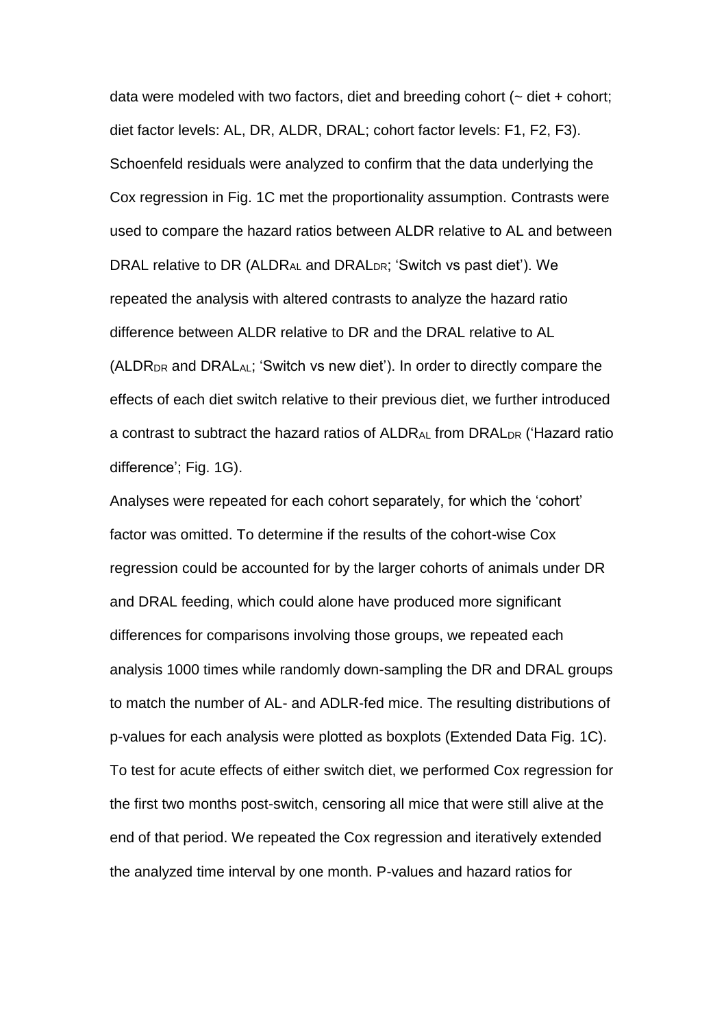data were modeled with two factors, diet and breeding cohort (~ diet + cohort; diet factor levels: AL, DR, ALDR, DRAL; cohort factor levels: F1, F2, F3). Schoenfeld residuals were analyzed to confirm that the data underlying the Cox regression in Fig. 1C met the proportionality assumption. Contrasts were used to compare the hazard ratios between ALDR relative to AL and between DRAL relative to DR ($ALDR_{AL}$ and $DRAL_{DR}$; 'Switch vs past diet'). We repeated the analysis with altered contrasts to analyze the hazard ratio difference between ALDR relative to DR and the DRAL relative to AL ($ALDR_{DR}$ and $DRAL_{AL}$; 'Switch vs new diet'). In order to directly compare the effects of each diet switch relative to their previous diet, we further introduced a contrast to subtract the hazard ratios of $ALDR_{AL}$ from $DRAL_{DR}$ ('Hazard ratio difference'; Fig. 1G).

Analyses were repeated for each cohort separately, for which the 'cohort' factor was omitted. To determine if the results of the cohort-wise Cox regression could be accounted for by the larger cohorts of animals under DR and DRAL feeding, which could alone have produced more significant differences for comparisons involving those groups, we repeated each analysis 1000 times while randomly down-sampling the DR and DRAL groups to match the number of AL- and ADLR-fed mice. The resulting distributions of p-values for each analysis were plotted as boxplots (Extended Data Fig. 1C). To test for acute effects of either switch diet, we performed Cox regression for the first two months post-switch, censoring all mice that were still alive at the end of that period. We repeated the Cox regression and iteratively extended the analyzed time interval by one month. P-values and hazard ratios for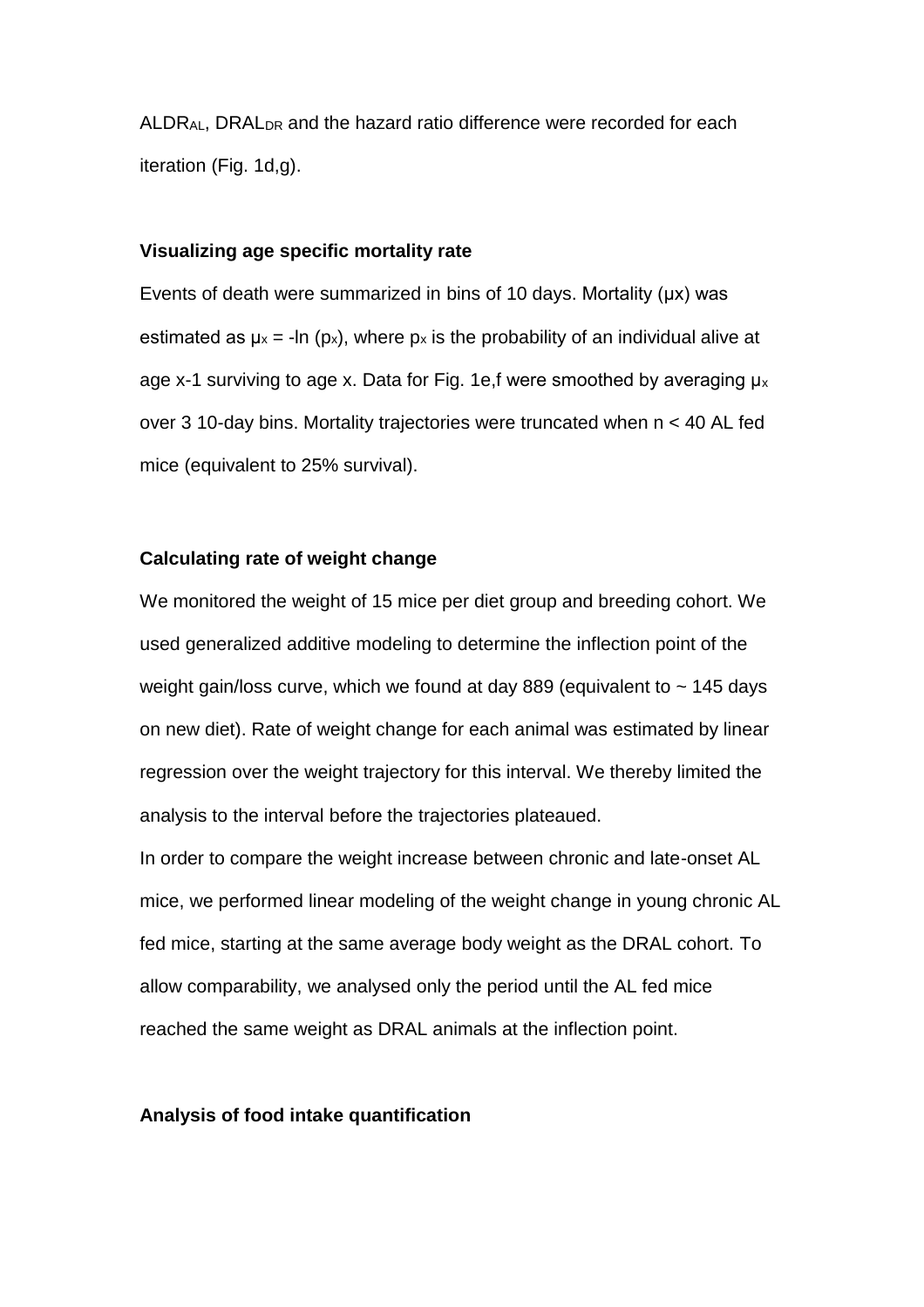$ALDR_{AL}$, $DRAL_{DR}$ and the hazard ratio difference were recorded for each iteration (Fig. 1d,g).

**Visualizing age specific mortality rate**

Events of death were summarized in bins of 10 days. Mortality (µx) was estimated as $\mu_x = -\ln(p_x)$, where $p_x$ is the probability of an individual alive at age x-1 surviving to age x. Data for Fig. 1e,f were smoothed by averaging $\mu_x$ over 3 10-day bins. Mortality trajectories were truncated when n < 40 AL fed mice (equivalent to 25% survival).

**Calculating rate of weight change**

We monitored the weight of 15 mice per diet group and breeding cohort. We used generalized additive modeling to determine the inflection point of the weight gain/loss curve, which we found at day 889 (equivalent to ~ 145 days on new diet). Rate of weight change for each animal was estimated by linear regression over the weight trajectory for this interval. We thereby limited the analysis to the interval before the trajectories plateaued.

In order to compare the weight increase between chronic and late-onset AL mice, we performed linear modeling of the weight change in young chronic AL fed mice, starting at the same average body weight as the DRAL cohort. To allow comparability, we analysed only the period until the AL fed mice reached the same weight as DRAL animals at the inflection point.

**Analysis of food intake quantification**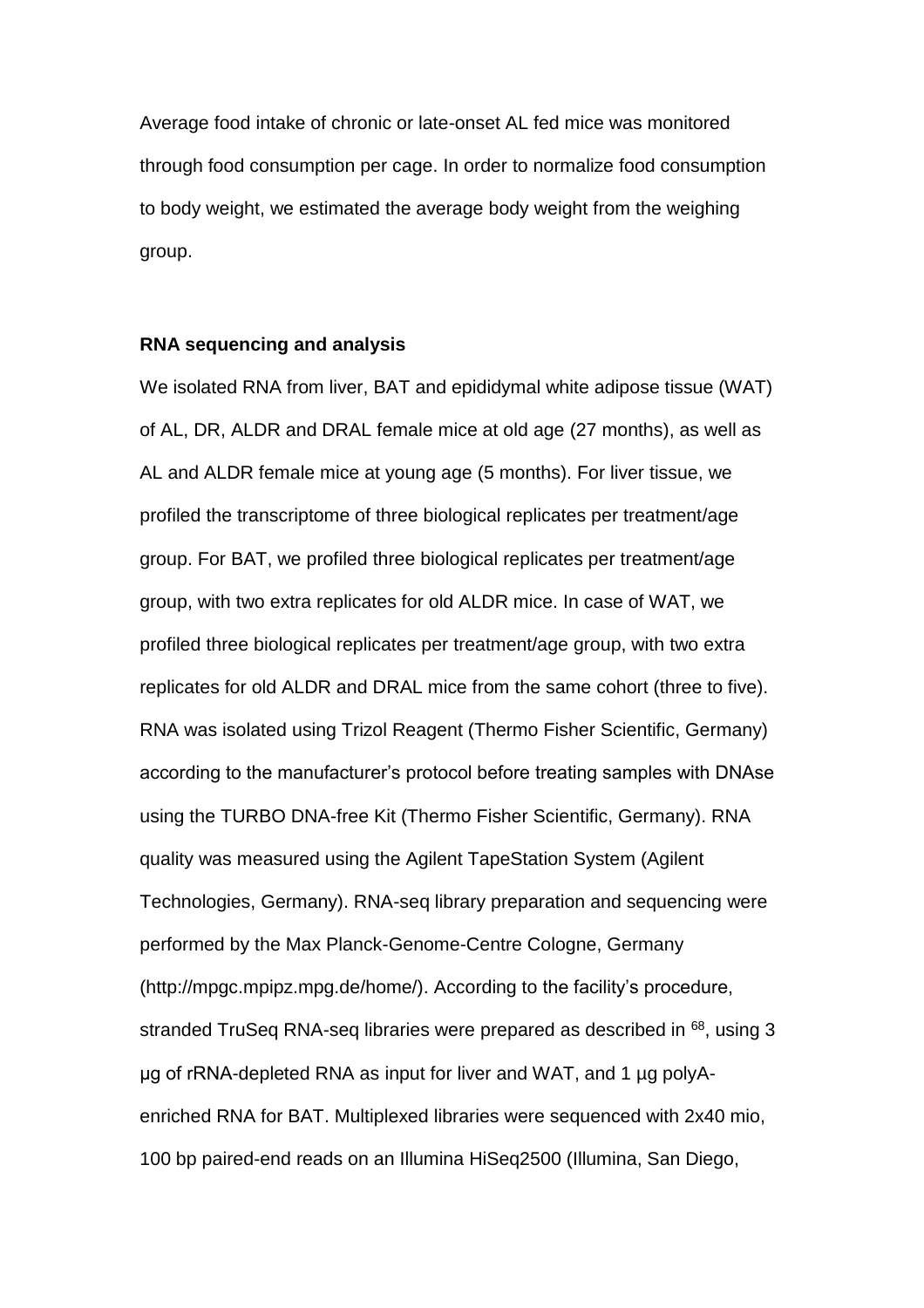Average food intake of chronic or late-onset AL fed mice was monitored through food consumption per cage. In order to normalize food consumption to body weight, we estimated the average body weight from the weighing group.

**RNA sequencing and analysis**

We isolated RNA from liver, BAT and epididymal white adipose tissue (WAT) of AL, DR, ALDR and DRAL female mice at old age (27 months), as well as AL and ALDR female mice at young age (5 months). For liver tissue, we profiled the transcriptome of three biological replicates per treatment/age group. For BAT, we profiled three biological replicates per treatment/age group, with two extra replicates for old ALDR mice. In case of WAT, we profiled three biological replicates per treatment/age group, with two extra replicates for old ALDR and DRAL mice from the same cohort (three to five). RNA was isolated using Trizol Reagent (Thermo Fisher Scientific, Germany) according to the manufacturer's protocol before treating samples with DNAse using the TURBO DNA-free Kit (Thermo Fisher Scientific, Germany). RNA quality was measured using the Agilent TapeStation System (Agilent Technologies, Germany). RNA-seq library preparation and sequencing were performed by the Max Planck-Genome-Centre Cologne, Germany (http://mpgc.mpipz.mpg.de/home/). According to the facility's procedure, stranded TruSeq RNA-seq libraries were prepared as described in [68], using 3 µg of rRNA-depleted RNA as input for liver and WAT, and 1 µg polyA-enriched RNA for BAT. Multiplexed libraries were sequenced with 2x40 mio, 100 bp paired-end reads on an Illumina HiSeq2500 (Illumina, San Diego,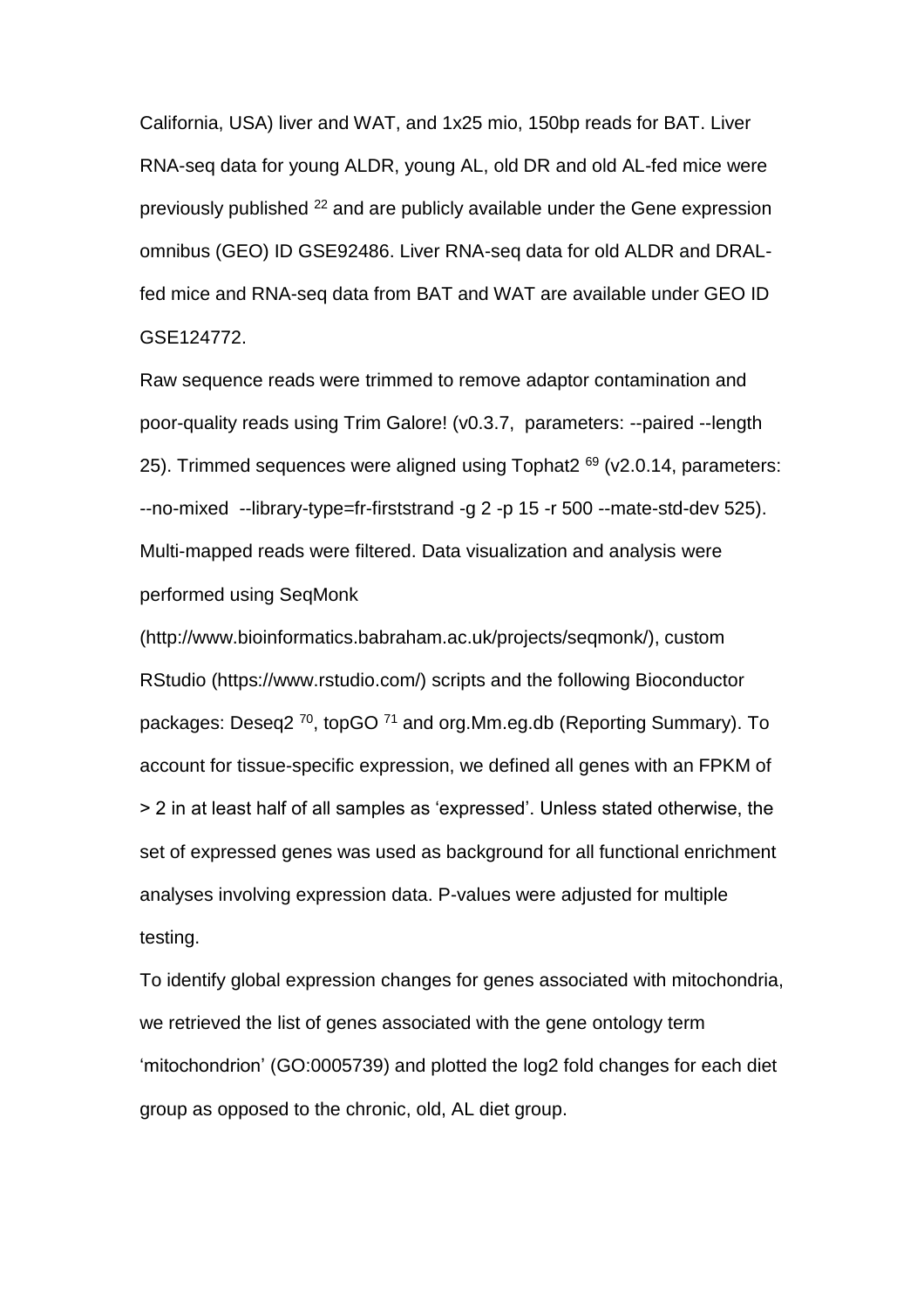California, USA) liver and WAT, and 1x25 mio, 150bp reads for BAT. Liver RNA-seq data for young ALDR, young AL, old DR and old AL-fed mice were previously published [22] and are publicly available under the Gene expression omnibus (GEO) ID GSE92486. Liver RNA-seq data for old ALDR and DRAL-fed mice and RNA-seq data from BAT and WAT are available under GEO ID GSE124772.

Raw sequence reads were trimmed to remove adaptor contamination and poor-quality reads using Trim Galore! (v0.3.7, parameters: --paired --length 25). Trimmed sequences were aligned using Tophat2 [69] (v2.0.14, parameters: --no-mixed --library-type=fr-firststrand -g 2 -p 15 -r 500 --mate-std-dev 525). Multi-mapped reads were filtered. Data visualization and analysis were performed using SeqMonk (http://www.bioinformatics.babraham.ac.uk/projects/seqmonk/), custom RStudio (https://www.rstudio.com/) scripts and the following Bioconductor packages: Deseq2 [70], topGO [71] and org.Mm.eg.db (Reporting Summary). To account for tissue-specific expression, we defined all genes with an FPKM of > 2 in at least half of all samples as 'expressed'. Unless stated otherwise, the set of expressed genes was used as background for all functional enrichment analyses involving expression data. P-values were adjusted for multiple testing.

To identify global expression changes for genes associated with mitochondria, we retrieved the list of genes associated with the gene ontology term 'mitochondrion' (GO:0005739) and plotted the log2 fold changes for each diet group as opposed to the chronic, old, AL diet group.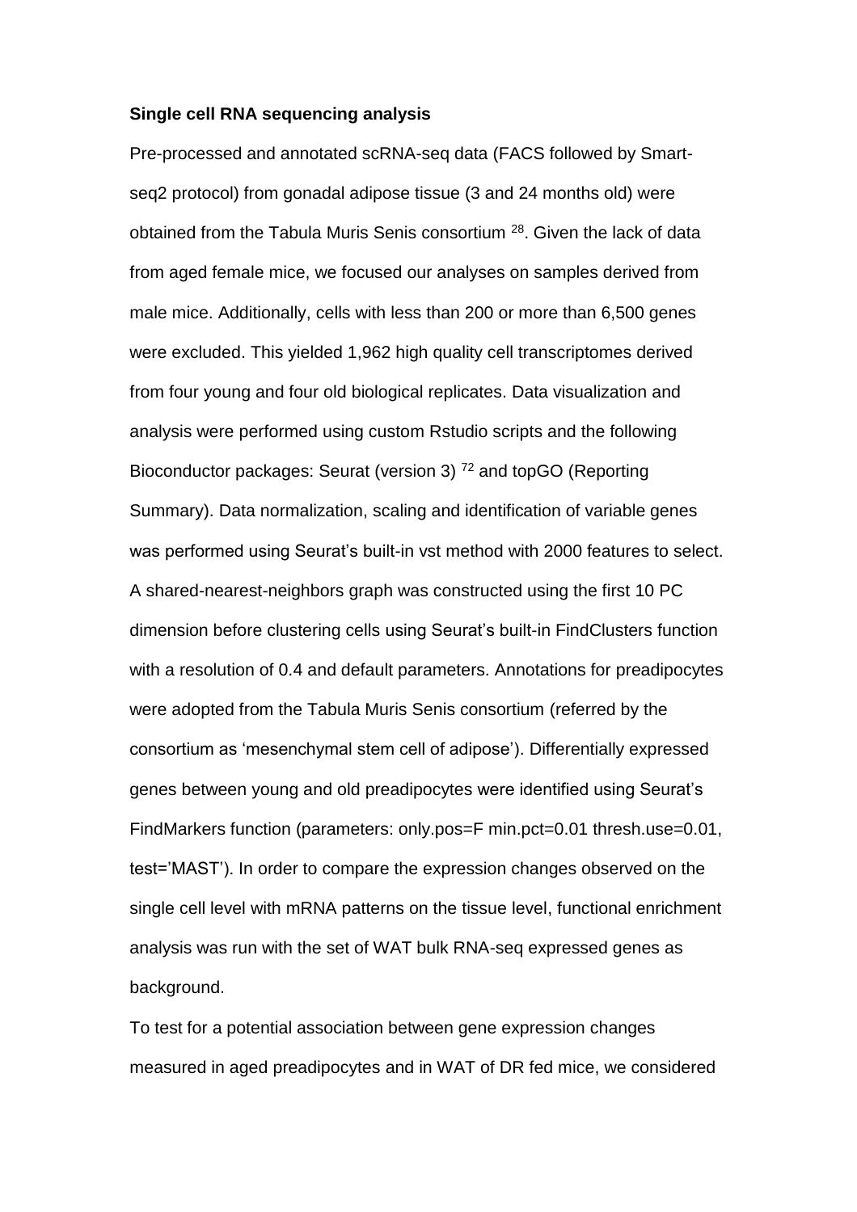**Single cell RNA sequencing analysis**

Pre-processed and annotated scRNA-seq data (FACS followed by Smart-seq2 protocol) from gonadal adipose tissue (3 and 24 months old) were obtained from the Tabula Muris Senis consortium [28]. Given the lack of data from aged female mice, we focused our analyses on samples derived from male mice. Additionally, cells with less than 200 or more than 6,500 genes were excluded. This yielded 1,962 high quality cell transcriptomes derived from four young and four old biological replicates. Data visualization and analysis were performed using custom Rstudio scripts and the following Bioconductor packages: Seurat (version 3) [72] and topGO (Reporting Summary). Data normalization, scaling and identification of variable genes was performed using Seurat's built-in vst method with 2000 features to select. A shared-nearest-neighbors graph was constructed using the first 10 PC dimension before clustering cells using Seurat's built-in FindClusters function with a resolution of 0.4 and default parameters. Annotations for preadipocytes were adopted from the Tabula Muris Senis consortium (referred by the consortium as 'mesenchymal stem cell of adipose'). Differentially expressed genes between young and old preadipocytes were identified using Seurat's FindMarkers function (parameters: only.pos=F min.pct=0.01 thresh.use=0.01, test='MAST'). In order to compare the expression changes observed on the single cell level with mRNA patterns on the tissue level, functional enrichment analysis was run with the set of WAT bulk RNA-seq expressed genes as background.

To test for a potential association between gene expression changes measured in aged preadipocytes and in WAT of DR fed mice, we considered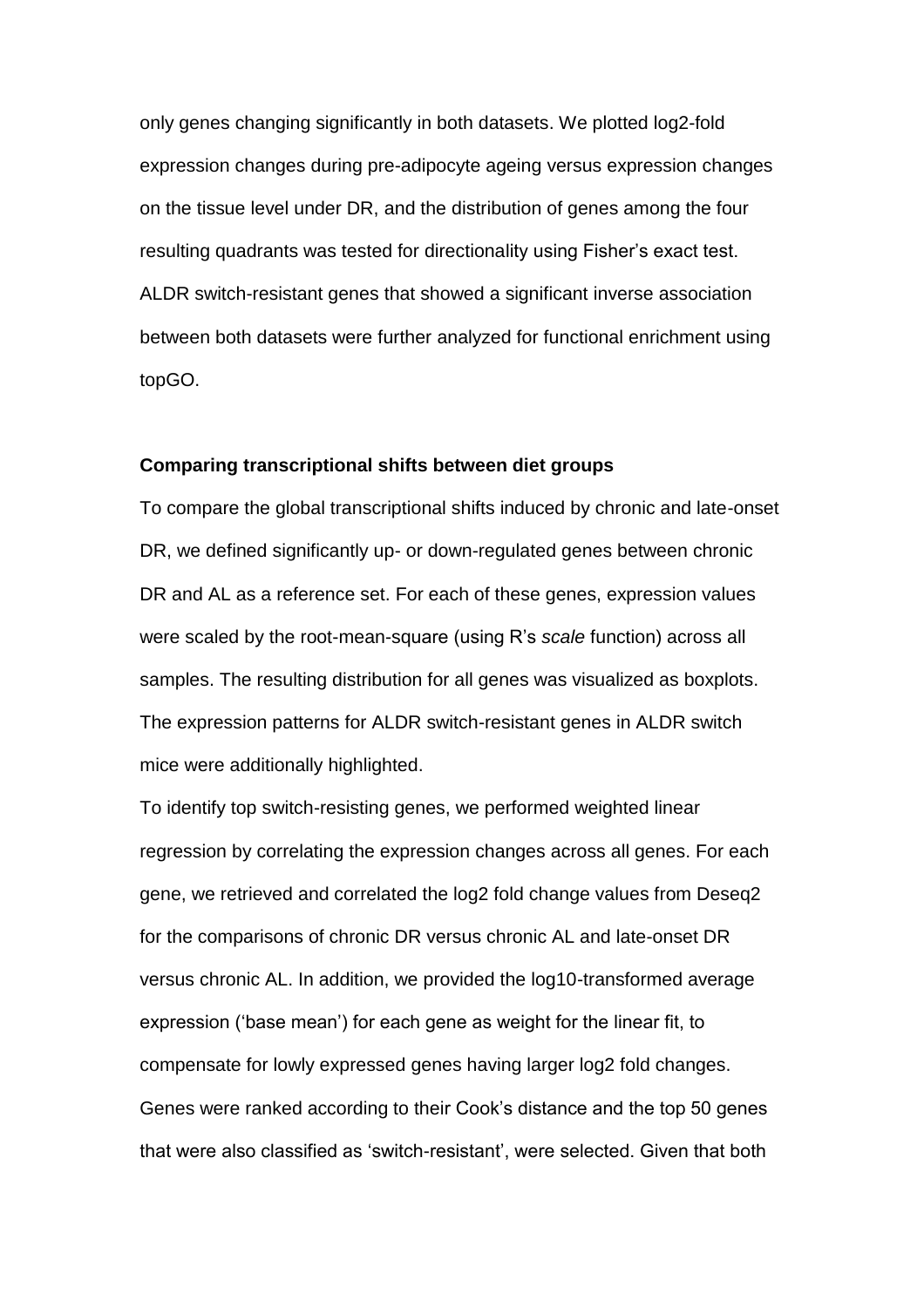only genes changing significantly in both datasets. We plotted log2-fold expression changes during pre-adipocyte ageing versus expression changes on the tissue level under DR, and the distribution of genes among the four resulting quadrants was tested for directionality using Fisher's exact test. ALDR switch-resistant genes that showed a significant inverse association between both datasets were further analyzed for functional enrichment using topGO.

**Comparing transcriptional shifts between diet groups**

To compare the global transcriptional shifts induced by chronic and late-onset DR, we defined significantly up- or down-regulated genes between chronic DR and AL as a reference set. For each of these genes, expression values were scaled by the root-mean-square (using R's *scale* function) across all samples. The resulting distribution for all genes was visualized as boxplots. The expression patterns for ALDR switch-resistant genes in ALDR switch mice were additionally highlighted.

To identify top switch-resisting genes, we performed weighted linear regression by correlating the expression changes across all genes. For each gene, we retrieved and correlated the log2 fold change values from Deseq2 for the comparisons of chronic DR versus chronic AL and late-onset DR versus chronic AL. In addition, we provided the log10-transformed average expression ('base mean') for each gene as weight for the linear fit, to compensate for lowly expressed genes having larger log2 fold changes. Genes were ranked according to their Cook's distance and the top 50 genes that were also classified as 'switch-resistant', were selected. Given that both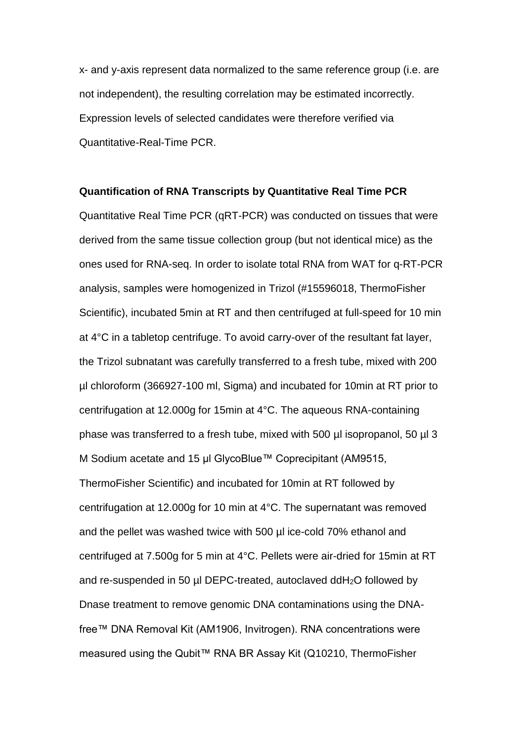x- and y-axis represent data normalized to the same reference group (i.e. are not independent), the resulting correlation may be estimated incorrectly. Expression levels of selected candidates were therefore verified via Quantitative-Real-Time PCR.

**Quantification of RNA Transcripts by Quantitative Real Time PCR**

Quantitative Real Time PCR (qRT-PCR) was conducted on tissues that were derived from the same tissue collection group (but not identical mice) as the ones used for RNA-seq. In order to isolate total RNA from WAT for q-RT-PCR analysis, samples were homogenized in Trizol (#15596018, ThermoFisher Scientific), incubated 5min at RT and then centrifuged at full-speed for 10 min at 4°C in a tabletop centrifuge. To avoid carry-over of the resultant fat layer, the Trizol subnatant was carefully transferred to a fresh tube, mixed with 200 µl chloroform (366927-100 ml, Sigma) and incubated for 10min at RT prior to centrifugation at 12.000g for 15min at 4°C. The aqueous RNA-containing phase was transferred to a fresh tube, mixed with 500 µl isopropanol, 50 µl 3 M Sodium acetate and 15 µl GlycoBlue™ Coprecipitant (AM9515, ThermoFisher Scientific) and incubated for 10min at RT followed by centrifugation at 12.000g for 10 min at 4°C. The supernatant was removed and the pellet was washed twice with 500 µl ice-cold 70% ethanol and centrifuged at 7.500g for 5 min at 4°C. Pellets were air-dried for 15min at RT and re-suspended in 50 µl DEPC-treated, autoclaved dd$H_2O$ followed by Dnase treatment to remove genomic DNA contaminations using the DNA-free™ DNA Removal Kit (AM1906, Invitrogen). RNA concentrations were measured using the Qubit™ RNA BR Assay Kit (Q10210, ThermoFisher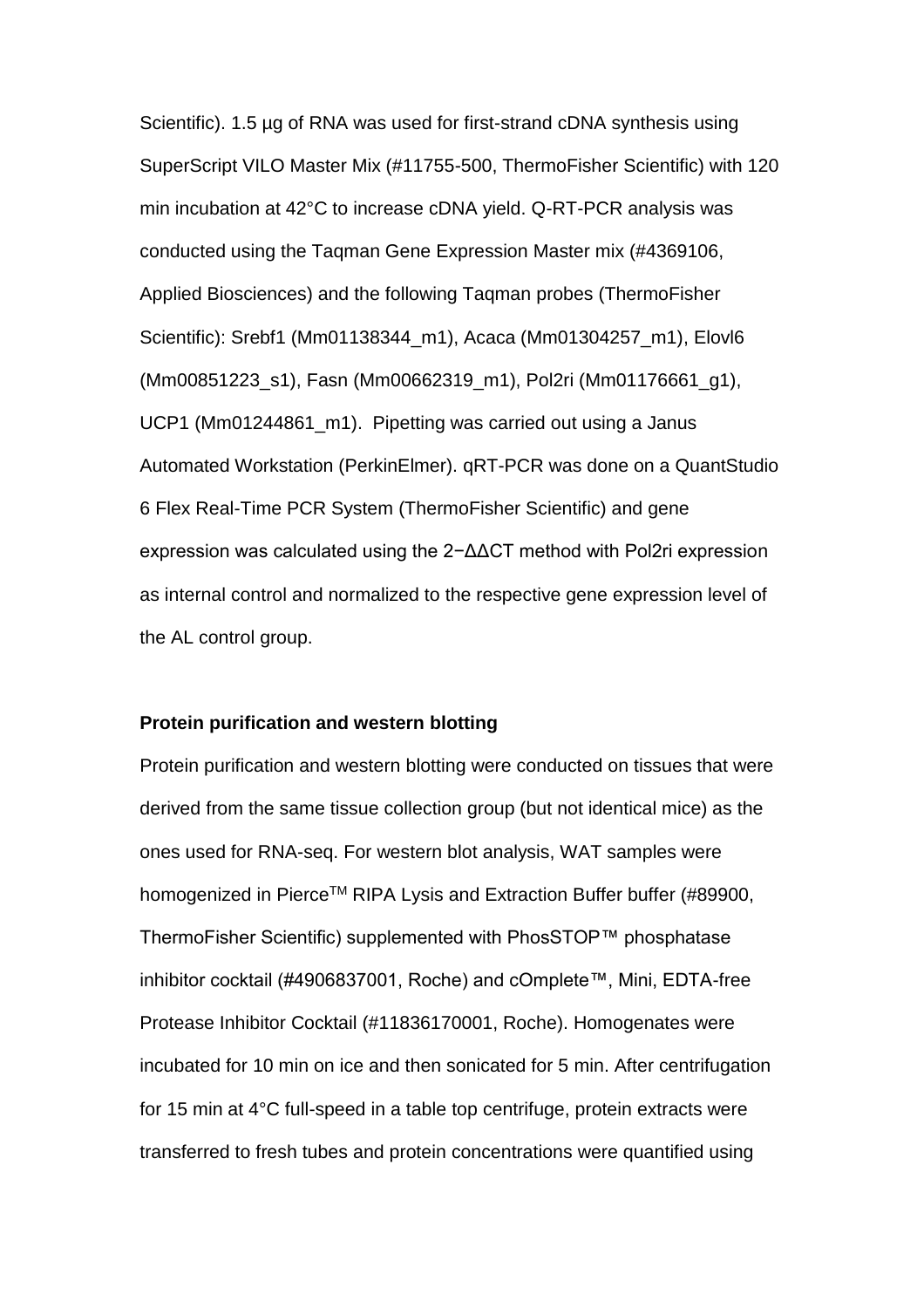Scientific). 1.5 µg of RNA was used for first-strand cDNA synthesis using SuperScript VILO Master Mix (#11755-500, ThermoFisher Scientific) with 120 min incubation at 42°C to increase cDNA yield. Q-RT-PCR analysis was conducted using the Taqman Gene Expression Master mix (#4369106, Applied Biosciences) and the following Taqman probes (ThermoFisher Scientific): Srebf1 (Mm01138344_m1), Acaca (Mm01304257_m1), Elovl6 (Mm00851223_s1), Fasn (Mm00662319_m1), Pol2ri (Mm01176661_g1), UCP1 (Mm01244861_m1). Pipetting was carried out using a Janus Automated Workstation (PerkinElmer). qRT-PCR was done on a QuantStudio 6 Flex Real-Time PCR System (ThermoFisher Scientific) and gene expression was calculated using the $2^{-\Delta\Delta CT}$ method with Pol2ri expression as internal control and normalized to the respective gene expression level of the AL control group.

**Protein purification and western blotting**

Protein purification and western blotting were conducted on tissues that were derived from the same tissue collection group (but not identical mice) as the ones used for RNA-seq. For western blot analysis, WAT samples were homogenized in Pierce™ RIPA Lysis and Extraction Buffer buffer (#89900, ThermoFisher Scientific) supplemented with PhosSTOP™ phosphatase inhibitor cocktail (#4906837001, Roche) and cOmplete™, Mini, EDTA-free Protease Inhibitor Cocktail (#11836170001, Roche). Homogenates were incubated for 10 min on ice and then sonicated for 5 min. After centrifugation for 15 min at 4°C full-speed in a table top centrifuge, protein extracts were transferred to fresh tubes and protein concentrations were quantified using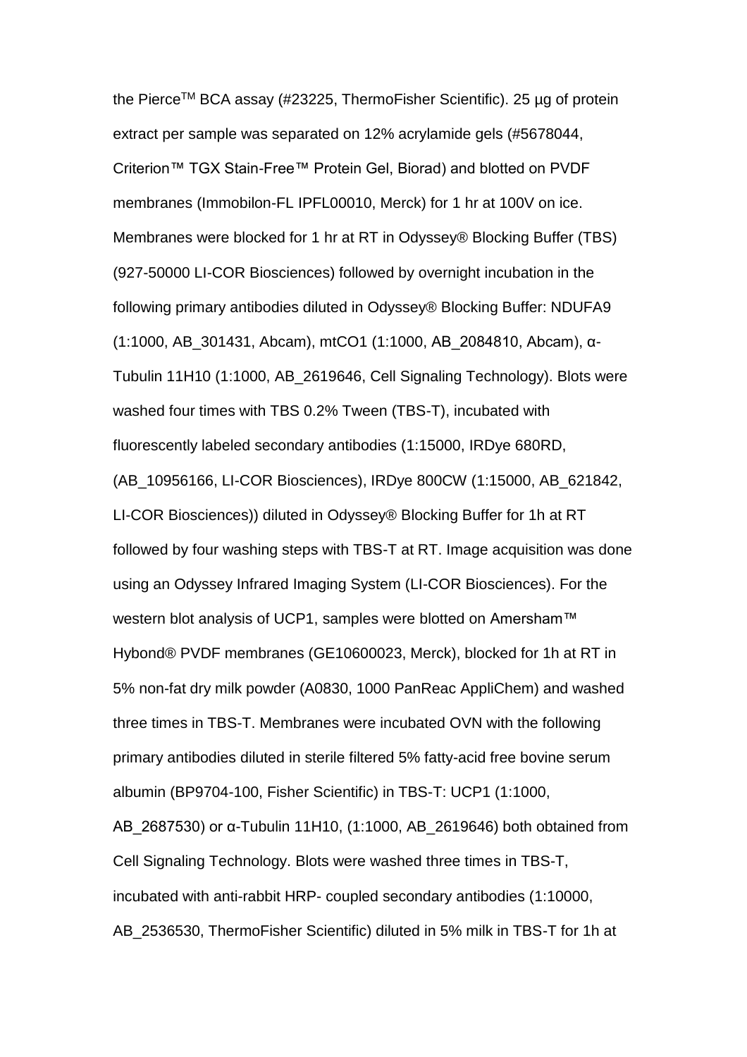the Pierce™ BCA assay (#23225, ThermoFisher Scientific). 25 µg of protein extract per sample was separated on 12% acrylamide gels (#5678044, Criterion™ TGX Stain-Free™ Protein Gel, Biorad) and blotted on PVDF membranes (Immobilon-FL IPFL00010, Merck) for 1 hr at 100V on ice. Membranes were blocked for 1 hr at RT in Odyssey® Blocking Buffer (TBS) (927-50000 LI-COR Biosciences) followed by overnight incubation in the following primary antibodies diluted in Odyssey® Blocking Buffer: NDUFA9 (1:1000, AB_301431, Abcam), mtCO1 (1:1000, AB_2084810, Abcam), α-Tubulin 11H10 (1:1000, AB_2619646, Cell Signaling Technology). Blots were washed four times with TBS 0.2% Tween (TBS-T), incubated with fluorescently labeled secondary antibodies (1:15000, IRDye 680RD, (AB_10956166, LI-COR Biosciences), IRDye 800CW (1:15000, AB_621842, LI-COR Biosciences)) diluted in Odyssey® Blocking Buffer for 1h at RT followed by four washing steps with TBS-T at RT. Image acquisition was done using an Odyssey Infrared Imaging System (LI-COR Biosciences). For the western blot analysis of UCP1, samples were blotted on Amersham™ Hybond® PVDF membranes (GE10600023, Merck), blocked for 1h at RT in 5% non-fat dry milk powder (A0830, 1000 PanReac AppliChem) and washed three times in TBS-T. Membranes were incubated OVN with the following primary antibodies diluted in sterile filtered 5% fatty-acid free bovine serum albumin (BP9704-100, Fisher Scientific) in TBS-T: UCP1 (1:1000, AB_2687530) or α-Tubulin 11H10, (1:1000, AB_2619646) both obtained from Cell Signaling Technology. Blots were washed three times in TBS-T, incubated with anti-rabbit HRP- coupled secondary antibodies (1:10000, AB_2536530, ThermoFisher Scientific) diluted in 5% milk in TBS-T for 1h at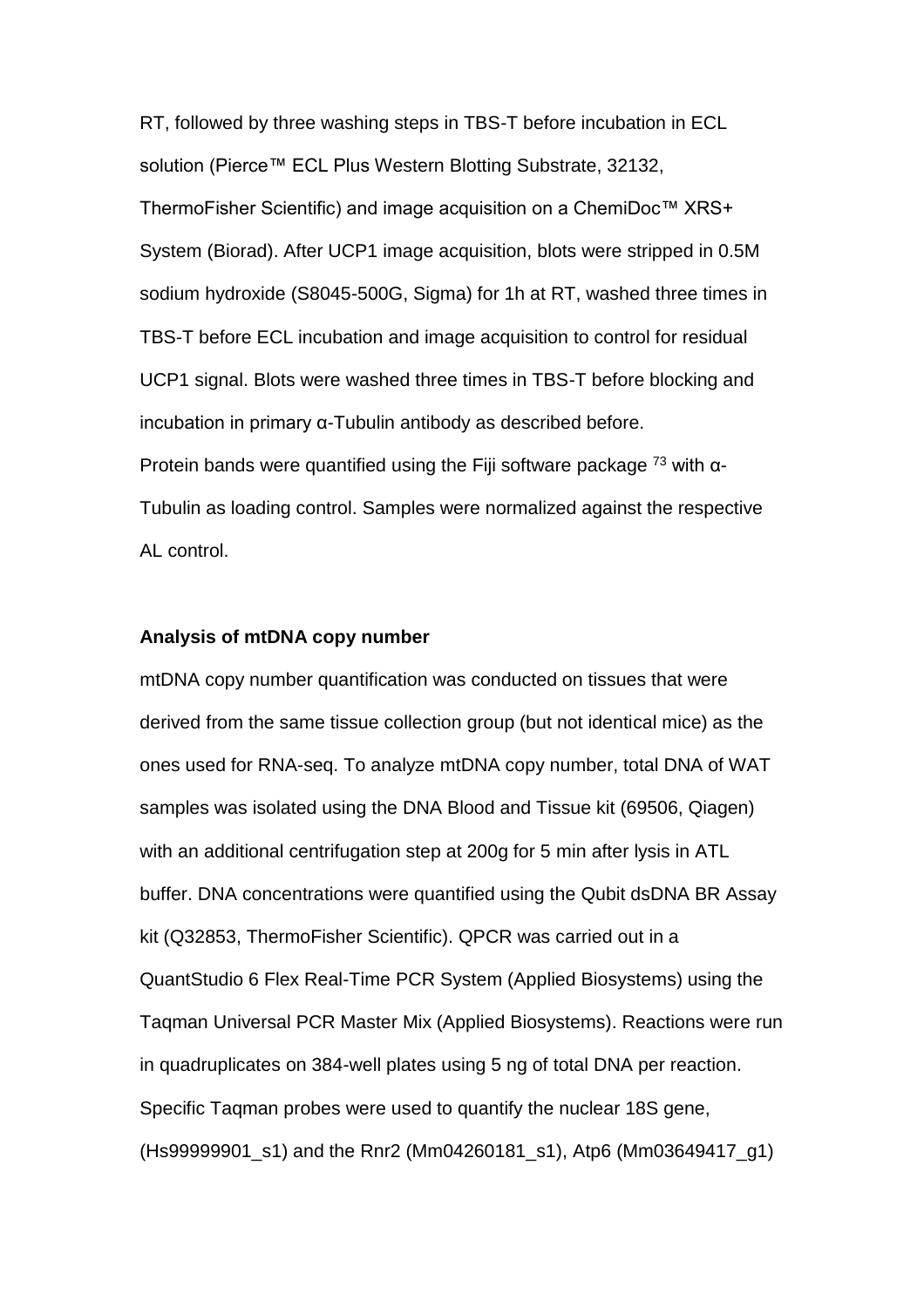RT, followed by three washing steps in TBS-T before incubation in ECL solution (Pierce™ ECL Plus Western Blotting Substrate, 32132, ThermoFisher Scientific) and image acquisition on a ChemiDoc™ XRS+ System (Biorad). After UCP1 image acquisition, blots were stripped in 0.5M sodium hydroxide (S8045-500G, Sigma) for 1h at RT, washed three times in TBS-T before ECL incubation and image acquisition to control for residual UCP1 signal. Blots were washed three times in TBS-T before blocking and incubation in primary α-Tubulin antibody as described before.
Protein bands were quantified using the Fiji software package [73] with α-Tubulin as loading control. Samples were normalized against the respective AL control.

**Analysis of mtDNA copy number**

mtDNA copy number quantification was conducted on tissues that were derived from the same tissue collection group (but not identical mice) as the ones used for RNA-seq. To analyze mtDNA copy number, total DNA of WAT samples was isolated using the DNA Blood and Tissue kit (69506, Qiagen) with an additional centrifugation step at 200g for 5 min after lysis in ATL buffer. DNA concentrations were quantified using the Qubit dsDNA BR Assay kit (Q32853, ThermoFisher Scientific). QPCR was carried out in a QuantStudio 6 Flex Real-Time PCR System (Applied Biosystems) using the Taqman Universal PCR Master Mix (Applied Biosystems). Reactions were run in quadruplicates on 384-well plates using 5 ng of total DNA per reaction. Specific Taqman probes were used to quantify the nuclear 18S gene, (Hs99999901_s1) and the Rnr2 (Mm04260181_s1), Atp6 (Mm03649417_g1)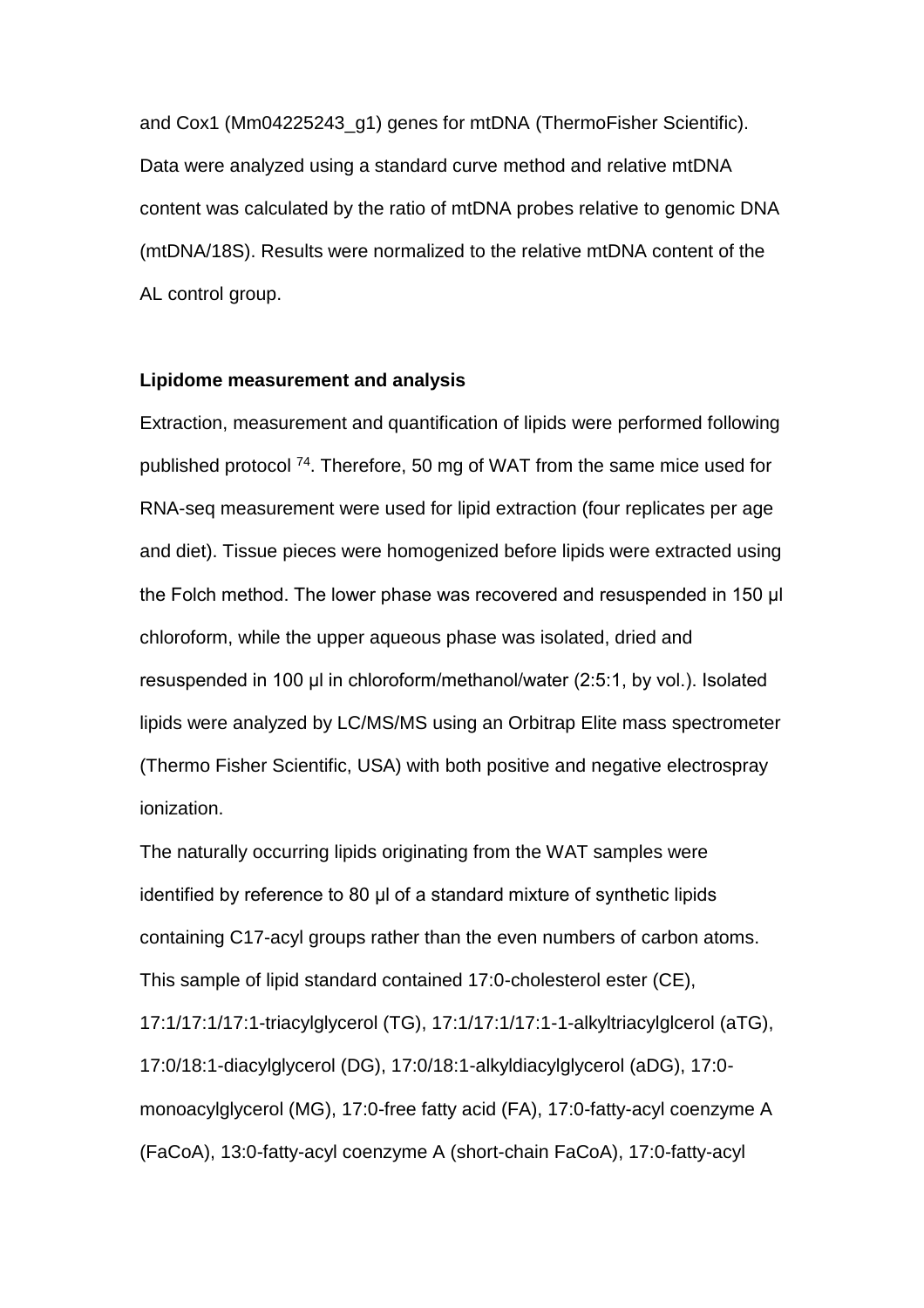and Cox1 (Mm04225243_g1) genes for mtDNA (ThermoFisher Scientific). Data were analyzed using a standard curve method and relative mtDNA content was calculated by the ratio of mtDNA probes relative to genomic DNA (mtDNA/18S). Results were normalized to the relative mtDNA content of the AL control group.

**Lipidome measurement and analysis**

Extraction, measurement and quantification of lipids were performed following published protocol [74]. Therefore, 50 mg of WAT from the same mice used for RNA-seq measurement were used for lipid extraction (four replicates per age and diet). Tissue pieces were homogenized before lipids were extracted using the Folch method. The lower phase was recovered and resuspended in 150 µl chloroform, while the upper aqueous phase was isolated, dried and resuspended in 100 µl in chloroform/methanol/water (2:5:1, by vol.). Isolated lipids were analyzed by LC/MS/MS using an Orbitrap Elite mass spectrometer (Thermo Fisher Scientific, USA) with both positive and negative electrospray ionization.

The naturally occurring lipids originating from the WAT samples were identified by reference to 80 µl of a standard mixture of synthetic lipids containing C17-acyl groups rather than the even numbers of carbon atoms. This sample of lipid standard contained 17:0-cholesterol ester (CE), 17:1/17:1/17:1-triacylglycerol (TG), 17:1/17:1/17:1-1-alkyltriacylglcerol (aTG), 17:0/18:1-diacylglycerol (DG), 17:0/18:1-alkyldiacylglycerol (aDG), 17:0-monoacylglycerol (MG), 17:0-free fatty acid (FA), 17:0-fatty-acyl coenzyme A (FaCoA), 13:0-fatty-acyl coenzyme A (short-chain FaCoA), 17:0-fatty-acyl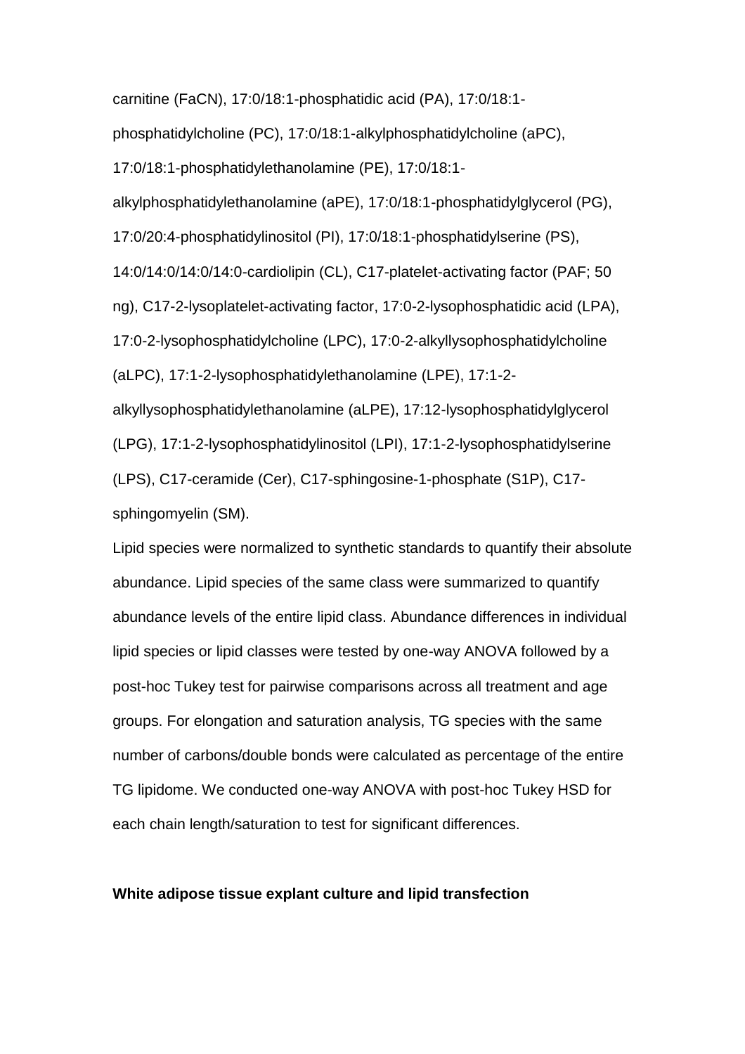carnitine (FaCN), 17:0/18:1-phosphatidic acid (PA), 17:0/18:1-phosphatidylcholine (PC), 17:0/18:1-alkylphosphatidylcholine (aPC), 17:0/18:1-phosphatidylethanolamine (PE), 17:0/18:1-alkylphosphatidylethanolamine (aPE), 17:0/18:1-phosphatidylglycerol (PG), 17:0/20:4-phosphatidylinositol (PI), 17:0/18:1-phosphatidylserine (PS), 14:0/14:0/14:0/14:0-cardiolipin (CL), C17-platelet-activating factor (PAF; 50 ng), C17-2-lysoplatelet-activating factor, 17:0-2-lysophosphatidic acid (LPA), 17:0-2-lysophosphatidylcholine (LPC), 17:0-2-alkyllysophosphatidylcholine (aLPC), 17:1-2-lysophosphatidylethanolamine (LPE), 17:1-2-alkyllysophosphatidylethanolamine (aLPE), 17:12-lysophosphatidylglycerol (LPG), 17:1-2-lysophosphatidylinositol (LPI), 17:1-2-lysophosphatidylserine (LPS), C17-ceramide (Cer), C17-sphingosine-1-phosphate (S1P), C17-sphingomyelin (SM).

Lipid species were normalized to synthetic standards to quantify their absolute abundance. Lipid species of the same class were summarized to quantify abundance levels of the entire lipid class. Abundance differences in individual lipid species or lipid classes were tested by one-way ANOVA followed by a post-hoc Tukey test for pairwise comparisons across all treatment and age groups. For elongation and saturation analysis, TG species with the same number of carbons/double bonds were calculated as percentage of the entire TG lipidome. We conducted one-way ANOVA with post-hoc Tukey HSD for each chain length/saturation to test for significant differences.

**White adipose tissue explant culture and lipid transfection**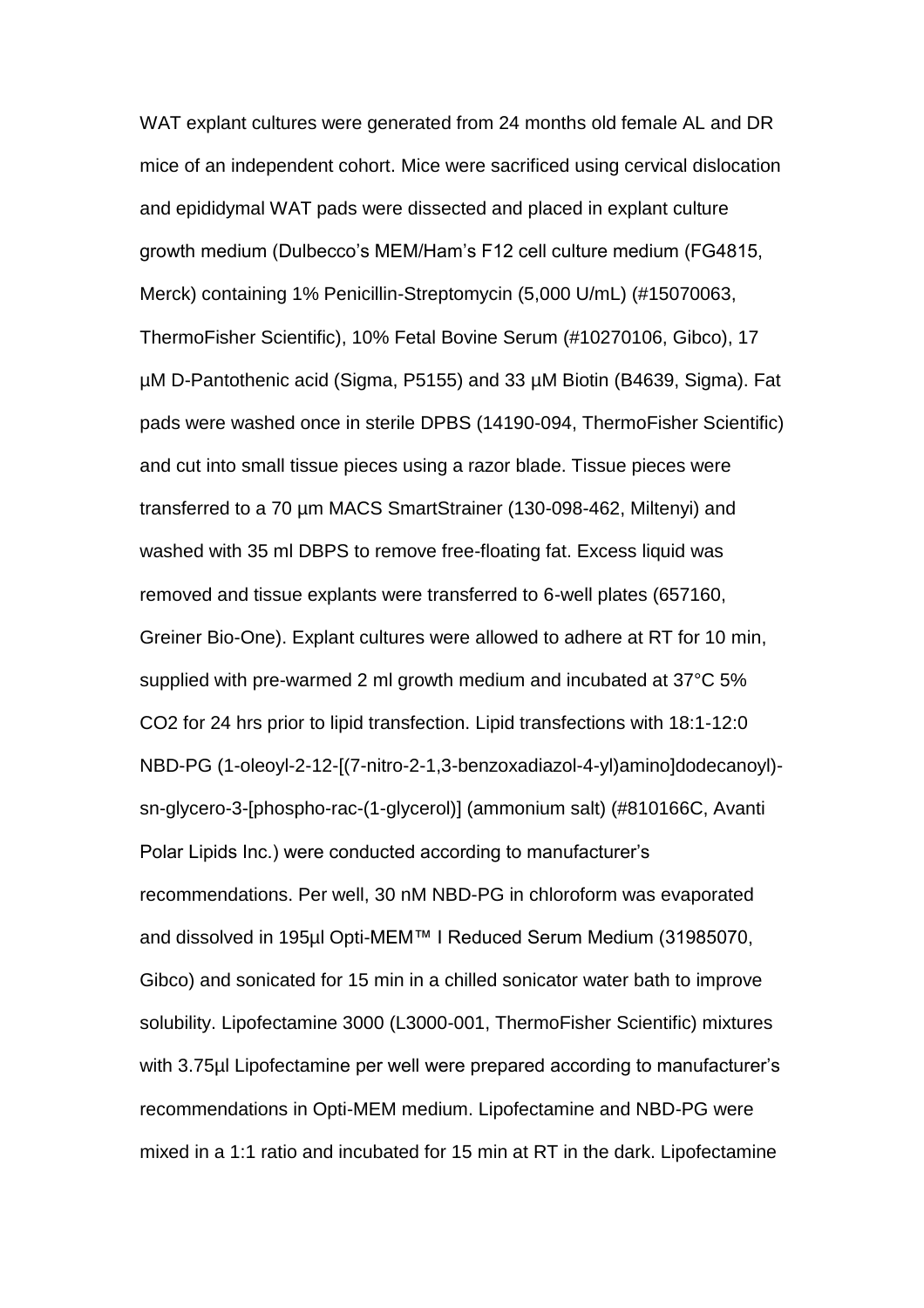WAT explant cultures were generated from 24 months old female AL and DR mice of an independent cohort. Mice were sacrificed using cervical dislocation and epididymal WAT pads were dissected and placed in explant culture growth medium (Dulbecco's MEM/Ham's F12 cell culture medium (FG4815, Merck) containing 1% Penicillin-Streptomycin (5,000 U/mL) (#15070063, ThermoFisher Scientific), 10% Fetal Bovine Serum (#10270106, Gibco), 17 µM D-Pantothenic acid (Sigma, P5155) and 33 µM Biotin (B4639, Sigma). Fat pads were washed once in sterile DPBS (14190-094, ThermoFisher Scientific) and cut into small tissue pieces using a razor blade. Tissue pieces were transferred to a 70 µm MACS SmartStrainer (130-098-462, Miltenyi) and washed with 35 ml DBPS to remove free-floating fat. Excess liquid was removed and tissue explants were transferred to 6-well plates (657160, Greiner Bio-One). Explant cultures were allowed to adhere at RT for 10 min, supplied with pre-warmed 2 ml growth medium and incubated at 37°C 5% $CO_2$ for 24 hrs prior to lipid transfection. Lipid transfections with 18:1-12:0 NBD-PG (1-oleoyl-2-12-[(7-nitro-2-1,3-benzoxadiazol-4-yl)amino]dodecanoyl)-sn-glycero-3-[phospho-rac-(1-glycerol)] (ammonium salt) (#810166C, Avanti Polar Lipids Inc.) were conducted according to manufacturer's recommendations. Per well, 30 nM NBD-PG in chloroform was evaporated and dissolved in 195µl Opti-MEM™ I Reduced Serum Medium (31985070, Gibco) and sonicated for 15 min in a chilled sonicator water bath to improve solubility. Lipofectamine 3000 (L3000-001, ThermoFisher Scientific) mixtures with 3.75µl Lipofectamine per well were prepared according to manufacturer's recommendations in Opti-MEM medium. Lipofectamine and NBD-PG were mixed in a 1:1 ratio and incubated for 15 min at RT in the dark. Lipofectamine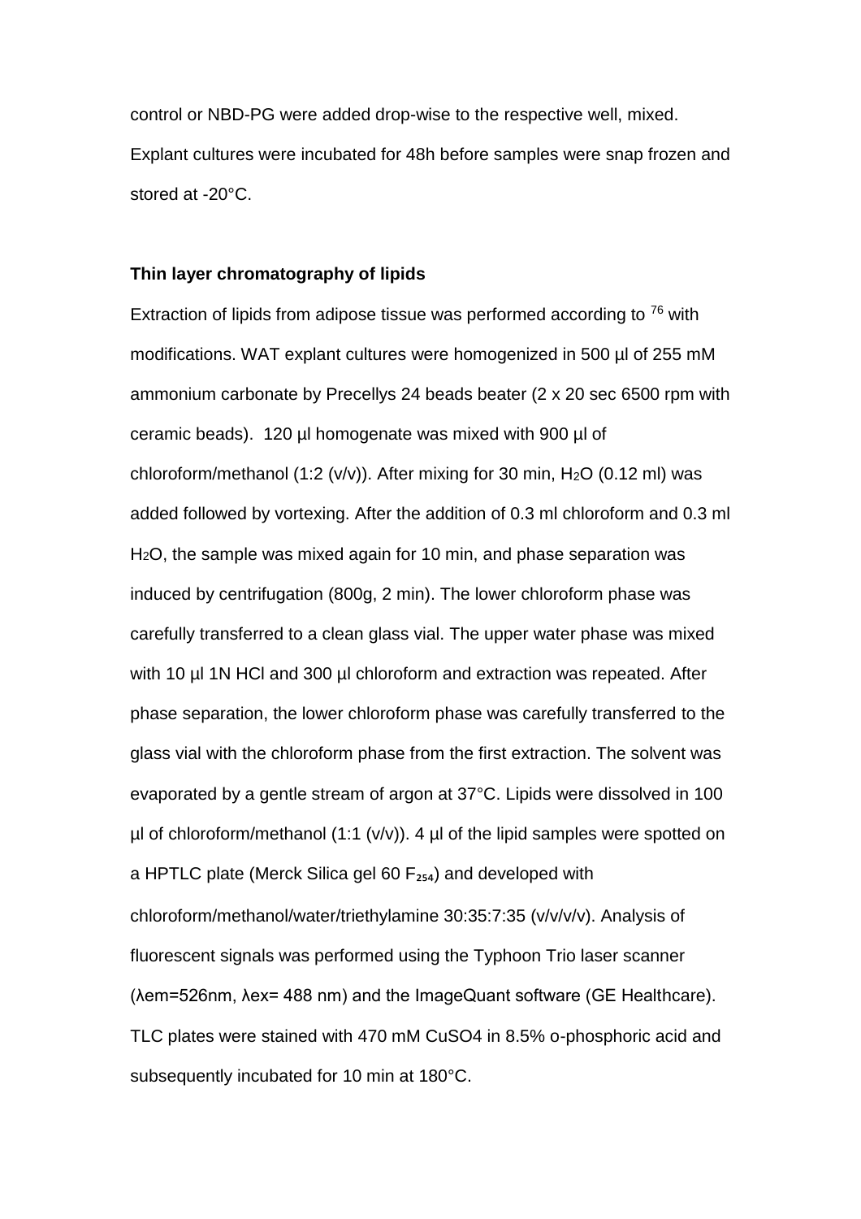control or NBD-PG were added drop-wise to the respective well, mixed. Explant cultures were incubated for 48h before samples were snap frozen and stored at -20°C.

**Thin layer chromatography of lipids**

Extraction of lipids from adipose tissue was performed according to [76] with modifications. WAT explant cultures were homogenized in 500 µl of 255 mM ammonium carbonate by Precellys 24 beads beater (2 x 20 sec 6500 rpm with ceramic beads). 120 µl homogenate was mixed with 900 µl of chloroform/methanol (1:2 (v/v)). After mixing for 30 min, $H_2O$ (0.12 ml) was added followed by vortexing. After the addition of 0.3 ml chloroform and 0.3 ml $H_2O$, the sample was mixed again for 10 min, and phase separation was induced by centrifugation (800g, 2 min). The lower chloroform phase was carefully transferred to a clean glass vial. The upper water phase was mixed with 10 µl 1N HCl and 300 µl chloroform and extraction was repeated. After phase separation, the lower chloroform phase was carefully transferred to the glass vial with the chloroform phase from the first extraction. The solvent was evaporated by a gentle stream of argon at 37°C. Lipids were dissolved in 100 µl of chloroform/methanol (1:1 (v/v)). 4 µl of the lipid samples were spotted on a HPTLC plate (Merck Silica gel 60 $F_{254}$) and developed with chloroform/methanol/water/triethylamine 30:35:7:35 (v/v/v/v). Analysis of fluorescent signals was performed using the Typhoon Trio laser scanner ($\lambda$em=526nm, $\lambda$ex= 488 nm) and the ImageQuant software (GE Healthcare). TLC plates were stained with 470 mM $CuSO_4$ in 8.5% o-phosphoric acid and subsequently incubated for 10 min at 180°C.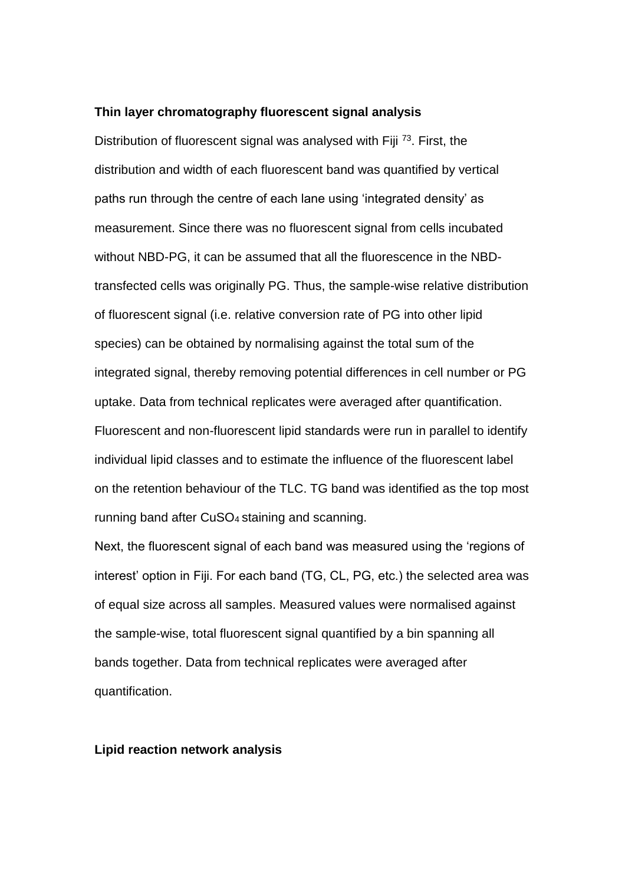**Thin layer chromatography fluorescent signal analysis**

Distribution of fluorescent signal was analysed with Fiji [73]. First, the distribution and width of each fluorescent band was quantified by vertical paths run through the centre of each lane using 'integrated density' as measurement. Since there was no fluorescent signal from cells incubated without NBD-PG, it can be assumed that all the fluorescence in the NBD-transfected cells was originally PG. Thus, the sample-wise relative distribution of fluorescent signal (i.e. relative conversion rate of PG into other lipid species) can be obtained by normalising against the total sum of the integrated signal, thereby removing potential differences in cell number or PG uptake. Data from technical replicates were averaged after quantification. Fluorescent and non-fluorescent lipid standards were run in parallel to identify individual lipid classes and to estimate the influence of the fluorescent label on the retention behaviour of the TLC. TG band was identified as the top most running band after $CuSO_4$ staining and scanning.

Next, the fluorescent signal of each band was measured using the 'regions of interest' option in Fiji. For each band (TG, CL, PG, etc.) the selected area was of equal size across all samples. Measured values were normalised against the sample-wise, total fluorescent signal quantified by a bin spanning all bands together. Data from technical replicates were averaged after quantification.

**Lipid reaction network analysis**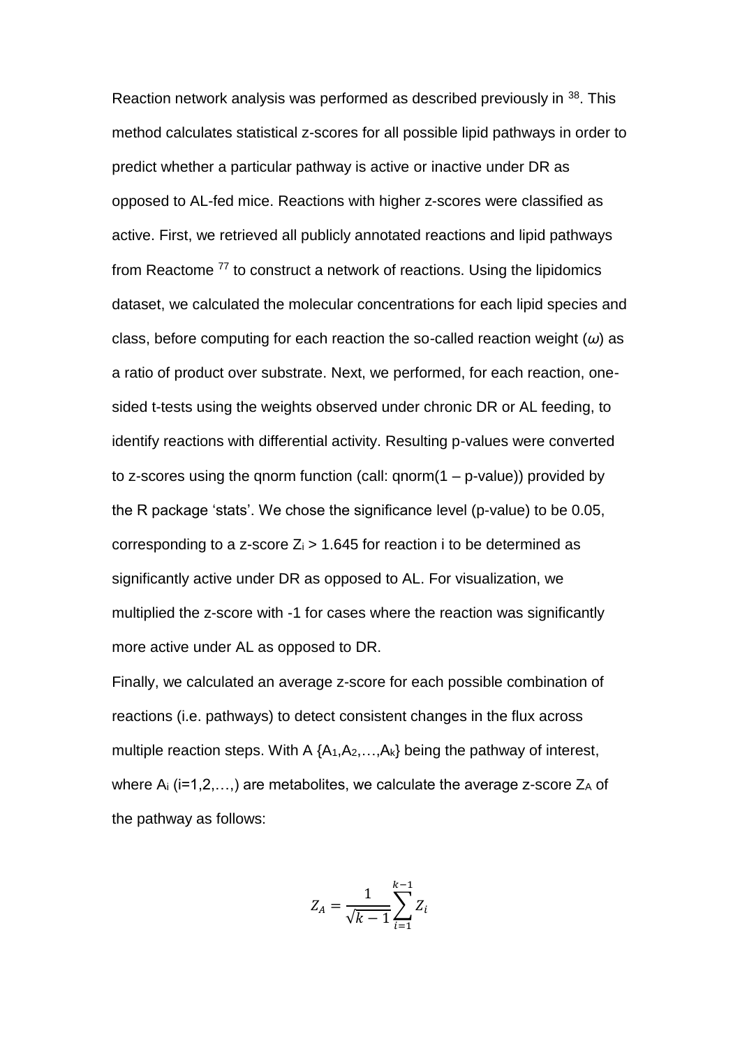Reaction network analysis was performed as described previously in [38]. This method calculates statistical z-scores for all possible lipid pathways in order to predict whether a particular pathway is active or inactive under DR as opposed to AL-fed mice. Reactions with higher z-scores were classified as active. First, we retrieved all publicly annotated reactions and lipid pathways from Reactome [77] to construct a network of reactions. Using the lipidomics dataset, we calculated the molecular concentrations for each lipid species and class, before computing for each reaction the so-called reaction weight ($\omega$) as a ratio of product over substrate. Next, we performed, for each reaction, one-sided t-tests using the weights observed under chronic DR or AL feeding, to identify reactions with differential activity. Resulting p-values were converted to z-scores using the qnorm function (call: qnorm(1 – p-value)) provided by the R package 'stats'. We chose the significance level (p-value) to be 0.05, corresponding to a z-score $Z_i > 1.645$ for reaction i to be determined as significantly active under DR as opposed to AL. For visualization, we multiplied the z-score with -1 for cases where the reaction was significantly more active under AL as opposed to DR.

Finally, we calculated an average z-score for each possible combination of reactions (i.e. pathways) to detect consistent changes in the flux across multiple reaction steps. With A $\{A_1, A_2, \ldots, A_k\}$ being the pathway of interest, where $A_i$ (i=1,2,…,) are metabolites, we calculate the average z-score $Z_A$ of the pathway as follows:

$$Z_A = \frac{1}{\sqrt{k-1}} \sum_{i=1}^{k-1} Z_i$$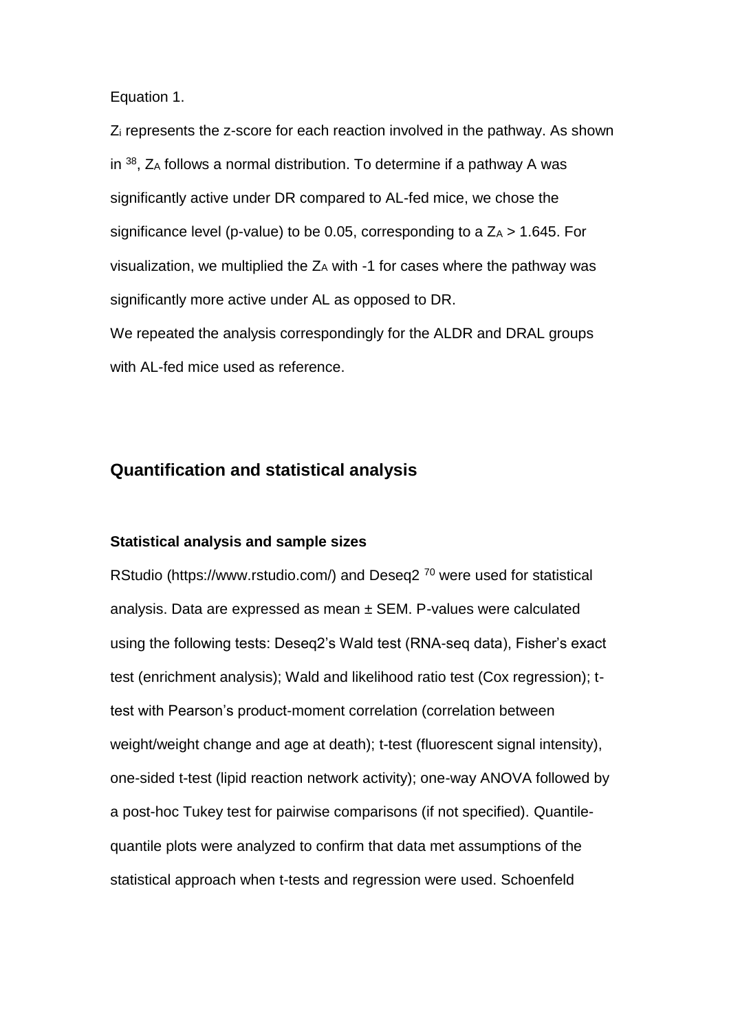Equation 1.

$Z_i$ represents the z-score for each reaction involved in the pathway. As shown in [38], $Z_A$ follows a normal distribution. To determine if a pathway A was significantly active under DR compared to AL-fed mice, we chose the significance level (p-value) to be 0.05, corresponding to a $Z_A > 1.645$. For visualization, we multiplied the $Z_A$ with -1 for cases where the pathway was significantly more active under AL as opposed to DR.

We repeated the analysis correspondingly for the ALDR and DRAL groups with AL-fed mice used as reference.

## Quantification and statistical analysis

### Statistical analysis and sample sizes

RStudio (https://www.rstudio.com/) and Deseq2 [70] were used for statistical analysis. Data are expressed as mean ± SEM. P-values were calculated using the following tests: Deseq2's Wald test (RNA-seq data), Fisher's exact test (enrichment analysis); Wald and likelihood ratio test (Cox regression); t-test with Pearson's product-moment correlation (correlation between weight/weight change and age at death); t-test (fluorescent signal intensity), one-sided t-test (lipid reaction network activity); one-way ANOVA followed by a post-hoc Tukey test for pairwise comparisons (if not specified). Quantile-quantile plots were analyzed to confirm that data met assumptions of the statistical approach when t-tests and regression were used. Schoenfeld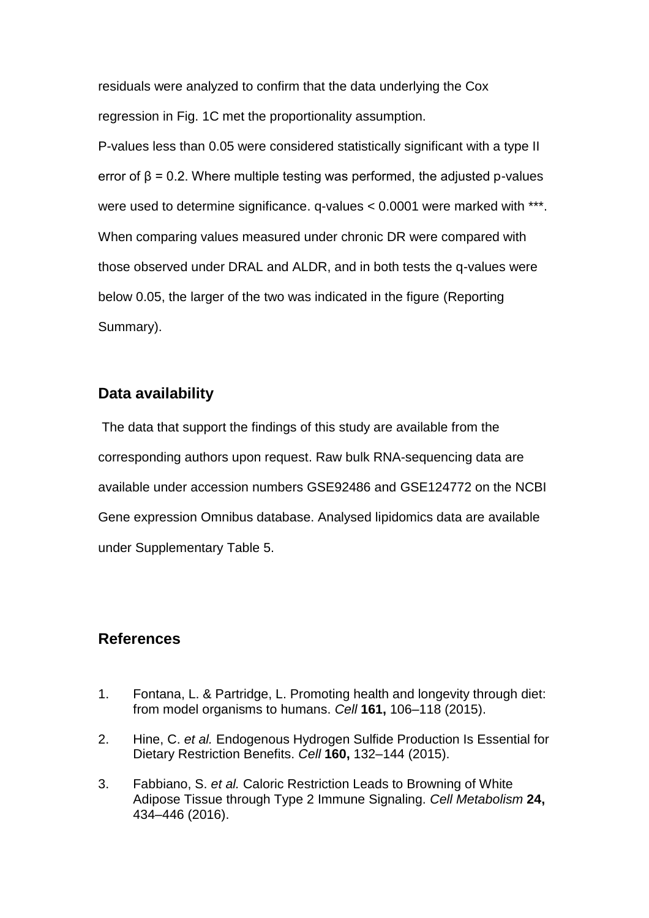residuals were analyzed to confirm that the data underlying the Cox regression in Fig. 1C met the proportionality assumption.

P-values less than 0.05 were considered statistically significant with a type II error of $\beta = 0.2$. Where multiple testing was performed, the adjusted p-values were used to determine significance. q-values < 0.0001 were marked with ***. When comparing values measured under chronic DR were compared with those observed under DRAL and ALDR, and in both tests the q-values were below 0.05, the larger of the two was indicated in the figure (Reporting Summary).

## Data availability

The data that support the findings of this study are available from the corresponding authors upon request. Raw bulk RNA-sequencing data are available under accession numbers GSE92486 and GSE124772 on the NCBI Gene expression Omnibus database. Analysed lipidomics data are available under Supplementary Table 5.

## References

1. Fontana, L. & Partridge, L. Promoting health and longevity through diet: from model organisms to humans. *Cell* **161,** 106–118 (2015).
2. Hine, C. *et al.* Endogenous Hydrogen Sulfide Production Is Essential for Dietary Restriction Benefits. *Cell* **160,** 132–144 (2015).
3. Fabbiano, S. *et al.* Caloric Restriction Leads to Browning of White Adipose Tissue through Type 2 Immune Signaling. *Cell Metabolism* **24,** 434–446 (2016).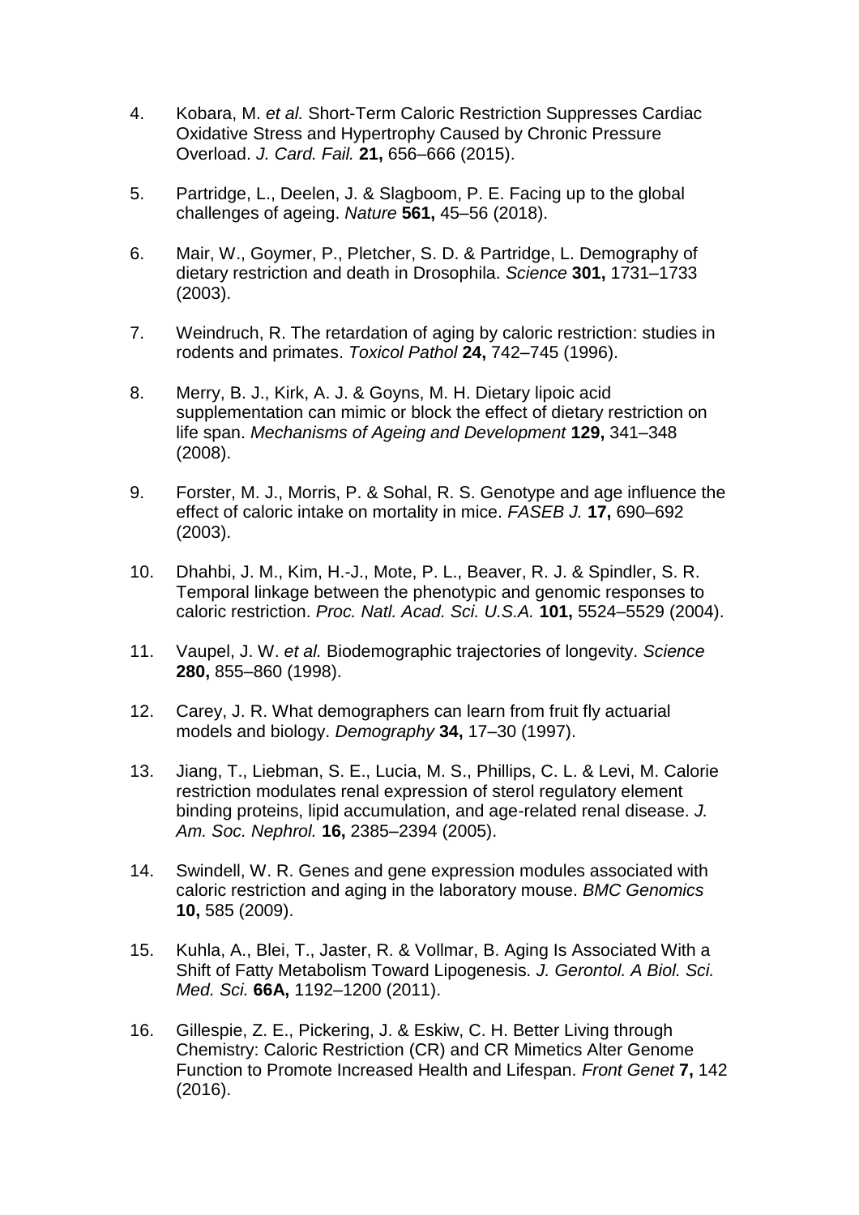4. Kobara, M. *et al.* Short-Term Caloric Restriction Suppresses Cardiac Oxidative Stress and Hypertrophy Caused by Chronic Pressure Overload. *J. Card. Fail.* **21,** 656–666 (2015).

5. Partridge, L., Deelen, J. & Slagboom, P. E. Facing up to the global challenges of ageing. *Nature* **561,** 45–56 (2018).

6. Mair, W., Goymer, P., Pletcher, S. D. & Partridge, L. Demography of dietary restriction and death in Drosophila. *Science* **301,** 1731–1733 (2003).

7. Weindruch, R. The retardation of aging by caloric restriction: studies in rodents and primates. *Toxicol Pathol* **24,** 742–745 (1996).

8. Merry, B. J., Kirk, A. J. & Goyns, M. H. Dietary lipoic acid supplementation can mimic or block the effect of dietary restriction on life span. *Mechanisms of Ageing and Development* **129,** 341–348 (2008).

9. Forster, M. J., Morris, P. & Sohal, R. S. Genotype and age influence the effect of caloric intake on mortality in mice. *FASEB J.* **17,** 690–692 (2003).

10. Dhahbi, J. M., Kim, H.-J., Mote, P. L., Beaver, R. J. & Spindler, S. R. Temporal linkage between the phenotypic and genomic responses to caloric restriction. *Proc. Natl. Acad. Sci. U.S.A.* **101,** 5524–5529 (2004).

11. Vaupel, J. W. *et al.* Biodemographic trajectories of longevity. *Science* **280,** 855–860 (1998).

12. Carey, J. R. What demographers can learn from fruit fly actuarial models and biology. *Demography* **34,** 17–30 (1997).

13. Jiang, T., Liebman, S. E., Lucia, M. S., Phillips, C. L. & Levi, M. Calorie restriction modulates renal expression of sterol regulatory element binding proteins, lipid accumulation, and age-related renal disease. *J. Am. Soc. Nephrol.* **16,** 2385–2394 (2005).

14. Swindell, W. R. Genes and gene expression modules associated with caloric restriction and aging in the laboratory mouse. *BMC Genomics* **10,** 585 (2009).

15. Kuhla, A., Blei, T., Jaster, R. & Vollmar, B. Aging Is Associated With a Shift of Fatty Metabolism Toward Lipogenesis. *J. Gerontol. A Biol. Sci. Med. Sci.* **66A,** 1192–1200 (2011).

16. Gillespie, Z. E., Pickering, J. & Eskiw, C. H. Better Living through Chemistry: Caloric Restriction (CR) and CR Mimetics Alter Genome Function to Promote Increased Health and Lifespan. *Front Genet* **7,** 142 (2016).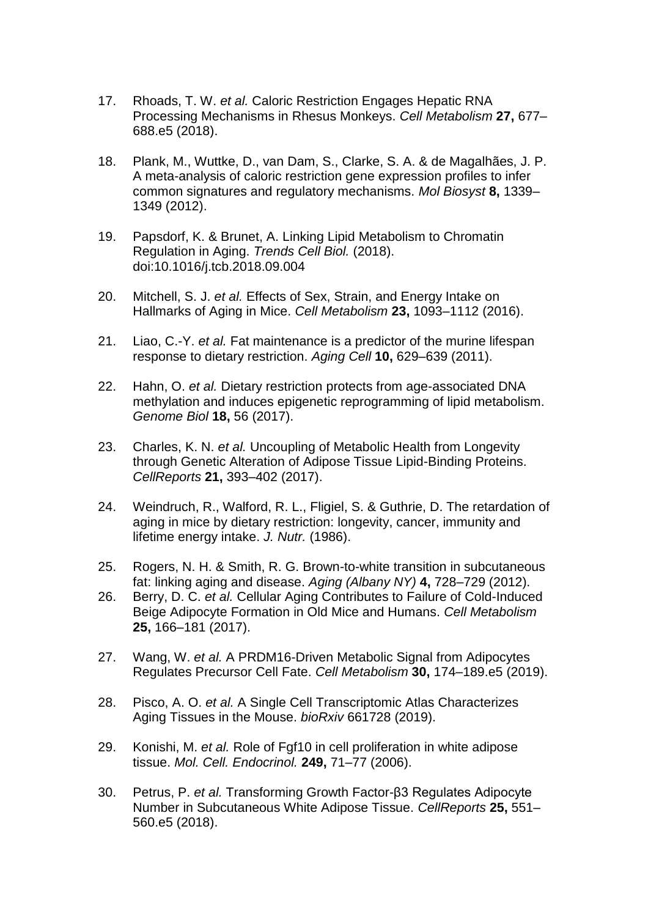17. Rhoads, T. W. *et al.* Caloric Restriction Engages Hepatic RNA Processing Mechanisms in Rhesus Monkeys. *Cell Metabolism* **27,** 677–688.e5 (2018).

18. Plank, M., Wuttke, D., van Dam, S., Clarke, S. A. & de Magalhães, J. P. A meta-analysis of caloric restriction gene expression profiles to infer common signatures and regulatory mechanisms. *Mol Biosyst* **8,** 1339–1349 (2012).

19. Papsdorf, K. & Brunet, A. Linking Lipid Metabolism to Chromatin Regulation in Aging. *Trends Cell Biol.* (2018). doi:10.1016/j.tcb.2018.09.004

20. Mitchell, S. J. *et al.* Effects of Sex, Strain, and Energy Intake on Hallmarks of Aging in Mice. *Cell Metabolism* **23,** 1093–1112 (2016).

21. Liao, C.-Y. *et al.* Fat maintenance is a predictor of the murine lifespan response to dietary restriction. *Aging Cell* **10,** 629–639 (2011).

22. Hahn, O. *et al.* Dietary restriction protects from age-associated DNA methylation and induces epigenetic reprogramming of lipid metabolism. *Genome Biol* **18,** 56 (2017).

23. Charles, K. N. *et al.* Uncoupling of Metabolic Health from Longevity through Genetic Alteration of Adipose Tissue Lipid-Binding Proteins. *CellReports* **21,** 393–402 (2017).

24. Weindruch, R., Walford, R. L., Fligiel, S. & Guthrie, D. The retardation of aging in mice by dietary restriction: longevity, cancer, immunity and lifetime energy intake. *J. Nutr.* (1986).

25. Rogers, N. H. & Smith, R. G. Brown-to-white transition in subcutaneous fat: linking aging and disease. *Aging (Albany NY)* **4,** 728–729 (2012).

26. Berry, D. C. *et al.* Cellular Aging Contributes to Failure of Cold-Induced Beige Adipocyte Formation in Old Mice and Humans. *Cell Metabolism* **25,** 166–181 (2017).

27. Wang, W. *et al.* A PRDM16-Driven Metabolic Signal from Adipocytes Regulates Precursor Cell Fate. *Cell Metabolism* **30,** 174–189.e5 (2019).

28. Pisco, A. O. *et al.* A Single Cell Transcriptomic Atlas Characterizes Aging Tissues in the Mouse. *bioRxiv* 661728 (2019).

29. Konishi, M. *et al.* Role of Fgf10 in cell proliferation in white adipose tissue. *Mol. Cell. Endocrinol.* **249,** 71–77 (2006).

30. Petrus, P. *et al.* Transforming Growth Factor-β3 Regulates Adipocyte Number in Subcutaneous White Adipose Tissue. *CellReports* **25,** 551–560.e5 (2018).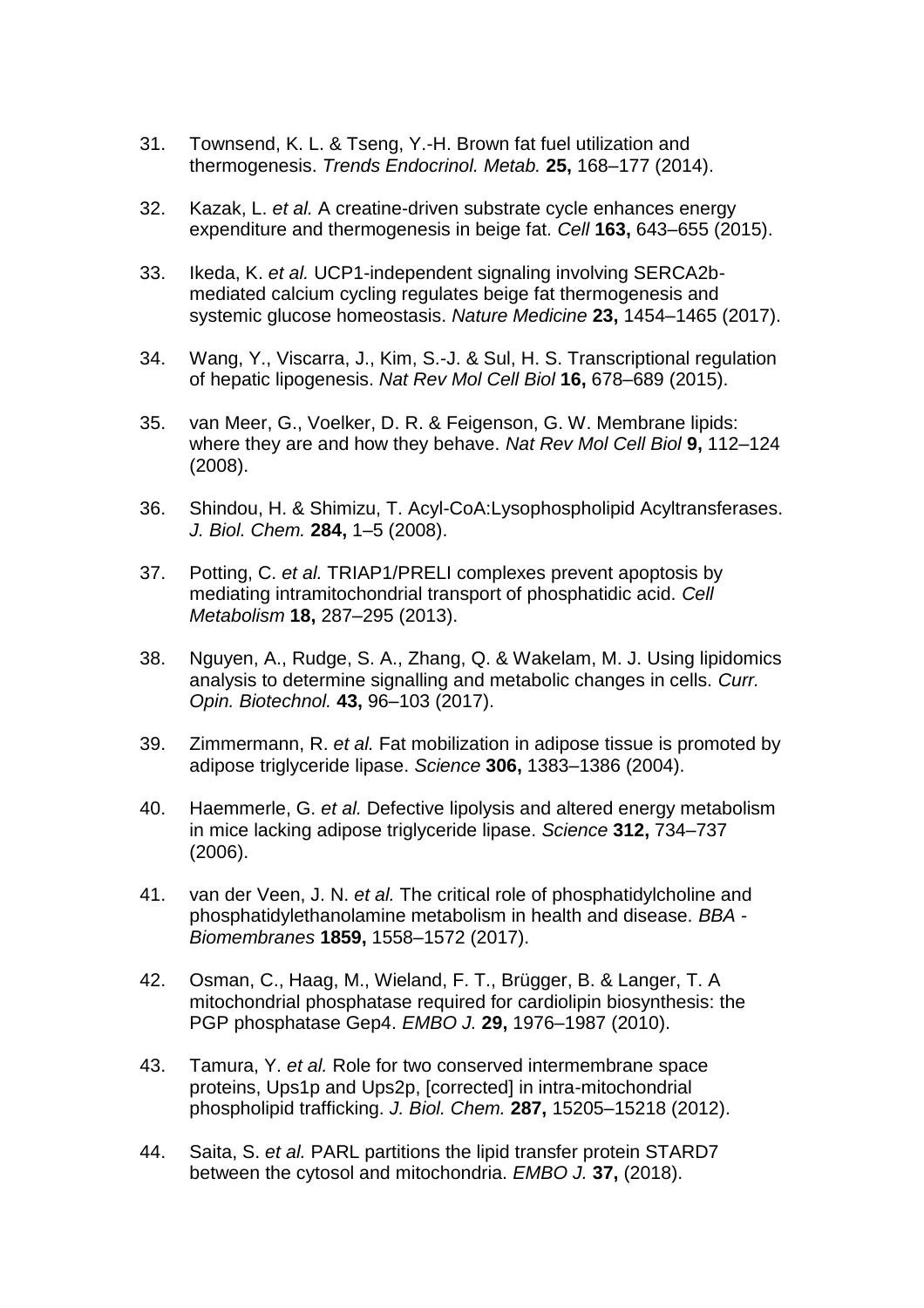31. Townsend, K. L. & Tseng, Y.-H. Brown fat fuel utilization and thermogenesis. *Trends Endocrinol. Metab.* **25,** 168–177 (2014).

32. Kazak, L. *et al.* A creatine-driven substrate cycle enhances energy expenditure and thermogenesis in beige fat. *Cell* **163,** 643–655 (2015).

33. Ikeda, K. *et al.* UCP1-independent signaling involving SERCA2b-mediated calcium cycling regulates beige fat thermogenesis and systemic glucose homeostasis. *Nature Medicine* **23,** 1454–1465 (2017).

34. Wang, Y., Viscarra, J., Kim, S.-J. & Sul, H. S. Transcriptional regulation of hepatic lipogenesis. *Nat Rev Mol Cell Biol* **16,** 678–689 (2015).

35. van Meer, G., Voelker, D. R. & Feigenson, G. W. Membrane lipids: where they are and how they behave. *Nat Rev Mol Cell Biol* **9,** 112–124 (2008).

36. Shindou, H. & Shimizu, T. Acyl-CoA:Lysophospholipid Acyltransferases. *J. Biol. Chem.* **284,** 1–5 (2008).

37. Potting, C. *et al.* TRIAP1/PRELI complexes prevent apoptosis by mediating intramitochondrial transport of phosphatidic acid. *Cell Metabolism* **18,** 287–295 (2013).

38. Nguyen, A., Rudge, S. A., Zhang, Q. & Wakelam, M. J. Using lipidomics analysis to determine signalling and metabolic changes in cells. *Curr. Opin. Biotechnol.* **43,** 96–103 (2017).

39. Zimmermann, R. *et al.* Fat mobilization in adipose tissue is promoted by adipose triglyceride lipase. *Science* **306,** 1383–1386 (2004).

40. Haemmerle, G. *et al.* Defective lipolysis and altered energy metabolism in mice lacking adipose triglyceride lipase. *Science* **312,** 734–737 (2006).

41. van der Veen, J. N. *et al.* The critical role of phosphatidylcholine and phosphatidylethanolamine metabolism in health and disease. *BBA - Biomembranes* **1859,** 1558–1572 (2017).

42. Osman, C., Haag, M., Wieland, F. T., Brügger, B. & Langer, T. A mitochondrial phosphatase required for cardiolipin biosynthesis: the PGP phosphatase Gep4. *EMBO J.* **29,** 1976–1987 (2010).

43. Tamura, Y. *et al.* Role for two conserved intermembrane space proteins, Ups1p and Ups2p, [corrected] in intra-mitochondrial phospholipid trafficking. *J. Biol. Chem.* **287,** 15205–15218 (2012).

44. Saita, S. *et al.* PARL partitions the lipid transfer protein STARD7 between the cytosol and mitochondria. *EMBO J.* **37,** (2018).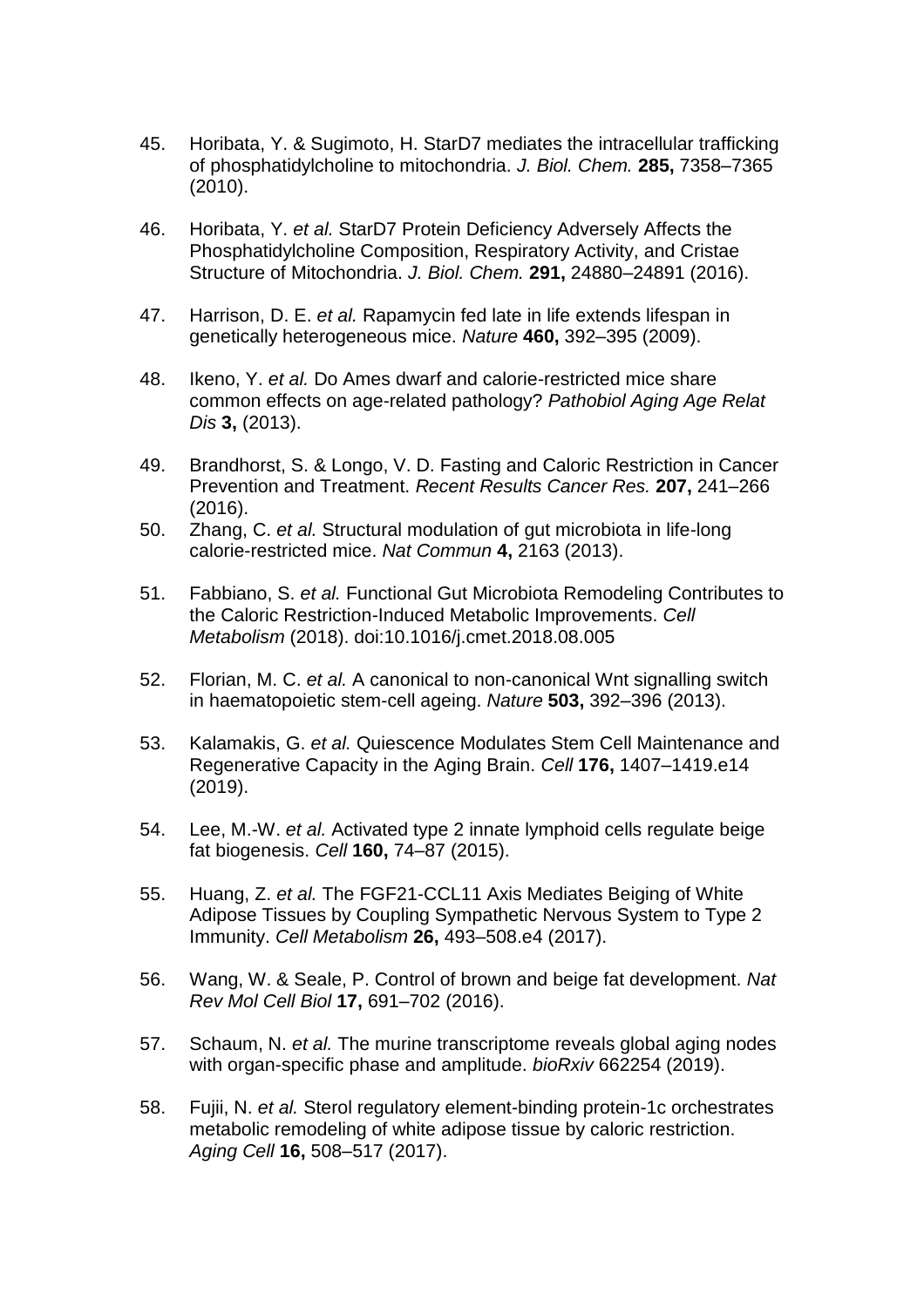45. Horibata, Y. & Sugimoto, H. StarD7 mediates the intracellular trafficking of phosphatidylcholine to mitochondria. *J. Biol. Chem.* **285,** 7358–7365 (2010).

46. Horibata, Y. *et al.* StarD7 Protein Deficiency Adversely Affects the Phosphatidylcholine Composition, Respiratory Activity, and Cristae Structure of Mitochondria. *J. Biol. Chem.* **291,** 24880–24891 (2016).

47. Harrison, D. E. *et al.* Rapamycin fed late in life extends lifespan in genetically heterogeneous mice. *Nature* **460,** 392–395 (2009).

48. Ikeno, Y. *et al.* Do Ames dwarf and calorie-restricted mice share common effects on age-related pathology? *Pathobiol Aging Age Relat Dis* **3,** (2013).

49. Brandhorst, S. & Longo, V. D. Fasting and Caloric Restriction in Cancer Prevention and Treatment. *Recent Results Cancer Res.* **207,** 241–266 (2016).

50. Zhang, C. *et al.* Structural modulation of gut microbiota in life-long calorie-restricted mice. *Nat Commun* **4,** 2163 (2013).

51. Fabbiano, S. *et al.* Functional Gut Microbiota Remodeling Contributes to the Caloric Restriction-Induced Metabolic Improvements. *Cell Metabolism* (2018). doi:10.1016/j.cmet.2018.08.005

52. Florian, M. C. *et al.* A canonical to non-canonical Wnt signalling switch in haematopoietic stem-cell ageing. *Nature* **503,** 392–396 (2013).

53. Kalamakis, G. *et al.* Quiescence Modulates Stem Cell Maintenance and Regenerative Capacity in the Aging Brain. *Cell* **176,** 1407–1419.e14 (2019).

54. Lee, M.-W. *et al.* Activated type 2 innate lymphoid cells regulate beige fat biogenesis. *Cell* **160,** 74–87 (2015).

55. Huang, Z. *et al.* The FGF21-CCL11 Axis Mediates Beiging of White Adipose Tissues by Coupling Sympathetic Nervous System to Type 2 Immunity. *Cell Metabolism* **26,** 493–508.e4 (2017).

56. Wang, W. & Seale, P. Control of brown and beige fat development. *Nat Rev Mol Cell Biol* **17,** 691–702 (2016).

57. Schaum, N. *et al.* The murine transcriptome reveals global aging nodes with organ-specific phase and amplitude. *bioRxiv* 662254 (2019).

58. Fujii, N. *et al.* Sterol regulatory element-binding protein-1c orchestrates metabolic remodeling of white adipose tissue by caloric restriction. *Aging Cell* **16,** 508–517 (2017).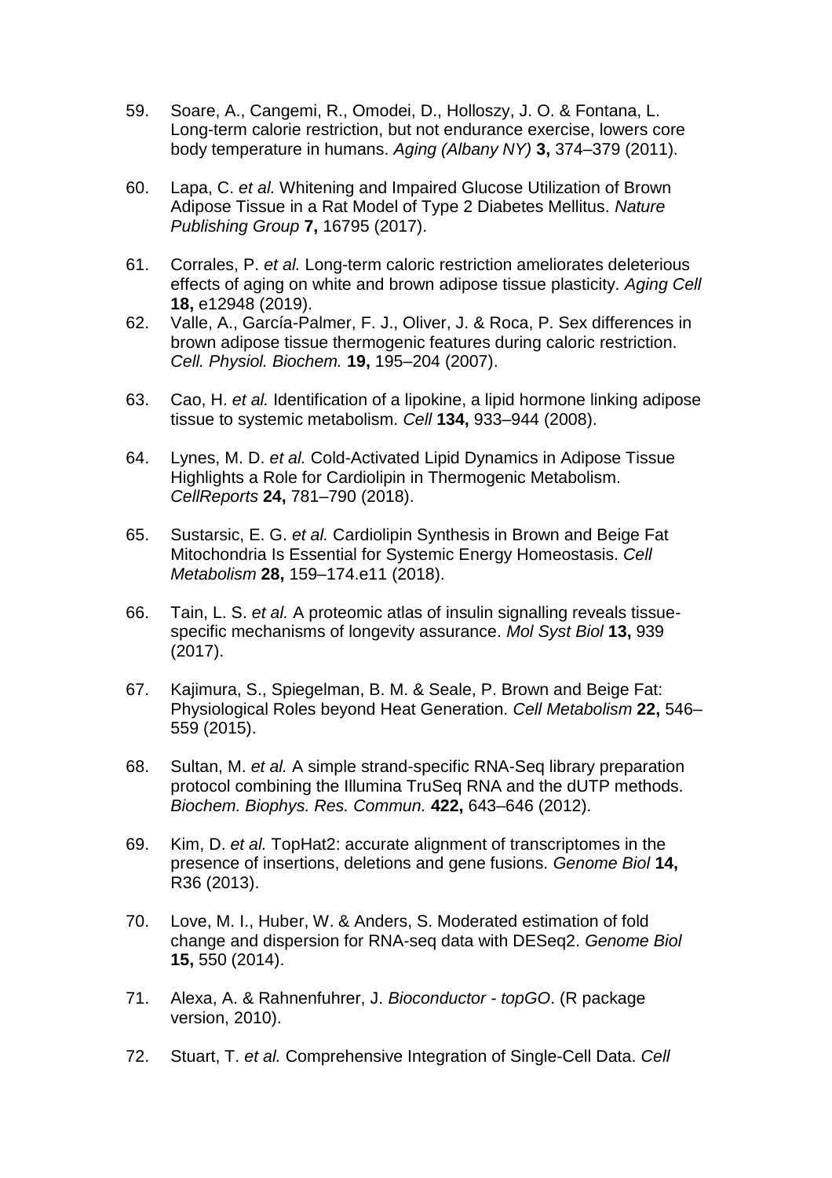59. Soare, A., Cangemi, R., Omodei, D., Holloszy, J. O. & Fontana, L. Long-term calorie restriction, but not endurance exercise, lowers core body temperature in humans. *Aging (Albany NY)* **3,** 374–379 (2011).

60. Lapa, C. *et al.* Whitening and Impaired Glucose Utilization of Brown Adipose Tissue in a Rat Model of Type 2 Diabetes Mellitus. *Nature Publishing Group* **7,** 16795 (2017).

61. Corrales, P. *et al.* Long-term caloric restriction ameliorates deleterious effects of aging on white and brown adipose tissue plasticity. *Aging Cell* **18,** e12948 (2019).

62. Valle, A., García-Palmer, F. J., Oliver, J. & Roca, P. Sex differences in brown adipose tissue thermogenic features during caloric restriction. *Cell. Physiol. Biochem.* **19,** 195–204 (2007).

63. Cao, H. *et al.* Identification of a lipokine, a lipid hormone linking adipose tissue to systemic metabolism. *Cell* **134,** 933–944 (2008).

64. Lynes, M. D. *et al.* Cold-Activated Lipid Dynamics in Adipose Tissue Highlights a Role for Cardiolipin in Thermogenic Metabolism. *CellReports* **24,** 781–790 (2018).

65. Sustarsic, E. G. *et al.* Cardiolipin Synthesis in Brown and Beige Fat Mitochondria Is Essential for Systemic Energy Homeostasis. *Cell Metabolism* **28,** 159–174.e11 (2018).

66. Tain, L. S. *et al.* A proteomic atlas of insulin signalling reveals tissue-specific mechanisms of longevity assurance. *Mol Syst Biol* **13,** 939 (2017).

67. Kajimura, S., Spiegelman, B. M. & Seale, P. Brown and Beige Fat: Physiological Roles beyond Heat Generation. *Cell Metabolism* **22,** 546–559 (2015).

68. Sultan, M. *et al.* A simple strand-specific RNA-Seq library preparation protocol combining the Illumina TruSeq RNA and the dUTP methods. *Biochem. Biophys. Res. Commun.* **422,** 643–646 (2012).

69. Kim, D. *et al.* TopHat2: accurate alignment of transcriptomes in the presence of insertions, deletions and gene fusions. *Genome Biol* **14,** R36 (2013).

70. Love, M. I., Huber, W. & Anders, S. Moderated estimation of fold change and dispersion for RNA-seq data with DESeq2. *Genome Biol* **15,** 550 (2014).

71. Alexa, A. & Rahnenfuhrer, J. *Bioconductor - topGO*. (R package version, 2010).

72. Stuart, T. *et al.* Comprehensive Integration of Single-Cell Data. *Cell*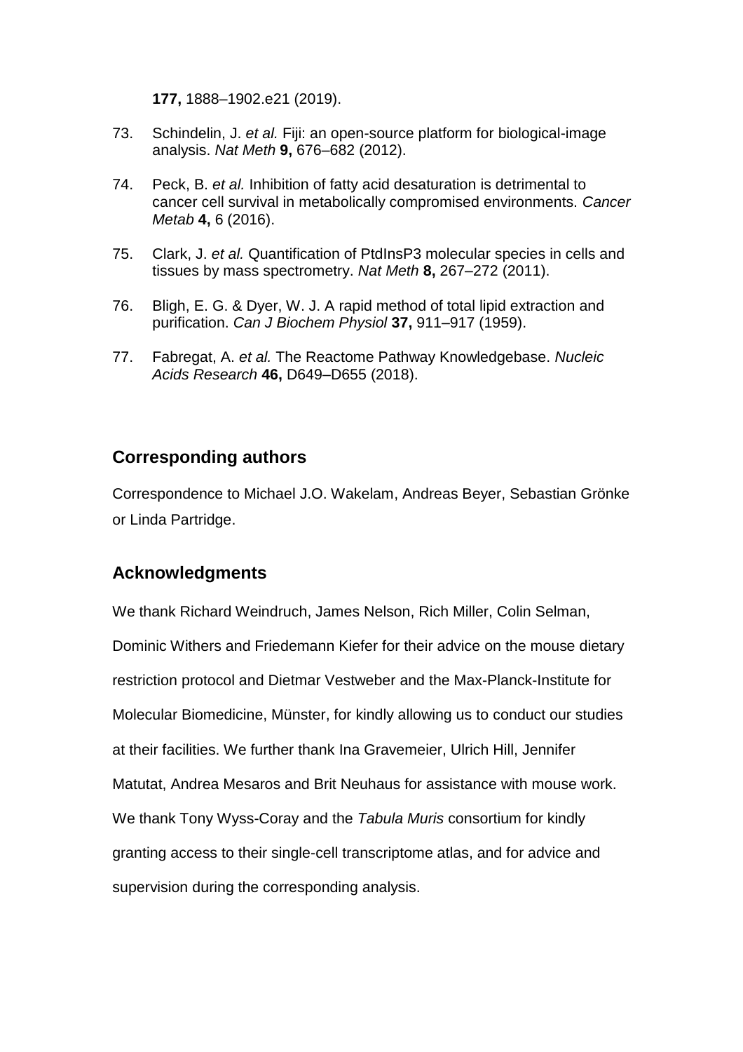**177,** 1888–1902.e21 (2019).

73. Schindelin, J. *et al.* Fiji: an open-source platform for biological-image analysis. *Nat Meth* **9,** 676–682 (2012).

74. Peck, B. *et al.* Inhibition of fatty acid desaturation is detrimental to cancer cell survival in metabolically compromised environments. *Cancer Metab* **4,** 6 (2016).

75. Clark, J. *et al.* Quantification of PtdInsP3 molecular species in cells and tissues by mass spectrometry. *Nat Meth* **8,** 267–272 (2011).

76. Bligh, E. G. & Dyer, W. J. A rapid method of total lipid extraction and purification. *Can J Biochem Physiol* **37,** 911–917 (1959).

77. Fabregat, A. *et al.* The Reactome Pathway Knowledgebase. *Nucleic Acids Research* **46,** D649–D655 (2018).

## Corresponding authors

Correspondence to Michael J.O. Wakelam, Andreas Beyer, Sebastian Grönke or Linda Partridge.

## Acknowledgments

We thank Richard Weindruch, James Nelson, Rich Miller, Colin Selman, Dominic Withers and Friedemann Kiefer for their advice on the mouse dietary restriction protocol and Dietmar Vestweber and the Max-Planck-Institute for Molecular Biomedicine, Münster, for kindly allowing us to conduct our studies at their facilities. We further thank Ina Gravemeier, Ulrich Hill, Jennifer Matutat, Andrea Mesaros and Brit Neuhaus for assistance with mouse work. We thank Tony Wyss-Coray and the *Tabula Muris* consortium for kindly granting access to their single-cell transcriptome atlas, and for advice and supervision during the corresponding analysis.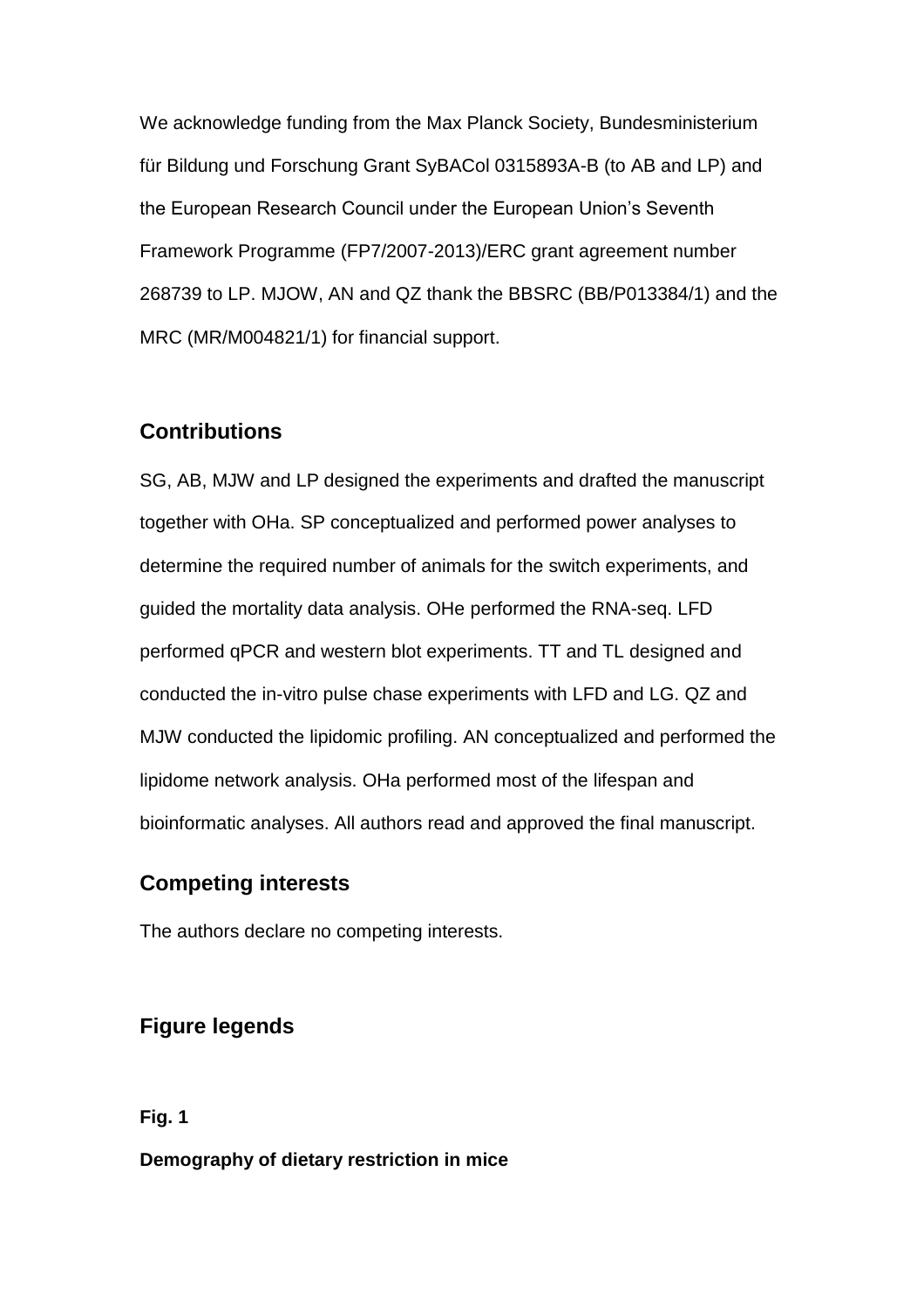We acknowledge funding from the Max Planck Society, Bundesministerium für Bildung und Forschung Grant SyBACol 0315893A-B (to AB and LP) and the European Research Council under the European Union's Seventh Framework Programme (FP7/2007-2013)/ERC grant agreement number 268739 to LP. MJOW, AN and QZ thank the BBSRC (BB/P013384/1) and the MRC (MR/M004821/1) for financial support.

## Contributions

SG, AB, MJW and LP designed the experiments and drafted the manuscript together with OHa. SP conceptualized and performed power analyses to determine the required number of animals for the switch experiments, and guided the mortality data analysis. OHe performed the RNA-seq. LFD performed qPCR and western blot experiments. TT and TL designed and conducted the in-vitro pulse chase experiments with LFD and LG. QZ and MJW conducted the lipidomic profiling. AN conceptualized and performed the lipidome network analysis. OHa performed most of the lifespan and bioinformatic analyses. All authors read and approved the final manuscript.

## Competing interests

The authors declare no competing interests.

## Figure legends

**Fig. 1**

**Demography of dietary restriction in mice**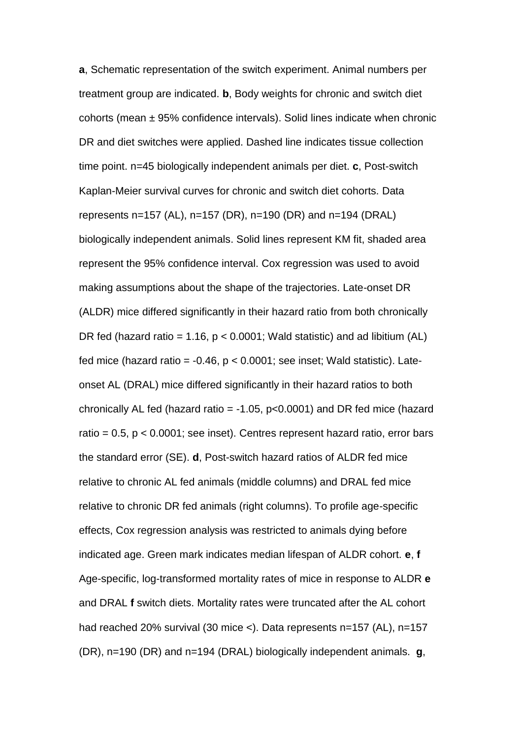**a**, Schematic representation of the switch experiment. Animal numbers per treatment group are indicated. **b**, Body weights for chronic and switch diet cohorts (mean ± 95% confidence intervals). Solid lines indicate when chronic DR and diet switches were applied. Dashed line indicates tissue collection time point. n=45 biologically independent animals per diet. **c**, Post-switch Kaplan-Meier survival curves for chronic and switch diet cohorts. Data represents n=157 (AL), n=157 (DR), n=190 (DR) and n=194 (DRAL) biologically independent animals. Solid lines represent KM fit, shaded area represent the 95% confidence interval. Cox regression was used to avoid making assumptions about the shape of the trajectories. Late-onset DR (ALDR) mice differed significantly in their hazard ratio from both chronically DR fed (hazard ratio = 1.16, $p < 0.0001$; Wald statistic) and ad libitium (AL) fed mice (hazard ratio = -0.46, $p < 0.0001$; see inset; Wald statistic). Late-onset AL (DRAL) mice differed significantly in their hazard ratios to both chronically AL fed (hazard ratio = -1.05, $p<0.0001$) and DR fed mice (hazard ratio = 0.5, $p < 0.0001$; see inset). Centres represent hazard ratio, error bars the standard error (SE). **d**, Post-switch hazard ratios of ALDR fed mice relative to chronic AL fed animals (middle columns) and DRAL fed mice relative to chronic DR fed animals (right columns). To profile age-specific effects, Cox regression analysis was restricted to animals dying before indicated age. Green mark indicates median lifespan of ALDR cohort. **e**, **f** Age-specific, log-transformed mortality rates of mice in response to ALDR **e** and DRAL **f** switch diets. Mortality rates were truncated after the AL cohort had reached 20% survival (30 mice <). Data represents n=157 (AL), n=157 (DR), n=190 (DR) and n=194 (DRAL) biologically independent animals. **g**,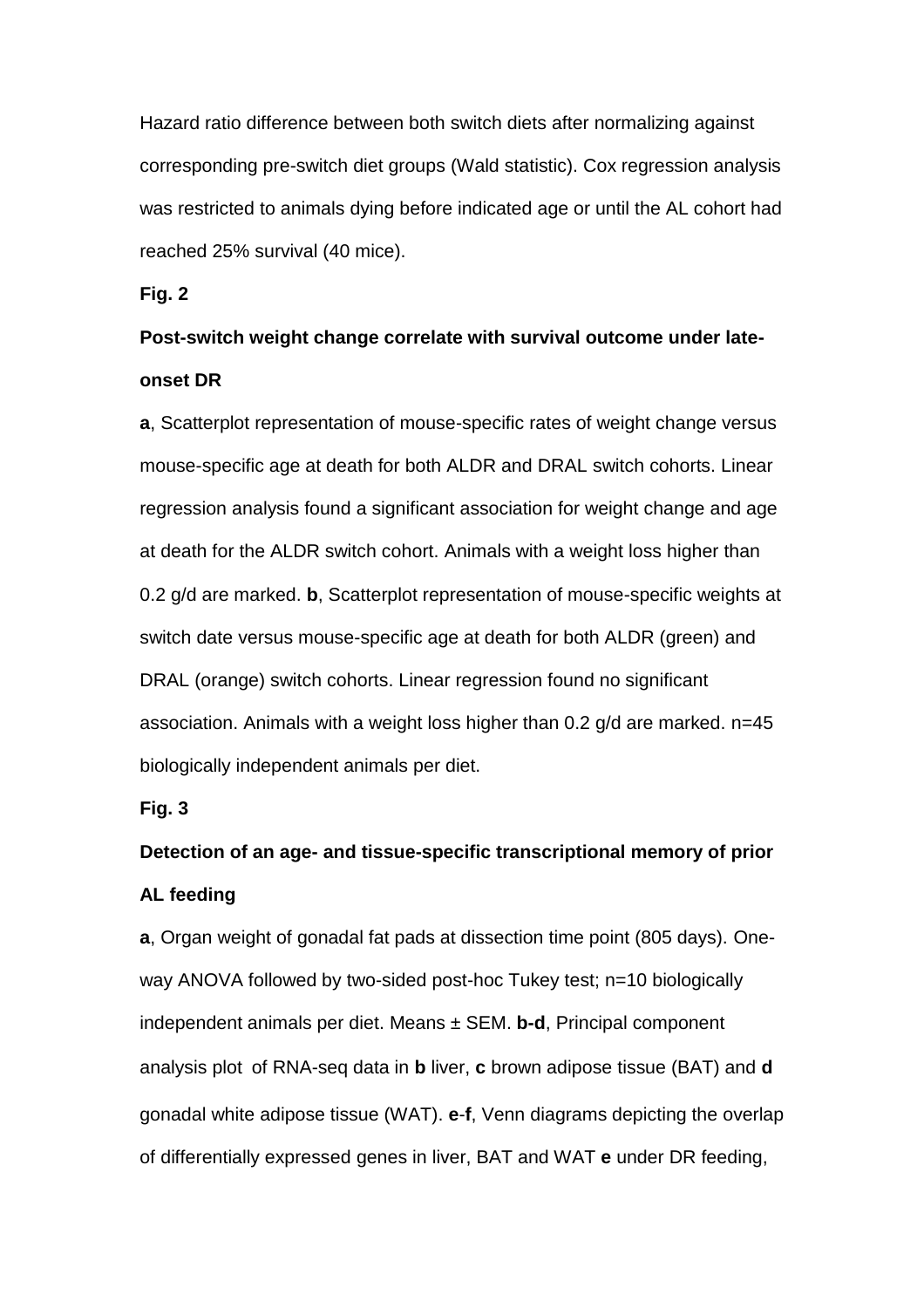Hazard ratio difference between both switch diets after normalizing against corresponding pre-switch diet groups (Wald statistic). Cox regression analysis was restricted to animals dying before indicated age or until the AL cohort had reached 25% survival (40 mice).

**Fig. 2**

**Post-switch weight change correlate with survival outcome under late-onset DR**

**a**, Scatterplot representation of mouse-specific rates of weight change versus mouse-specific age at death for both ALDR and DRAL switch cohorts. Linear regression analysis found a significant association for weight change and age at death for the ALDR switch cohort. Animals with a weight loss higher than 0.2 g/d are marked. **b**, Scatterplot representation of mouse-specific weights at switch date versus mouse-specific age at death for both ALDR (green) and DRAL (orange) switch cohorts. Linear regression found no significant association. Animals with a weight loss higher than 0.2 g/d are marked. n=45 biologically independent animals per diet.

**Fig. 3**

**Detection of an age- and tissue-specific transcriptional memory of prior AL feeding**

**a**, Organ weight of gonadal fat pads at dissection time point (805 days). One-way ANOVA followed by two-sided post-hoc Tukey test; n=10 biologically independent animals per diet. Means ± SEM. **b-d**, Principal component analysis plot of RNA-seq data in **b** liver, **c** brown adipose tissue (BAT) and **d** gonadal white adipose tissue (WAT). **e**-**f**, Venn diagrams depicting the overlap of differentially expressed genes in liver, BAT and WAT **e** under DR feeding,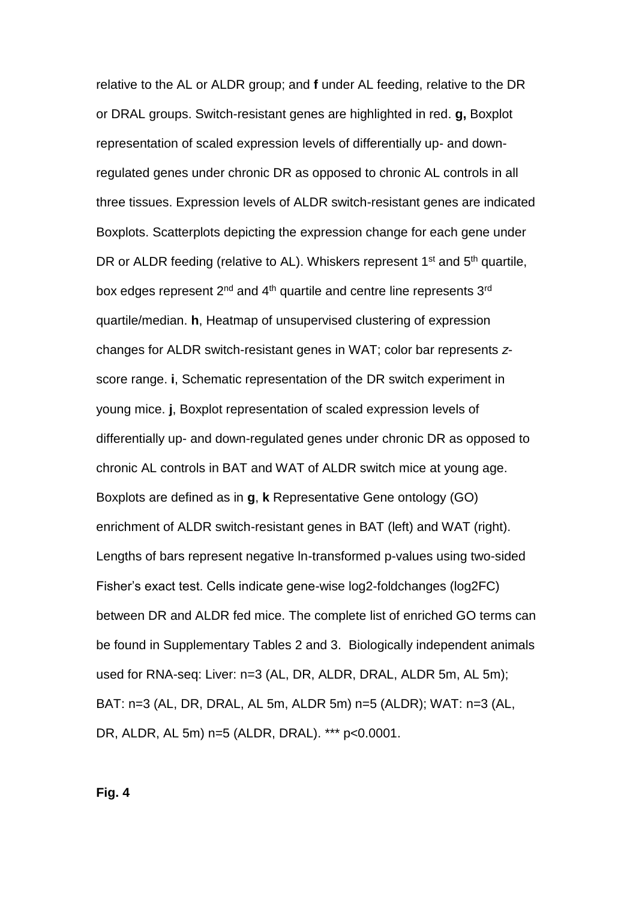relative to the AL or ALDR group; and **f** under AL feeding, relative to the DR or DRAL groups. Switch-resistant genes are highlighted in red. **g,** Boxplot representation of scaled expression levels of differentially up- and down-regulated genes under chronic DR as opposed to chronic AL controls in all three tissues. Expression levels of ALDR switch-resistant genes are indicated Boxplots. Scatterplots depicting the expression change for each gene under DR or ALDR feeding (relative to AL). Whiskers represent 1st and 5th quartile, box edges represent 2nd and 4th quartile and centre line represents 3rd quartile/median. **h**, Heatmap of unsupervised clustering of expression changes for ALDR switch-resistant genes in WAT; color bar represents *z*-score range. **i**, Schematic representation of the DR switch experiment in young mice. **j**, Boxplot representation of scaled expression levels of differentially up- and down-regulated genes under chronic DR as opposed to chronic AL controls in BAT and WAT of ALDR switch mice at young age. Boxplots are defined as in **g**, **k** Representative Gene ontology (GO) enrichment of ALDR switch-resistant genes in BAT (left) and WAT (right). Lengths of bars represent negative ln-transformed p-values using two-sided Fisher's exact test. Cells indicate gene-wise log2-foldchanges (log2FC) between DR and ALDR fed mice. The complete list of enriched GO terms can be found in Supplementary Tables 2 and 3. Biologically independent animals used for RNA-seq: Liver: n=3 (AL, DR, ALDR, DRAL, ALDR 5m, AL 5m); BAT: n=3 (AL, DR, DRAL, AL 5m, ALDR 5m) n=5 (ALDR); WAT: n=3 (AL, DR, ALDR, AL 5m) n=5 (ALDR, DRAL). *** $p<0.0001$.

**Fig. 4**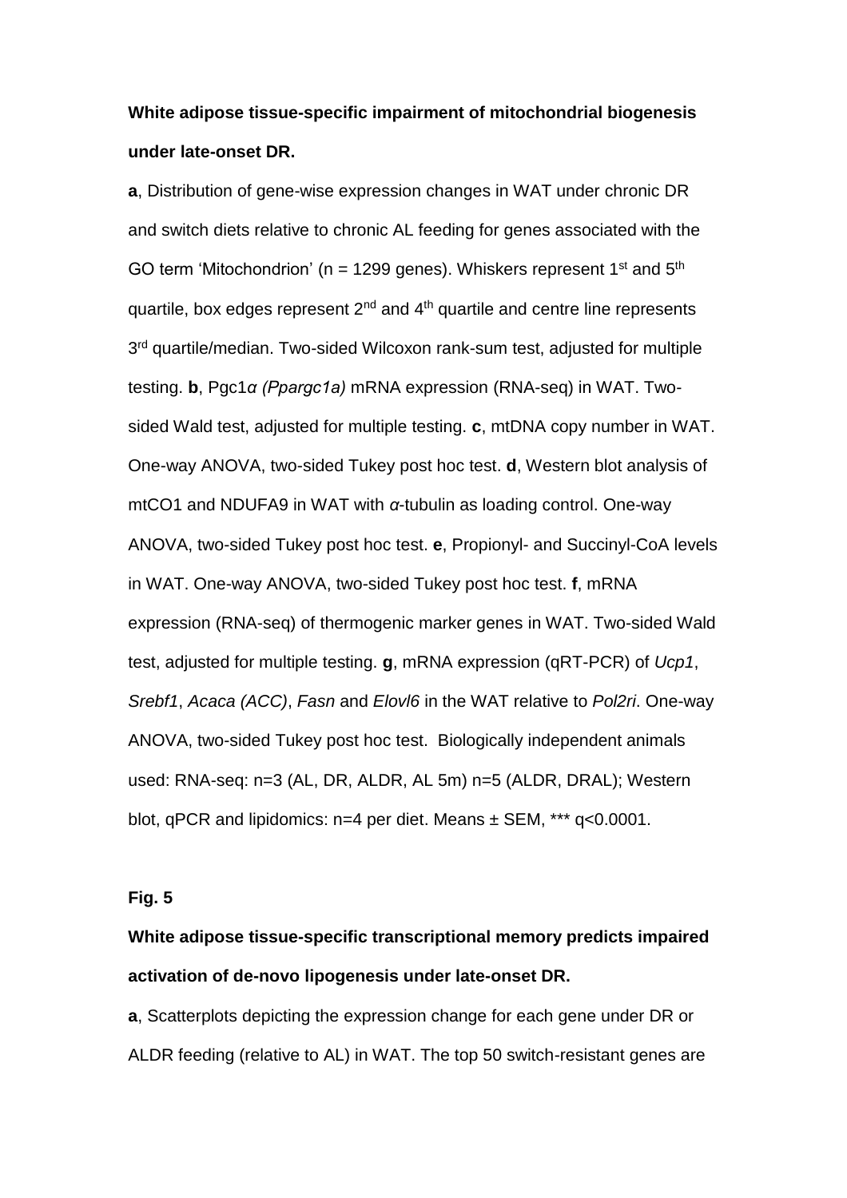**White adipose tissue-specific impairment of mitochondrial biogenesis under late-onset DR.**

**a**, Distribution of gene-wise expression changes in WAT under chronic DR and switch diets relative to chronic AL feeding for genes associated with the GO term 'Mitochondrion' (n = 1299 genes). Whiskers represent 1st and 5th quartile, box edges represent 2nd and 4th quartile and centre line represents 3rd quartile/median. Two-sided Wilcoxon rank-sum test, adjusted for multiple testing. **b**, Pgc1*α* *(Ppargc1a)* mRNA expression (RNA-seq) in WAT. Two-sided Wald test, adjusted for multiple testing. **c**, mtDNA copy number in WAT. One-way ANOVA, two-sided Tukey post hoc test. **d**, Western blot analysis of mtCO1 and NDUFA9 in WAT with *α*-tubulin as loading control. One-way ANOVA, two-sided Tukey post hoc test. **e**, Propionyl- and Succinyl-CoA levels in WAT. One-way ANOVA, two-sided Tukey post hoc test. **f**, mRNA expression (RNA-seq) of thermogenic marker genes in WAT. Two-sided Wald test, adjusted for multiple testing. **g**, mRNA expression (qRT-PCR) of *Ucp1*, *Srebf1*, *Acaca (ACC)*, *Fasn* and *Elovl6* in the WAT relative to *Pol2ri*. One-way ANOVA, two-sided Tukey post hoc test. Biologically independent animals used: RNA-seq: n=3 (AL, DR, ALDR, AL 5m) n=5 (ALDR, DRAL); Western blot, qPCR and lipidomics: n=4 per diet. Means ± SEM, *** q<0.0001.

**Fig. 5**

**White adipose tissue-specific transcriptional memory predicts impaired activation of de-novo lipogenesis under late-onset DR.**

**a**, Scatterplots depicting the expression change for each gene under DR or ALDR feeding (relative to AL) in WAT. The top 50 switch-resistant genes are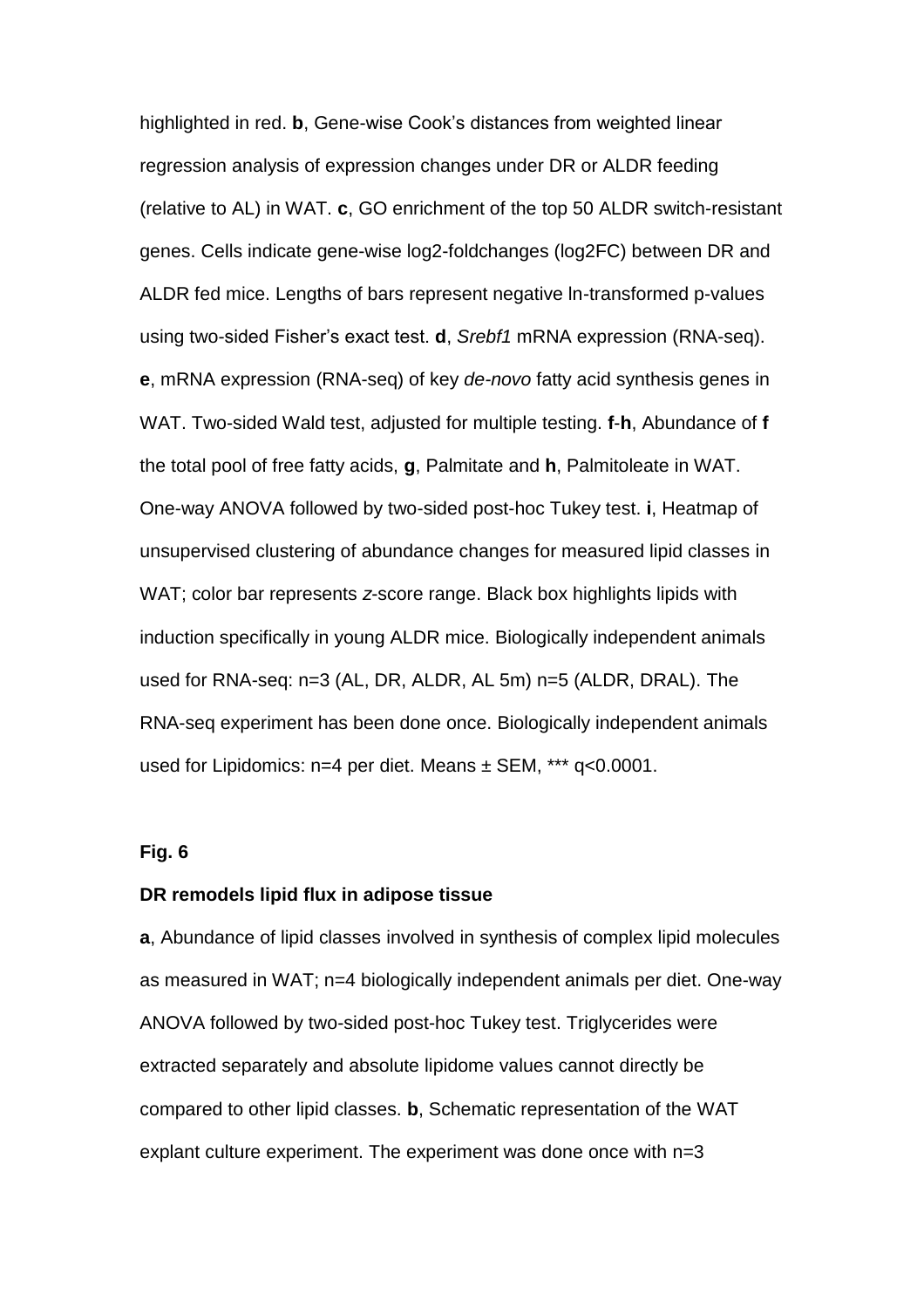highlighted in red. **b**, Gene-wise Cook's distances from weighted linear regression analysis of expression changes under DR or ALDR feeding (relative to AL) in WAT. **c**, GO enrichment of the top 50 ALDR switch-resistant genes. Cells indicate gene-wise log2-foldchanges (log2FC) between DR and ALDR fed mice. Lengths of bars represent negative ln-transformed p-values using two-sided Fisher's exact test. **d**, *Srebf1* mRNA expression (RNA-seq). **e**, mRNA expression (RNA-seq) of key *de-novo* fatty acid synthesis genes in WAT. Two-sided Wald test, adjusted for multiple testing. **f**-**h**, Abundance of **f** the total pool of free fatty acids, **g**, Palmitate and **h**, Palmitoleate in WAT. One-way ANOVA followed by two-sided post-hoc Tukey test. **i**, Heatmap of unsupervised clustering of abundance changes for measured lipid classes in WAT; color bar represents *z*-score range. Black box highlights lipids with induction specifically in young ALDR mice. Biologically independent animals used for RNA-seq: n=3 (AL, DR, ALDR, AL 5m) n=5 (ALDR, DRAL). The RNA-seq experiment has been done once. Biologically independent animals used for Lipidomics: n=4 per diet. Means ± SEM, *** q<0.0001.

**Fig. 6**

**DR remodels lipid flux in adipose tissue**

**a**, Abundance of lipid classes involved in synthesis of complex lipid molecules as measured in WAT; n=4 biologically independent animals per diet. One-way ANOVA followed by two-sided post-hoc Tukey test. Triglycerides were extracted separately and absolute lipidome values cannot directly be compared to other lipid classes. **b**, Schematic representation of the WAT explant culture experiment. The experiment was done once with n=3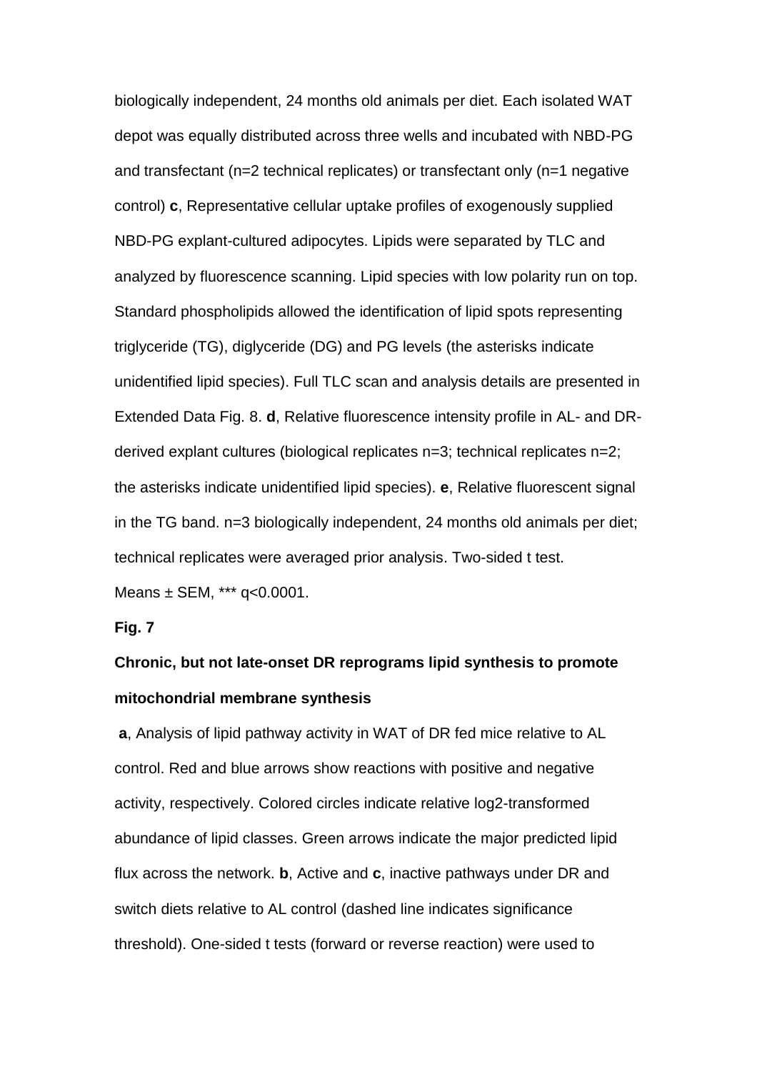biologically independent, 24 months old animals per diet. Each isolated WAT depot was equally distributed across three wells and incubated with NBD-PG and transfectant (n=2 technical replicates) or transfectant only (n=1 negative control) **c**, Representative cellular uptake profiles of exogenously supplied NBD-PG explant-cultured adipocytes. Lipids were separated by TLC and analyzed by fluorescence scanning. Lipid species with low polarity run on top. Standard phospholipids allowed the identification of lipid spots representing triglyceride (TG), diglyceride (DG) and PG levels (the asterisks indicate unidentified lipid species). Full TLC scan and analysis details are presented in Extended Data Fig. 8. **d**, Relative fluorescence intensity profile in AL- and DR-derived explant cultures (biological replicates n=3; technical replicates n=2; the asterisks indicate unidentified lipid species). **e**, Relative fluorescent signal in the TG band. n=3 biologically independent, 24 months old animals per diet; technical replicates were averaged prior analysis. Two-sided t test. Means ± SEM, *** q<0.0001.

**Fig. 7**

**Chronic, but not late-onset DR reprograms lipid synthesis to promote mitochondrial membrane synthesis**

**a**, Analysis of lipid pathway activity in WAT of DR fed mice relative to AL control. Red and blue arrows show reactions with positive and negative activity, respectively. Colored circles indicate relative log2-transformed abundance of lipid classes. Green arrows indicate the major predicted lipid flux across the network. **b**, Active and **c**, inactive pathways under DR and switch diets relative to AL control (dashed line indicates significance threshold). One-sided t tests (forward or reverse reaction) were used to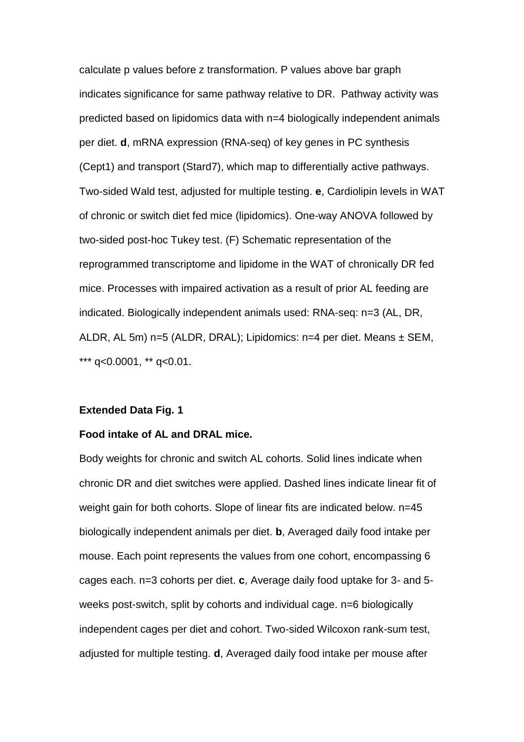calculate p values before z transformation. P values above bar graph indicates significance for same pathway relative to DR. Pathway activity was predicted based on lipidomics data with n=4 biologically independent animals per diet. **d**, mRNA expression (RNA-seq) of key genes in PC synthesis (Cept1) and transport (Stard7), which map to differentially active pathways. Two-sided Wald test, adjusted for multiple testing. **e**, Cardiolipin levels in WAT of chronic or switch diet fed mice (lipidomics). One-way ANOVA followed by two-sided post-hoc Tukey test. (F) Schematic representation of the reprogrammed transcriptome and lipidome in the WAT of chronically DR fed mice. Processes with impaired activation as a result of prior AL feeding are indicated. Biologically independent animals used: RNA-seq: n=3 (AL, DR, ALDR, AL 5m) n=5 (ALDR, DRAL); Lipidomics: n=4 per diet. Means ± SEM, *** q<0.0001, ** q<0.01.

**Extended Data Fig. 1**

**Food intake of AL and DRAL mice.**

Body weights for chronic and switch AL cohorts. Solid lines indicate when chronic DR and diet switches were applied. Dashed lines indicate linear fit of weight gain for both cohorts. Slope of linear fits are indicated below. n=45 biologically independent animals per diet. **b**, Averaged daily food intake per mouse. Each point represents the values from one cohort, encompassing 6 cages each. n=3 cohorts per diet. **c**, Average daily food uptake for 3- and 5-weeks post-switch, split by cohorts and individual cage. n=6 biologically independent cages per diet and cohort. Two-sided Wilcoxon rank-sum test, adjusted for multiple testing. **d**, Averaged daily food intake per mouse after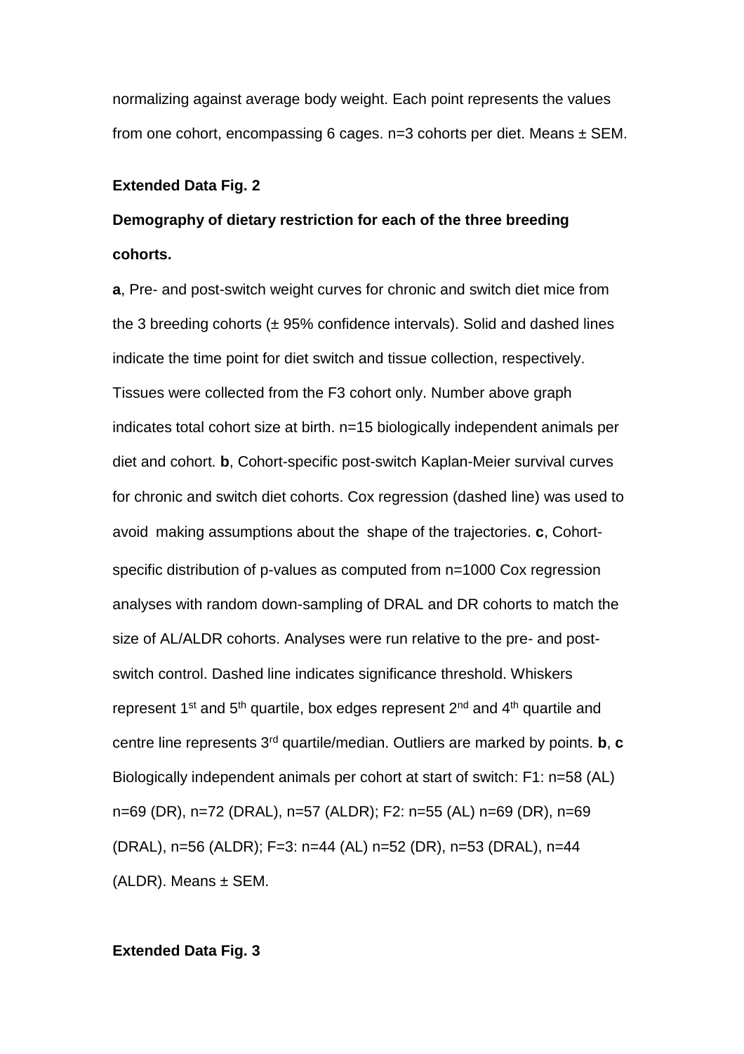normalizing against average body weight. Each point represents the values from one cohort, encompassing 6 cages. n=3 cohorts per diet. Means ± SEM.

**Extended Data Fig. 2**

**Demography of dietary restriction for each of the three breeding cohorts.**

**a**, Pre- and post-switch weight curves for chronic and switch diet mice from the 3 breeding cohorts (± 95% confidence intervals). Solid and dashed lines indicate the time point for diet switch and tissue collection, respectively. Tissues were collected from the F3 cohort only. Number above graph indicates total cohort size at birth. n=15 biologically independent animals per diet and cohort. **b**, Cohort-specific post-switch Kaplan-Meier survival curves for chronic and switch diet cohorts. Cox regression (dashed line) was used to avoid making assumptions about the shape of the trajectories. **c**, Cohort-specific distribution of p-values as computed from n=1000 Cox regression analyses with random down-sampling of DRAL and DR cohorts to match the size of AL/ALDR cohorts. Analyses were run relative to the pre- and post-switch control. Dashed line indicates significance threshold. Whiskers represent 1st and 5th quartile, box edges represent 2nd and 4th quartile and centre line represents 3rd quartile/median. Outliers are marked by points. **b**, **c** Biologically independent animals per cohort at start of switch: F1: n=58 (AL) n=69 (DR), n=72 (DRAL), n=57 (ALDR); F2: n=55 (AL) n=69 (DR), n=69 (DRAL), n=56 (ALDR); F=3: n=44 (AL) n=52 (DR), n=53 (DRAL), n=44 (ALDR). Means ± SEM.

**Extended Data Fig. 3**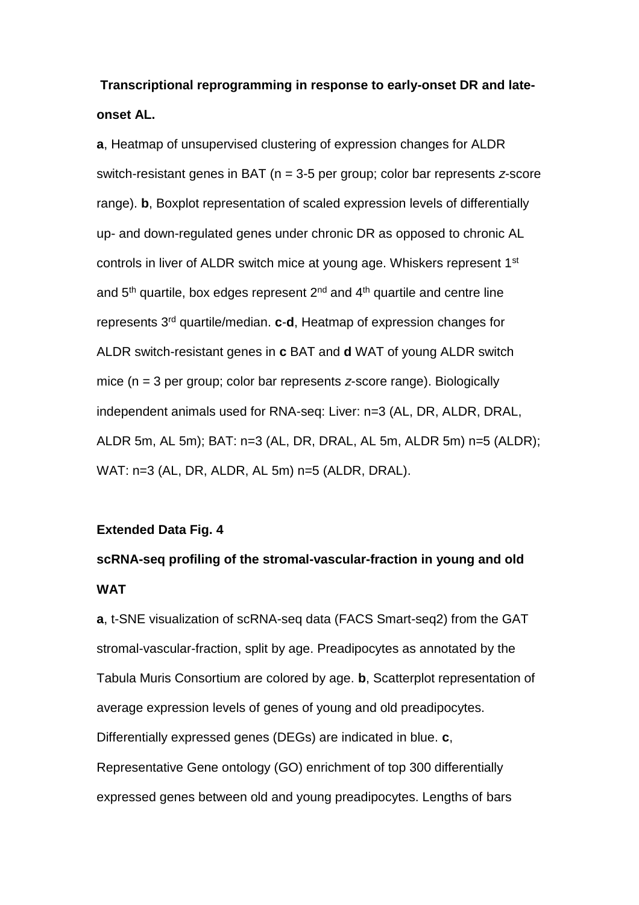**Transcriptional reprogramming in response to early-onset DR and late-onset AL.**

**a**, Heatmap of unsupervised clustering of expression changes for ALDR switch-resistant genes in BAT (n = 3-5 per group; color bar represents *z*-score range). **b**, Boxplot representation of scaled expression levels of differentially up- and down-regulated genes under chronic DR as opposed to chronic AL controls in liver of ALDR switch mice at young age. Whiskers represent 1st and 5th quartile, box edges represent 2nd and 4th quartile and centre line represents 3rd quartile/median. **c**-**d**, Heatmap of expression changes for ALDR switch-resistant genes in **c** BAT and **d** WAT of young ALDR switch mice (n = 3 per group; color bar represents *z*-score range). Biologically independent animals used for RNA-seq: Liver: n=3 (AL, DR, ALDR, DRAL, ALDR 5m, AL 5m); BAT: n=3 (AL, DR, DRAL, AL 5m, ALDR 5m) n=5 (ALDR); WAT: n=3 (AL, DR, ALDR, AL 5m) n=5 (ALDR, DRAL).

**Extended Data Fig. 4**

**scRNA-seq profiling of the stromal-vascular-fraction in young and old WAT**

**a**, t-SNE visualization of scRNA-seq data (FACS Smart-seq2) from the GAT stromal-vascular-fraction, split by age. Preadipocytes as annotated by the Tabula Muris Consortium are colored by age. **b**, Scatterplot representation of average expression levels of genes of young and old preadipocytes. Differentially expressed genes (DEGs) are indicated in blue. **c**, Representative Gene ontology (GO) enrichment of top 300 differentially expressed genes between old and young preadipocytes. Lengths of bars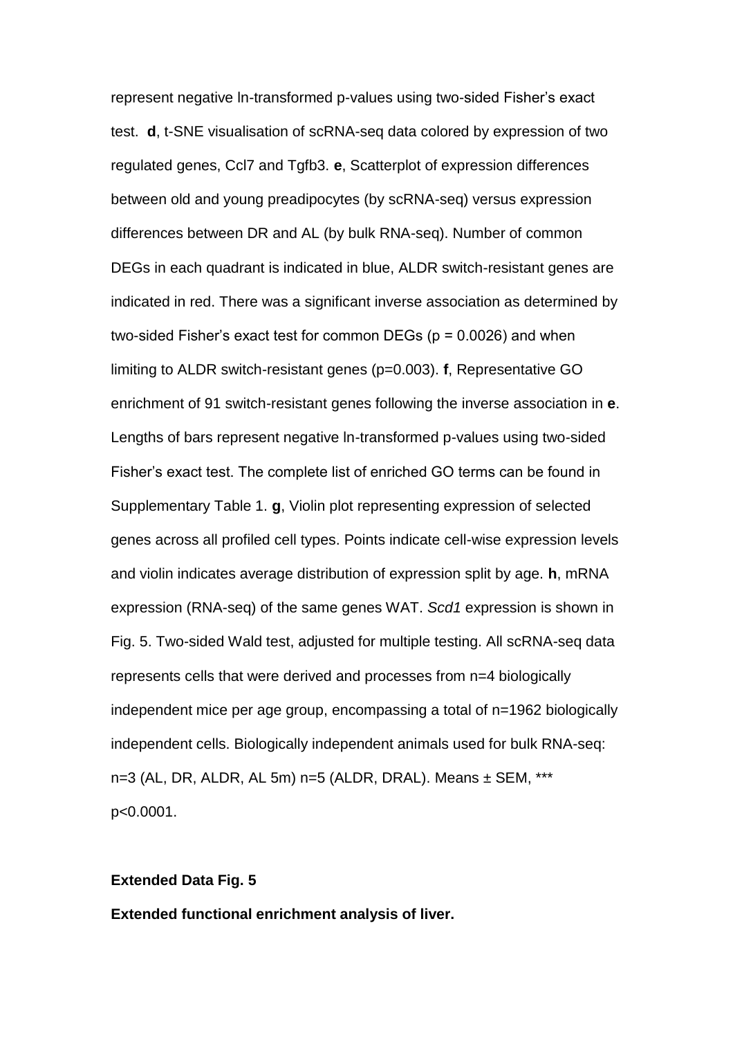represent negative ln-transformed p-values using two-sided Fisher's exact test. **d**, t-SNE visualisation of scRNA-seq data colored by expression of two regulated genes, Ccl7 and Tgfb3. **e**, Scatterplot of expression differences between old and young preadipocytes (by scRNA-seq) versus expression differences between DR and AL (by bulk RNA-seq). Number of common DEGs in each quadrant is indicated in blue, ALDR switch-resistant genes are indicated in red. There was a significant inverse association as determined by two-sided Fisher's exact test for common DEGs ($p = 0.0026$) and when limiting to ALDR switch-resistant genes ($p=0.003$). **f**, Representative GO enrichment of 91 switch-resistant genes following the inverse association in **e**. Lengths of bars represent negative ln-transformed p-values using two-sided Fisher's exact test. The complete list of enriched GO terms can be found in Supplementary Table 1. **g**, Violin plot representing expression of selected genes across all profiled cell types. Points indicate cell-wise expression levels and violin indicates average distribution of expression split by age. **h**, mRNA expression (RNA-seq) of the same genes WAT. *Scd1* expression is shown in Fig. 5. Two-sided Wald test, adjusted for multiple testing. All scRNA-seq data represents cells that were derived and processes from n=4 biologically independent mice per age group, encompassing a total of n=1962 biologically independent cells. Biologically independent animals used for bulk RNA-seq: n=3 (AL, DR, ALDR, AL 5m) n=5 (ALDR, DRAL). Means ± SEM, *** $p<0.0001$.

**Extended Data Fig. 5**

**Extended functional enrichment analysis of liver.**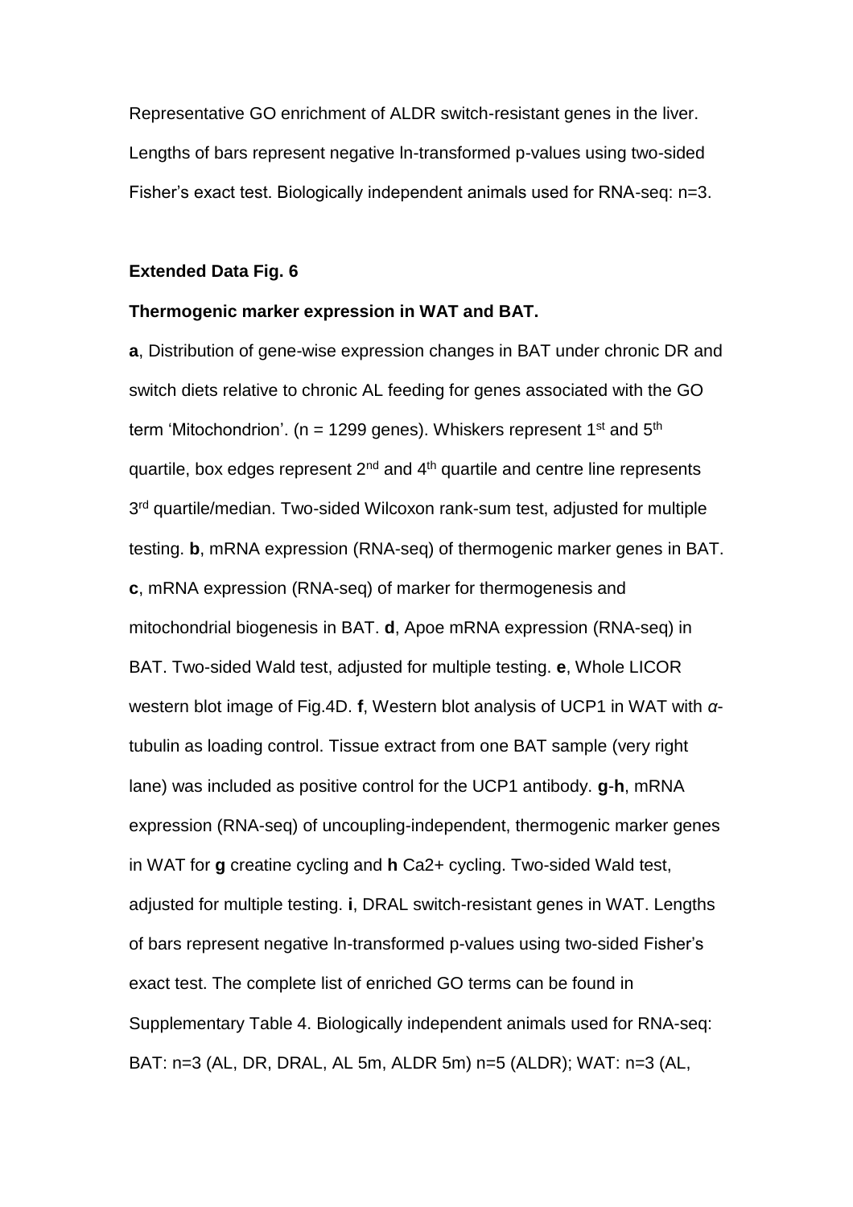Representative GO enrichment of ALDR switch-resistant genes in the liver. Lengths of bars represent negative ln-transformed p-values using two-sided Fisher's exact test. Biologically independent animals used for RNA-seq: n=3.

**Extended Data Fig. 6**

**Thermogenic marker expression in WAT and BAT.**

**a**, Distribution of gene-wise expression changes in BAT under chronic DR and switch diets relative to chronic AL feeding for genes associated with the GO term 'Mitochondrion'. (n = 1299 genes). Whiskers represent 1st and 5th quartile, box edges represent 2nd and 4th quartile and centre line represents 3rd quartile/median. Two-sided Wilcoxon rank-sum test, adjusted for multiple testing. **b**, mRNA expression (RNA-seq) of thermogenic marker genes in BAT. **c**, mRNA expression (RNA-seq) of marker for thermogenesis and mitochondrial biogenesis in BAT. **d**, Apoe mRNA expression (RNA-seq) in BAT. Two-sided Wald test, adjusted for multiple testing. **e**, Whole LICOR western blot image of Fig.4D. **f**, Western blot analysis of UCP1 in WAT with *α*-tubulin as loading control. Tissue extract from one BAT sample (very right lane) was included as positive control for the UCP1 antibody. **g**-**h**, mRNA expression (RNA-seq) of uncoupling-independent, thermogenic marker genes in WAT for **g** creatine cycling and **h** Ca2+ cycling. Two-sided Wald test, adjusted for multiple testing. **i**, DRAL switch-resistant genes in WAT. Lengths of bars represent negative ln-transformed p-values using two-sided Fisher's exact test. The complete list of enriched GO terms can be found in Supplementary Table 4. Biologically independent animals used for RNA-seq: BAT: n=3 (AL, DR, DRAL, AL 5m, ALDR 5m) n=5 (ALDR); WAT: n=3 (AL,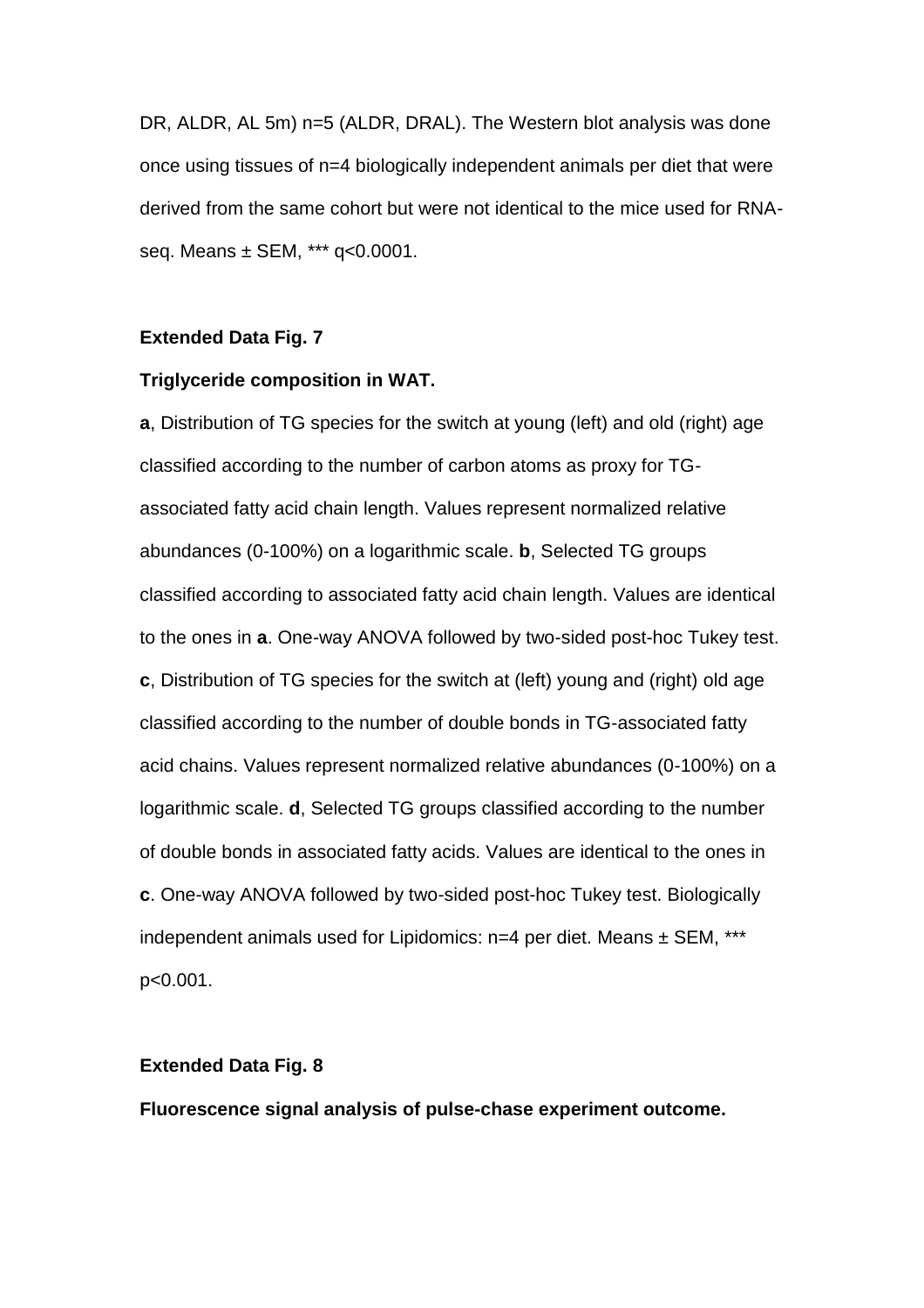DR, ALDR, AL 5m) n=5 (ALDR, DRAL). The Western blot analysis was done once using tissues of n=4 biologically independent animals per diet that were derived from the same cohort but were not identical to the mice used for RNA-seq. Means ± SEM, *** q<0.0001.

**Extended Data Fig. 7**

**Triglyceride composition in WAT.**

**a**, Distribution of TG species for the switch at young (left) and old (right) age classified according to the number of carbon atoms as proxy for TG-associated fatty acid chain length. Values represent normalized relative abundances (0-100%) on a logarithmic scale. **b**, Selected TG groups classified according to associated fatty acid chain length. Values are identical to the ones in **a**. One-way ANOVA followed by two-sided post-hoc Tukey test. **c**, Distribution of TG species for the switch at (left) young and (right) old age classified according to the number of double bonds in TG-associated fatty acid chains. Values represent normalized relative abundances (0-100%) on a logarithmic scale. **d**, Selected TG groups classified according to the number of double bonds in associated fatty acids. Values are identical to the ones in **c**. One-way ANOVA followed by two-sided post-hoc Tukey test. Biologically independent animals used for Lipidomics: n=4 per diet. Means ± SEM, *** p<0.001.

**Extended Data Fig. 8**

**Fluorescence signal analysis of pulse-chase experiment outcome.**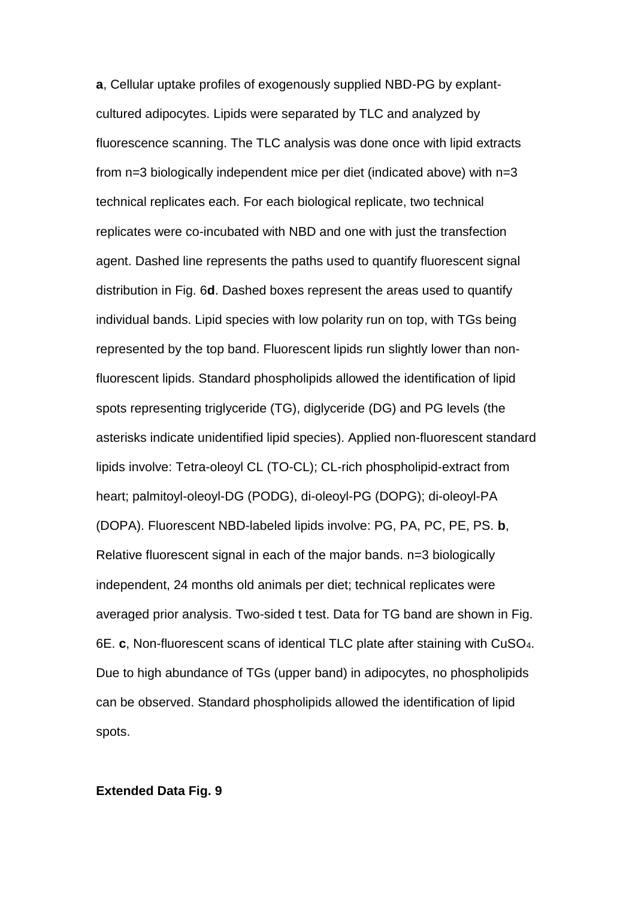**a**, Cellular uptake profiles of exogenously supplied NBD-PG by explant-cultured adipocytes. Lipids were separated by TLC and analyzed by fluorescence scanning. The TLC analysis was done once with lipid extracts from n=3 biologically independent mice per diet (indicated above) with n=3 technical replicates each. For each biological replicate, two technical replicates were co-incubated with NBD and one with just the transfection agent. Dashed line represents the paths used to quantify fluorescent signal distribution in Fig. 6**d**. Dashed boxes represent the areas used to quantify individual bands. Lipid species with low polarity run on top, with TGs being represented by the top band. Fluorescent lipids run slightly lower than non-fluorescent lipids. Standard phospholipids allowed the identification of lipid spots representing triglyceride (TG), diglyceride (DG) and PG levels (the asterisks indicate unidentified lipid species). Applied non-fluorescent standard lipids involve: Tetra-oleoyl CL (TO-CL); CL-rich phospholipid-extract from heart; palmitoyl-oleoyl-DG (PODG), di-oleoyl-PG (DOPG); di-oleoyl-PA (DOPA). Fluorescent NBD-labeled lipids involve: PG, PA, PC, PE, PS. **b**, Relative fluorescent signal in each of the major bands. n=3 biologically independent, 24 months old animals per diet; technical replicates were averaged prior analysis. Two-sided t test. Data for TG band are shown in Fig. 6E. **c**, Non-fluorescent scans of identical TLC plate after staining with $CuSO_4$. Due to high abundance of TGs (upper band) in adipocytes, no phospholipids can be observed. Standard phospholipids allowed the identification of lipid spots.

**Extended Data Fig. 9**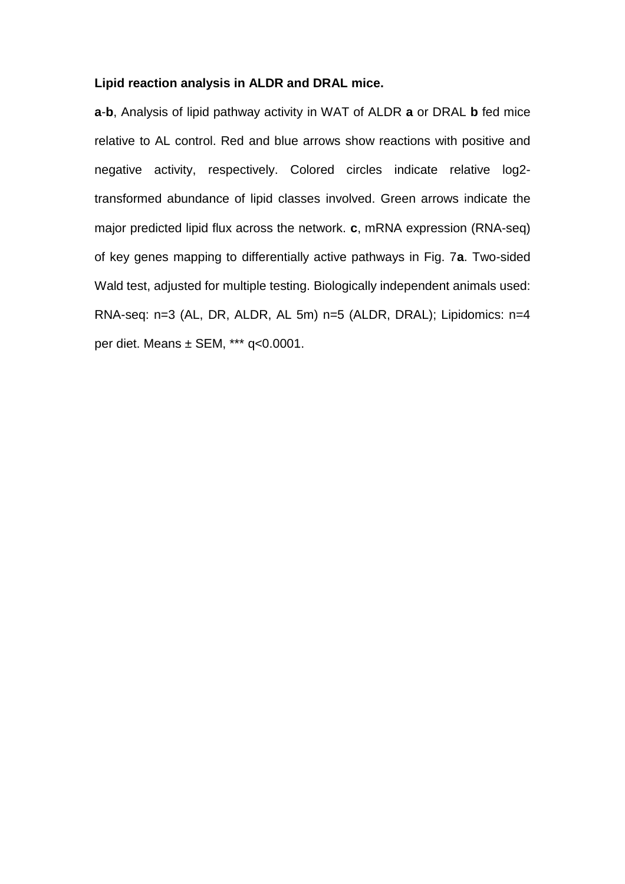**Lipid reaction analysis in ALDR and DRAL mice.**

**a**-**b**, Analysis of lipid pathway activity in WAT of ALDR **a** or DRAL **b** fed mice relative to AL control. Red and blue arrows show reactions with positive and negative activity, respectively. Colored circles indicate relative log2-transformed abundance of lipid classes involved. Green arrows indicate the major predicted lipid flux across the network. **c**, mRNA expression (RNA-seq) of key genes mapping to differentially active pathways in Fig. 7**a**. Two-sided Wald test, adjusted for multiple testing. Biologically independent animals used: RNA-seq: n=3 (AL, DR, ALDR, AL 5m) n=5 (ALDR, DRAL); Lipidomics: n=4 per diet. Means ± SEM, *** q<0.0001.